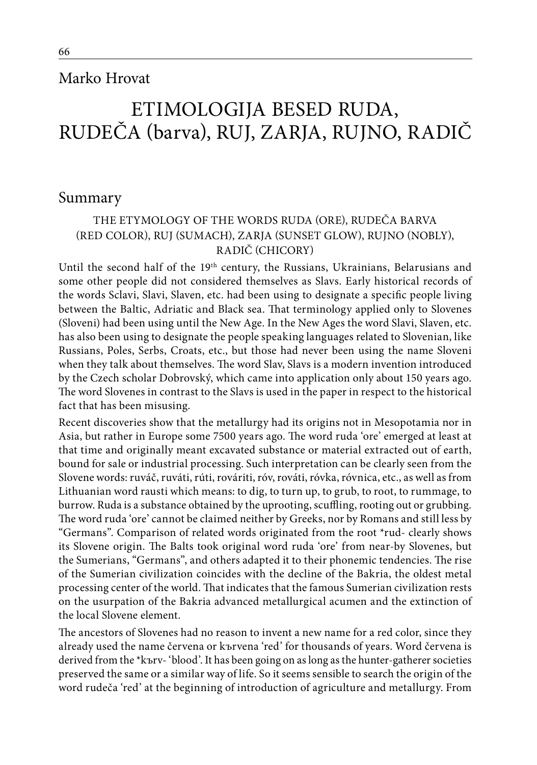Marko Hrovat

# ETIMOLOGIJA BESED RUDA, RUDEČA (barva), RUJ, ZARJA, RUJNO, RADIČ

## Summary

### THE ETYMOLOGY OF THE WORDS RUDA (ORE), RUDEČA BARVA (RED COLOR), RUJ (SUMACH), ZARJA (SUNSET GLOW), RUJNO (NOBLY), RADIČ (CHICORY)

Until the second half of the 19th century, the Russians, Ukrainians, Belarusians and some other people did not considered themselves as Slavs. Early historical records of the words Sclavi, Slavi, Slaven, etc. had been using to designate a specific people living between the Baltic, Adriatic and Black sea. That terminology applied only to Slovenes (Sloveni) had been using until the New Age. In the New Ages the word Slavi, Slaven, etc. has also been using to designate the people speaking languages related to Slovenian, like Russians, Poles, Serbs, Croats, etc., but those had never been using the name Sloveni when they talk about themselves. The word Slav, Slavs is a modern invention introduced by the Czech scholar Dobrovský, which came into application only about 150 years ago. The word Slovenes in contrast to the Slavs is used in the paper in respect to the historical fact that has been misusing.

Recent discoveries show that the metallurgy had its origins not in Mesopotamia nor in Asia, but rather in Europe some 7500 years ago. The word ruda 'ore' emerged at least at that time and originally meant excavated substance or material extracted out of earth, bound for sale or industrial processing. Such interpretation can be clearly seen from the Slovene words: ruváč, ruváti, rúti, rováriti, róv, rováti, róvka, róvnica, etc., as well as from Lithuanian word rausti which means: to dig, to turn up, to grub, to root, to rummage, to burrow. Ruda is a substance obtained by the uprooting, scuffling, rooting out or grubbing. The word ruda 'ore' cannot be claimed neither by Greeks, nor by Romans and still less by "Germans". Comparison of related words originated from the root *rud- clearly shows its Slovene origin. The Balts took original word ruda 'ore' from near-by Slovenes, but the Sumerians, "Germans", and others adapted it to their phonemic tendencies. The rise of the Sumerian civilization coincides with the decline of the Bakria, the oldest metal processing center of the world. That indicates that the famous Sumerian civilization rests on the usurpation of the Bakria advanced metallurgical acumen and the extinction of the local Slovene element.

The ancestors of Slovenes had no reason to invent a new name for a red color, since they already used the name červena or kъrvena 'red' for thousands of years. Word červena is derived from the *kъrv- 'blood'. It has been going on as long as the hunter-gatherer societies preserved the same or a similar way of life. So it seems sensible to search the origin of the word rudeča 'red' at the beginning of introduction of agriculture and metallurgy. From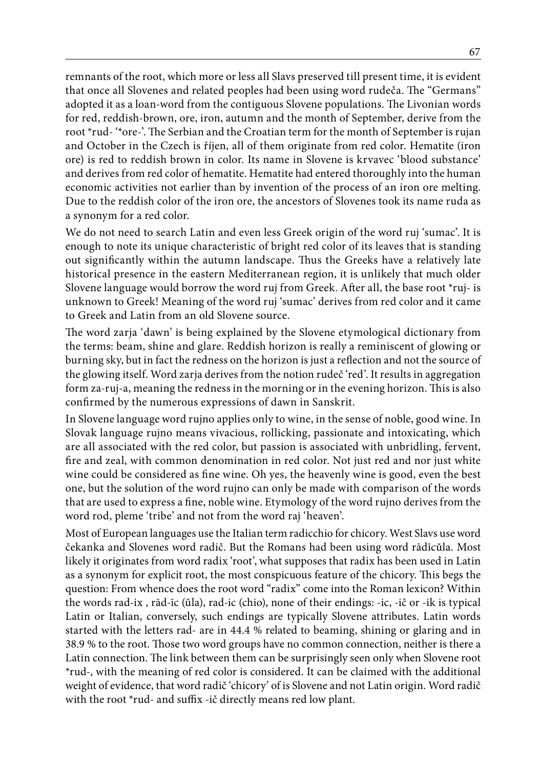remnants of the root, which more or less all Slavs preserved till present time, it is evident that once all Slovenes and related peoples had been using word rudeča. The "Germans" adopted it as a loan-word from the contiguous Slovene populations. The Livonian words for red, reddish-brown, ore, iron, autumn and the month of September, derive from the root *rud- '*ore-'. The Serbian and the Croatian term for the month of September is rujan and October in the Czech is říjen, all of them originate from red color. Hematite (iron ore) is red to reddish brown in color. Its name in Slovene is krvavec 'blood substance' and derives from red color of hematite. Hematite had entered thoroughly into the human economic activities not earlier than by invention of the process of an iron ore melting. Due to the reddish color of the iron ore, the ancestors of Slovenes took its name ruda as a synonym for a red color.

We do not need to search Latin and even less Greek origin of the word ruj 'sumac'. It is enough to note its unique characteristic of bright red color of its leaves that is standing out significantly within the autumn landscape. Thus the Greeks have a relatively late historical presence in the eastern Mediterranean region, it is unlikely that much older Slovene language would borrow the word ruj from Greek. After all, the base root *ruj- is unknown to Greek! Meaning of the word ruj 'sumac' derives from red color and it came to Greek and Latin from an old Slovene source.

The word zarja 'dawn' is being explained by the Slovene etymological dictionary from the terms: beam, shine and glare. Reddish horizon is really a reminiscent of glowing or burning sky, but in fact the redness on the horizon is just a reflection and not the source of the glowing itself. Word zarja derives from the notion rudeč 'red'. It results in aggregation form za-ruj-a, meaning the redness in the morning or in the evening horizon. This is also confirmed by the numerous expressions of dawn in Sanskrit.

In Slovene language word rujno applies only to wine, in the sense of noble, good wine. In Slovak language rujno means vivacious, rollicking, passionate and intoxicating, which are all associated with the red color, but passion is associated with unbridling, fervent, fire and zeal, with common denomination in red color. Not just red and nor just white wine could be considered as fine wine. Oh yes, the heavenly wine is good, even the best one, but the solution of the word rujno can only be made with comparison of the words that are used to express a fine, noble wine. Etymology of the word rujno derives from the word rod, pleme 'tribe' and not from the word raj 'heaven'.

Most of European languages use the Italian term radicchio for chicory. West Slavs use word čekanka and Slovenes word radič. But the Romans had been using word rādīcŭla. Most likely it originates from word radix 'root', what supposes that radix has been used in Latin as a synonym for explicit root, the most conspicuous feature of the chicory. This begs the question: From whence does the root word "radix" come into the Roman lexicon? Within the words rad-ix , rād-īc (ŭla), rad-ic (chio), none of their endings: -ic, -ič or -ik is typical Latin or Italian, conversely, such endings are typically Slovene attributes. Latin words started with the letters rad- are in 44.4 % related to beaming, shining or glaring and in 38.9 % to the root. Those two word groups have no common connection, neither is there a Latin connection. The link between them can be surprisingly seen only when Slovene root *rud-, with the meaning of red color is considered. It can be claimed with the additional weight of evidence, that word radič 'chicory' of is Slovene and not Latin origin. Word radič with the root *rud- and suffix -ič directly means red low plant.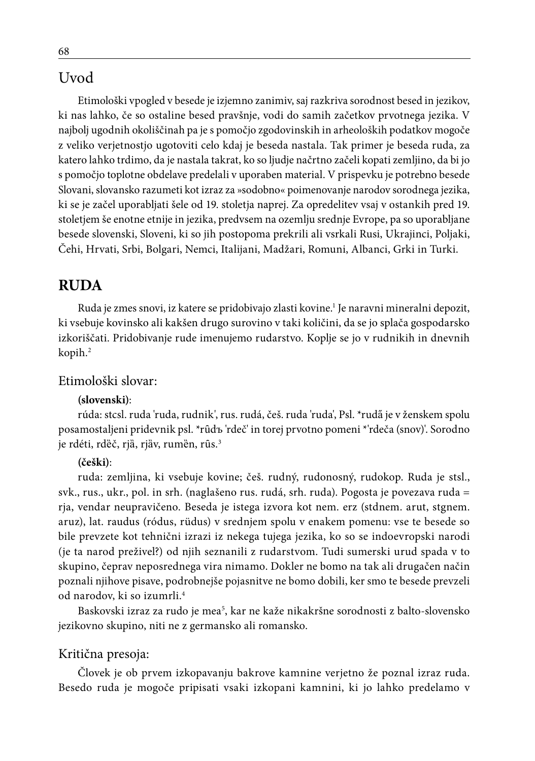## Uvod

Etimološki vpogled v besede je izjemno zanimiv, saj razkriva sorodnost besed in jezikov, ki nas lahko, če so ostaline besed pravšnje, vodi do samih začetkov prvotnega jezika. V najbolj ugodnih okoliščinah pa je s pomočjo zgodovinskih in arheoloških podatkov mogoče z veliko verjetnostjo ugotoviti celo kdaj je beseda nastala. Tak primer je beseda ruda, za katero lahko trdimo, da je nastala takrat, ko so ljudje načrtno začeli kopati zemljino, da bi jo s pomočjo toplotne obdelave predelali v uporaben material. V prispevku je potrebno besede Slovani, slovansko razumeti kot izraz za »sodobno« poimenovanje narodov sorodnega jezika, ki se je začel uporabljati šele od 19. stoletja naprej. Za opredelitev vsaj v ostankih pred 19. stoletjem še enotne etnije in jezika, predvsem na ozemlju srednje Evrope, pa so uporabljane besede slovenski, Sloveni, ki so jih postopoma prekrili ali vsrkali Rusi, Ukrajinci, Poljaki, Čehi, Hrvati, Srbi, Bolgari, Nemci, Italijani, Madžari, Romuni, Albanci, Grki in Turki.

## RUDA

Ruda je zmes snovi, iz katere se pridobivajo zlasti kovine.[1] Je naravni mineralni depozit, ki vsebuje kovinsko ali kakšen drugo surovino v taki količini, da se jo splača gospodarsko izkoriščati. Pridobivanje rude imenujemo rudarstvo. Koplje se jo v rudnikih in dnevnih kopih.[2]

### Etimološki slovar:

**(slovenski)**:

rúda: stcsl. ruda 'ruda, rudnik', rus. rudá, češ. ruda 'ruda', Psl. *rudā je v ženskem spolu posamostaljeni pridevnik psl. *rûdъ 'rdeč' in torej prvotno pomeni *'rdeča (snov)'. Sorodno je rdéti, rdȅč, rjä, rjäv, rumȅn, rûs.[3]

**(češki)**:

ruda: zemljina, ki vsebuje kovine; češ. rudný, rudonosný, rudokop. Ruda je stsl., svk., rus., ukr., pol. in srh. (naglašeno rus. rudá, srh. ruda). Pogosta je povezava ruda = rja, vendar neupravičeno. Beseda je istega izvora kot nem. erz (stdnem. arut, stgnem. aruz), lat. raudus (ródus, rüdus) v srednjem spolu v enakem pomenu: vse te besede so bile prevzete kot tehnični izrazi iz nekega tujega jezika, ko so se indoevropski narodi (je ta narod preživel?) od njih seznanili z rudarstvom. Tudi sumerski urud spada v to skupino, čeprav neposrednega vira nimamo. Dokler ne bomo na tak ali drugačen način poznali njihove pisave, podrobnejše pojasnitve ne bomo dobili, ker smo te besede prevzeli od narodov, ki so izumrli.[4]

Baskovski izraz za rudo je mea[5], kar ne kaže nikakršne sorodnosti z balto-slovensko jezikovno skupino, niti ne z germansko ali romansko.

### Kritična presoja:

Človek je ob prvem izkopavanju bakrove kamnine verjetno že poznal izraz ruda. Besedo ruda je mogoče pripisati vsaki izkopani kamnini, ki jo lahko predelamo v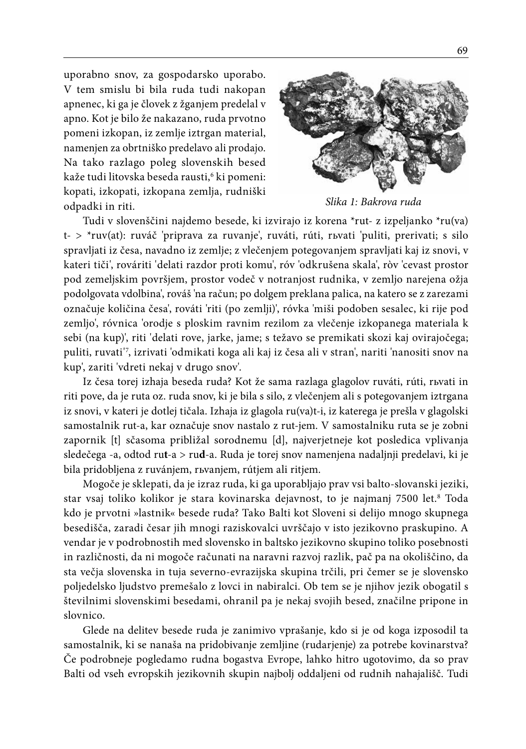uporabno snov, za gospodarsko uporabo. V tem smislu bi bila ruda tudi nakopan apnenec, ki ga je človek z žganjem predelal v apno. Kot je bilo že nakazano, ruda prvotno pomeni izkopan, iz zemlje iztrgan material, namenjen za obrtniško predelavo ali prodajo. Na tako razlago poleg slovenskih besed kaže tudi litovska beseda rausti,[6] ki pomeni: kopati, izkopati, izkopana zemlja, rudniški odpadki in riti.

*Slika 1: Bakrova ruda*

Tudi v slovenščini najdemo besede, ki izvirajo iz korena *rut- z izpeljanko *ru(va)t- > *ruv(at): ruváč 'priprava za ruvanje', ruváti, rúti, rьvati 'puliti, prerivati; s silo spravljati iz česa, navadno iz zemlje; z vlečenjem potegovanjem spravljati kaj iz snovi, v kateri tiči', rováriti 'delati razdor proti komu', róv 'odkrušena skala', ròv 'cevast prostor pod zemeljskim površjem, prostor vodeč v notranjost rudnika, v zemljo narejena ožja podolgovata vdolbina', rováš 'na račun; po dolgem preklana palica, na katero se z zarezami označuje količina česa', rováti 'riti (po zemlji)', róvka 'miši podoben sesalec, ki rije pod zemljo', róvnica 'orodje s ploskim ravnim rezilom za vlečenje izkopanega materiala k sebi (na kup)', riti 'delati rove, jarke, jame; s težavo se premikati skozi kaj ovirajočega; puliti, ruvati'[7], izrivati 'odmikati koga ali kaj iz česa ali v stran', nariti 'nanositi snov na kup', zariti 'vdreti nekaj v drugo snov'.

Iz česa torej izhaja beseda ruda? Kot že sama razlaga glagolov ruváti, rúti, rьvati in riti pove, da je ruta oz. ruda snov, ki je bila s silo, z vlečenjem ali s potegovanjem iztrgana iz snovi, v kateri je dotlej tičala. Izhaja iz glagola ru(va)t-i, iz katerega je prešla v glagolski samostalnik rut-a, kar označuje snov nastalo z rut-jem. V samostalniku ruta se je zobni zapornik [t] sčasoma približal sorodnemu [d], najverjetneje kot posledica vplivanja sledečega -a, odtod ru**t**-a > ru**d**-a. Ruda je torej snov namenjena nadaljnji predelavi, ki je bila pridobljena z ruvánjem, rьvanjem, rútjem ali ritjem.

Mogoče je sklepati, da je izraz ruda, ki ga uporabljajo prav vsi balto-slovanski jeziki, star vsaj toliko kolikor je stara kovinarska dejavnost, to je najmanj 7500 let.[8] Toda kdo je prvotni »lastnik« besede ruda? Tako Balti kot Sloveni si delijo mnogo skupnega besedišča, zaradi česar jih mnogi raziskovalci uvrščajo v isto jezikovno praskupino. A vendar je v podrobnostih med slovensko in baltsko jezikovno skupino toliko posebnosti in različnosti, da ni mogoče računati na naravni razvoj razlik, pač pa na okoliščino, da sta večja slovenska in tuja severno-evrazijska skupina trčili, pri čemer se je slovensko poljedelsko ljudstvo premešalo z lovci in nabiralci. Ob tem se je njihov jezik obogatil s številnimi slovenskimi besedami, ohranil pa je nekaj svojih besed, značilne pripone in slovnico.

Glede na delitev besede ruda je zanimivo vprašanje, kdo si je od koga izposodil ta samostalnik, ki se nanaša na pridobivanje zemljine (rudarjenje) za potrebe kovinarstva? Če podrobneje pogledamo rudna bogastva Evrope, lahko hitro ugotovimo, da so prav Balti od vseh evropskih jezikovnih skupin najbolj oddaljeni od rudnih nahajališč. Tudi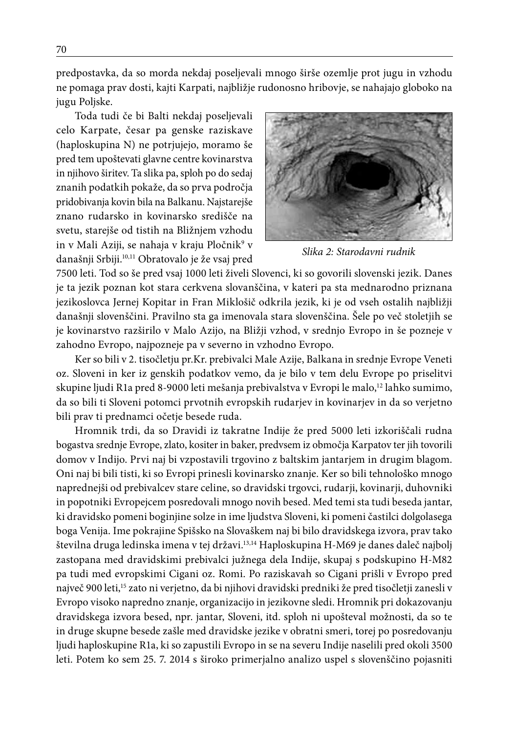predpostavka, da so morda nekdaj poseljevali mnogo širše ozemlje prot jugu in vzhodu ne pomaga prav dosti, kajti Karpati, najbližje rudonosno hribovje, se nahajajo globoko na jugu Poljske.

Toda tudi če bi Balti nekdaj poseljevali celo Karpate, česar pa genske raziskave (haploskupina N) ne potrjujejo, moramo še pred tem upoštevati glavne centre kovinarstva in njihovo širitev. Ta slika pa, sploh po do sedaj znanih podatkih pokaže, da so prva področja pridobivanja kovin bila na Balkanu. Najstarejše znano rudarsko in kovinarsko središče na svetu, starejše od tistih na Bližnjem vzhodu in v Mali Aziji, se nahaja v kraju Pločnik[9] v današnji Srbiji.[10,11] Obratovalo je že vsaj pred 7500 leti. Tod so še pred vsaj 1000 leti živeli Slovenci, ki so govorili slovenski jezik. Danes je ta jezik poznan kot stara cerkvena slovanščina, v kateri pa sta mednarodno priznana jezikoslovca Jernej Kopitar in Fran Miklošič odkrila jezik, ki je od vseh ostalih najbližji današnji slovenščini. Pravilno sta ga imenovala stara slovenščina. Šele po več stoletjih se je kovinarstvo razširilo v Malo Azijo, na Bližji vzhod, v srednjo Evropo in še pozneje v zahodno Evropo, najpozneje pa v severno in vzhodno Evropo.

*Slika 2: Starodavni rudnik*

Ker so bili v 2. tisočletju pr.Kr. prebivalci Male Azije, Balkana in srednje Evrope Veneti oz. Sloveni in ker iz genskih podatkov vemo, da je bilo v tem delu Evrope po priselitvi skupine ljudi R1a pred 8-9000 leti mešanja prebivalstva v Evropi le malo,[12] lahko sumimo, da so bili ti Sloveni potomci prvotnih evropskih rudarjev in kovinarjev in da so verjetno bili prav ti prednamci očetje besede ruda.

Hromnik trdi, da so Dravidi iz takratne Indije že pred 5000 leti izkoriščali rudna bogastva srednje Evrope, zlato, kositer in baker, predvsem iz območja Karpatov ter jih tovorili domov v Indijo. Prvi naj bi vzpostavili trgovino z baltskim jantarjem in drugim blagom. Oni naj bi bili tisti, ki so Evropi prinesli kovinarsko znanje. Ker so bili tehnološko mnogo naprednejši od prebivalcev stare celine, so dravidski trgovci, rudarji, kovinarji, duhovniki in popotniki Evropejcem posredovali mnogo novih besed. Med temi sta tudi beseda jantar, ki dravidsko pomeni boginjine solze in ime ljudstva Sloveni, ki pomeni častilci dolgolasega boga Venija. Ime pokrajine Spišsko na Slovaškem naj bi bilo dravidskega izvora, prav tako številna druga ledinska imena v tej državi.[13,14] Haploskupina H-M69 je danes daleč najbolj zastopana med dravidskimi prebivalci južnega dela Indije, skupaj s podskupino H-M82 pa tudi med evropskimi Cigani oz. Romi. Po raziskavah so Cigani prišli v Evropo pred največ 900 leti,[15] zato ni verjetno, da bi njihovi dravidski predniki že pred tisočletji zanesli v Evropo visoko napredno znanje, organizacijo in jezikovne sledi. Hromnik pri dokazovanju dravidskega izvora besed, npr. jantar, Sloveni, itd. sploh ni upošteval možnosti, da so te in druge skupne besede zašle med dravidske jezike v obratni smeri, torej po posredovanju ljudi haploskupine R1a, ki so zapustili Evropo in se na severu Indije naselili pred okoli 3500 leti. Potem ko sem 25. 7. 2014 s široko primerjalno analizo uspel s slovenščino pojasniti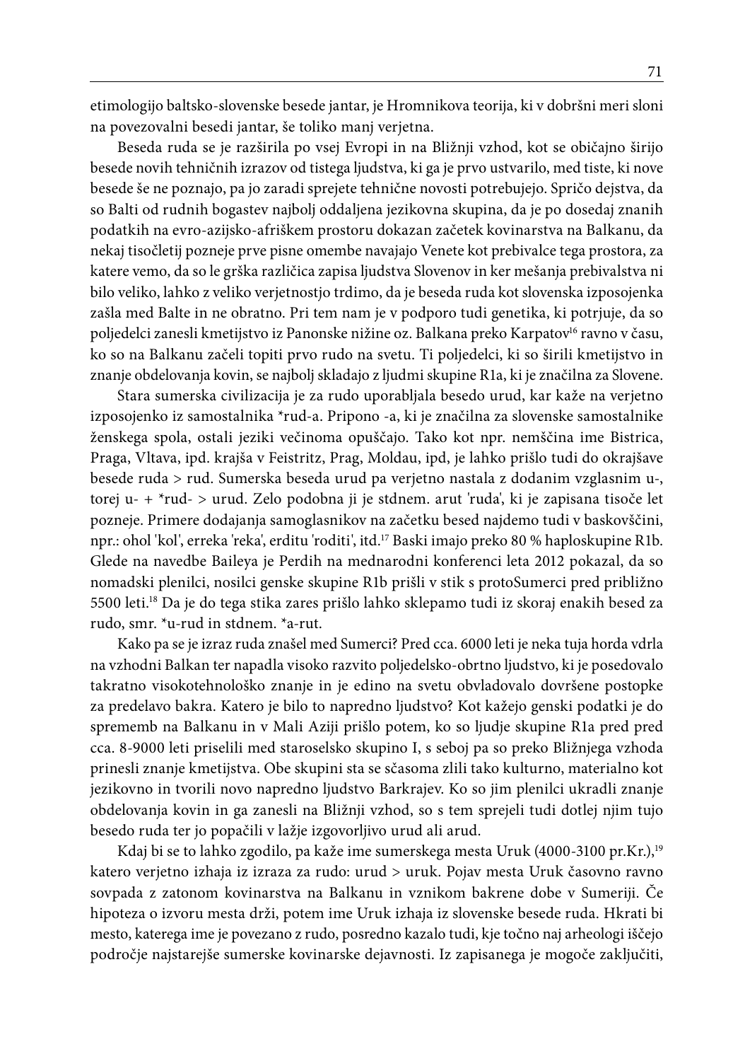etimologijo baltsko-slovenske besede jantar, je Hromnikova teorija, ki v dobršni meri sloni na povezovalni besedi jantar, še toliko manj verjetna.

Beseda ruda se je razširila po vsej Evropi in na Bližnji vzhod, kot se običajno širijo besede novih tehničnih izrazov od tistega ljudstva, ki ga je prvo ustvarilo, med tiste, ki nove besede še ne poznajo, pa jo zaradi sprejete tehnične novosti potrebujejo. Spričo dejstva, da so Balti od rudnih bogastev najbolj oddaljena jezikovna skupina, da je po dosedaj znanih podatkih na evro-azijsko-afriškem prostoru dokazan začetek kovinarstva na Balkanu, da nekaj tisočletij pozneje prve pisne omembe navajajo Venete kot prebivalce tega prostora, za katere vemo, da so le grška različica zapisa ljudstva Slovenov in ker mešanja prebivalstva ni bilo veliko, lahko z veliko verjetnostjo trdimo, da je beseda ruda kot slovenska izposojenka zašla med Balte in ne obratno. Pri tem nam je v podporo tudi genetika, ki potrjuje, da so poljedelci zanesli kmetijstvo iz Panonske nižine oz. Balkana preko Karpatov[16] ravno v času, ko so na Balkanu začeli topiti prvo rudo na svetu. Ti poljedelci, ki so širili kmetijstvo in znanje obdelovanja kovin, se najbolj skladajo z ljudmi skupine R1a, ki je značilna za Slovene.

Stara sumerska civilizacija je za rudo uporabljala besedo urud, kar kaže na verjetno izposojenko iz samostalnika *rud-a. Pripono -a, ki je značilna za slovenske samostalnike ženskega spola, ostali jeziki večinoma opuščajo. Tako kot npr. nemščina ime Bistrica, Praga, Vltava, ipd. krajša v Feistritz, Prag, Moldau, ipd, je lahko prišlo tudi do okrajšave besede ruda > rud. Sumerska beseda urud pa verjetno nastala z dodanim vzglasnim u-, torej u- + *rud- > urud. Zelo podobna ji je stdnem. arut 'ruda', ki je zapisana tisoče let pozneje. Primere dodajanja samoglasnikov na začetku besed najdemo tudi v baskovščini, npr.: ohol 'kol', erreka 'reka', erditu 'roditi', itd.[17] Baski imajo preko 80 % haploskupine R1b. Glede na navedbe Baileya je Perdih na mednarodni konferenci leta 2012 pokazal, da so nomadski plenilci, nosilci genske skupine R1b prišli v stik s protoSumerci pred približno 5500 leti.[18] Da je do tega stika zares prišlo lahko sklepamo tudi iz skoraj enakih besed za rudo, smr. *u-rud in stdnem. *a-rut.

Kako pa se je izraz ruda znašel med Sumerci? Pred cca. 6000 leti je neka tuja horda vdrla na vzhodni Balkan ter napadla visoko razvito poljedelsko-obrtno ljudstvo, ki je posedovalo takratno visokotehnološko znanje in je edino na svetu obvladovalo dovršene postopke za predelavo bakra. Katero je bilo to napredno ljudstvo? Kot kažejo genski podatki je do sprememb na Balkanu in v Mali Aziji prišlo potem, ko so ljudje skupine R1a pred pred cca. 8-9000 leti priselili med staroselsko skupino I, s seboj pa so preko Bližnjega vzhoda prinesli znanje kmetijstva. Obe skupini sta se sčasoma zlili tako kulturno, materialno kot jezikovno in tvorili novo napredno ljudstvo Barkrajev. Ko so jim plenilci ukradli znanje obdelovanja kovin in ga zanesli na Bližnji vzhod, so s tem sprejeli tudi dotlej njim tujo besedo ruda ter jo popačili v lažje izgovorljivo urud ali arud.

Kdaj bi se to lahko zgodilo, pa kaže ime sumerskega mesta Uruk (4000-3100 pr.Kr.),[19] katero verjetno izhaja iz izraza za rudo: urud > uruk. Pojav mesta Uruk časovno ravno sovpada z zatonom kovinarstva na Balkanu in vznikom bakrene dobe v Sumeriji. Če hipoteza o izvoru mesta drži, potem ime Uruk izhaja iz slovenske besede ruda. Hkrati bi mesto, katerega ime je povezano z rudo, posredno kazalo tudi, kje točno naj arheologi iščejo področje najstarejše sumerske kovinarske dejavnosti. Iz zapisanega je mogoče zaključiti,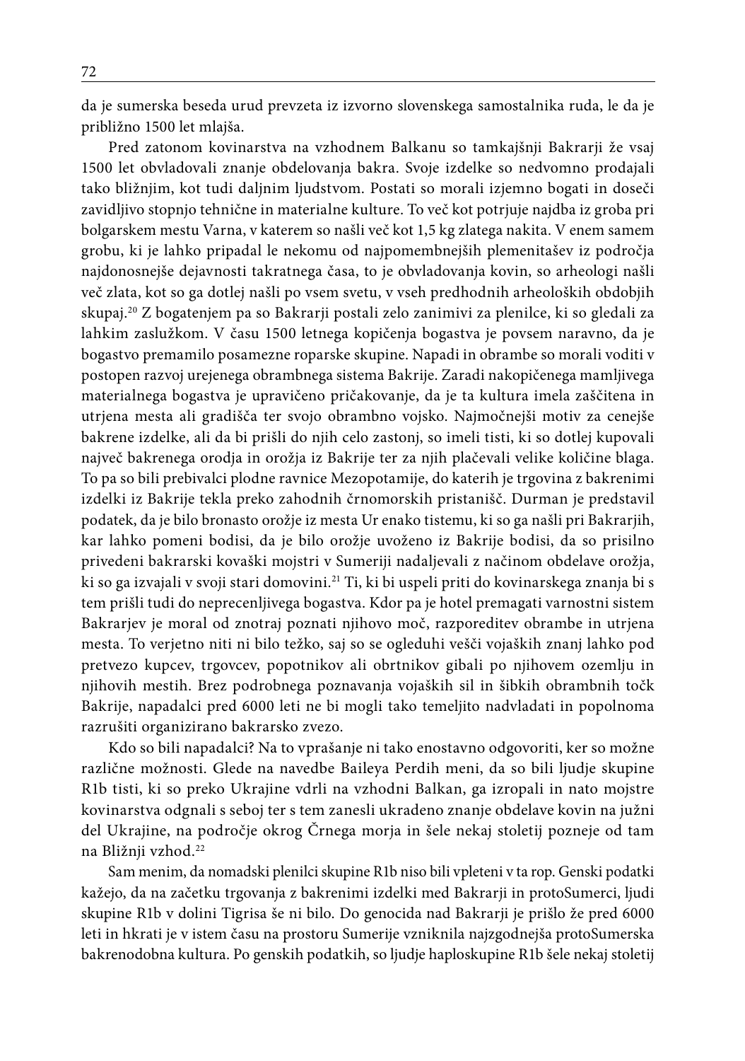da je sumerska beseda urud prevzeta iz izvorno slovenskega samostalnika ruda, le da je približno 1500 let mlajša.

Pred zatonom kovinarstva na vzhodnem Balkanu so tamkajšnji Bakrarji že vsaj 1500 let obvladovali znanje obdelovanja bakra. Svoje izdelke so nedvomno prodajali tako bližnjim, kot tudi daljnim ljudstvom. Postati so morali izjemno bogati in doseči zavidljivo stopnjo tehnične in materialne kulture. To več kot potrjuje najdba iz groba pri bolgarskem mestu Varna, v katerem so našli več kot 1,5 kg zlatega nakita. V enem samem grobu, ki je lahko pripadal le nekomu od najpomembnejših plemenitašev iz področja najdonosnejše dejavnosti takratnega časa, to je obvladovanja kovin, so arheologi našli več zlata, kot so ga dotlej našli po vsem svetu, v vseh predhodnih arheoloških obdobjih skupaj.[20] Z bogatenjem pa so Bakrarji postali zelo zanimivi za plenilce, ki so gledali za lahkim zaslužkom. V času 1500 letnega kopičenja bogastva je povsem naravno, da je bogastvo premamilo posamezne roparske skupine. Napadi in obrambe so morali voditi v postopen razvoj urejenega obrambnega sistema Bakrije. Zaradi nakopičenega mamljivega materialnega bogastva je upravičeno pričakovanje, da je ta kultura imela zaščitena in utrjena mesta ali gradišča ter svojo obrambno vojsko. Najmočnejši motiv za cenejše bakrene izdelke, ali da bi prišli do njih celo zastonj, so imeli tisti, ki so dotlej kupovali največ bakrenega orodja in orožja iz Bakrije ter za njih plačevali velike količine blaga. To pa so bili prebivalci plodne ravnice Mezopotamije, do katerih je trgovina z bakrenimi izdelki iz Bakrije tekla preko zahodnih črnomorskih pristanišč. Durman je predstavil podatek, da je bilo bronasto orožje iz mesta Ur enako tistemu, ki so ga našli pri Bakrarjih, kar lahko pomeni bodisi, da je bilo orožje uvoženo iz Bakrije bodisi, da so prisilno privedeni bakrarski kovaški mojstri v Sumeriji nadaljevali z načinom obdelave orožja, ki so ga izvajali v svoji stari domovini.[21] Ti, ki bi uspeli priti do kovinarskega znanja bi s tem prišli tudi do neprecenljivega bogastva. Kdor pa je hotel premagati varnostni sistem Bakrarjev je moral od znotraj poznati njihovo moč, razporeditev obrambe in utrjena mesta. To verjetno niti ni bilo težko, saj so se ogleduhi vešči vojaških znanj lahko pod pretvezo kupcev, trgovcev, popotnikov ali obrtnikov gibali po njihovem ozemlju in njihovih mestih. Brez podrobnega poznavanja vojaških sil in šibkih obrambnih točk Bakrije, napadalci pred 6000 leti ne bi mogli tako temeljito nadvladati in popolnoma razrušiti organizirano bakrarsko zvezo.

Kdo so bili napadalci? Na to vprašanje ni tako enostavno odgovoriti, ker so možne različne možnosti. Glede na navedbe Baileya Perdih meni, da so bili ljudje skupine R1b tisti, ki so preko Ukrajine vdrli na vzhodni Balkan, ga izropali in nato mojstre kovinarstva odgnali s seboj ter s tem zanesli ukradeno znanje obdelave kovin na južni del Ukrajine, na področje okrog Črnega morja in šele nekaj stoletij pozneje od tam na Bližnji vzhod.[22]

Sam menim, da nomadski plenilci skupine R1b niso bili vpleteni v ta rop. Genski podatki kažejo, da na začetku trgovanja z bakrenimi izdelki med Bakrarji in protoSumerci, ljudi skupine R1b v dolini Tigrisa še ni bilo. Do genocida nad Bakrarji je prišlo že pred 6000 leti in hkrati je v istem času na prostoru Sumerije vzniknila najzgodnejša protoSumerska bakrenodobna kultura. Po genskih podatkih, so ljudje haploskupine R1b šele nekaj stoletij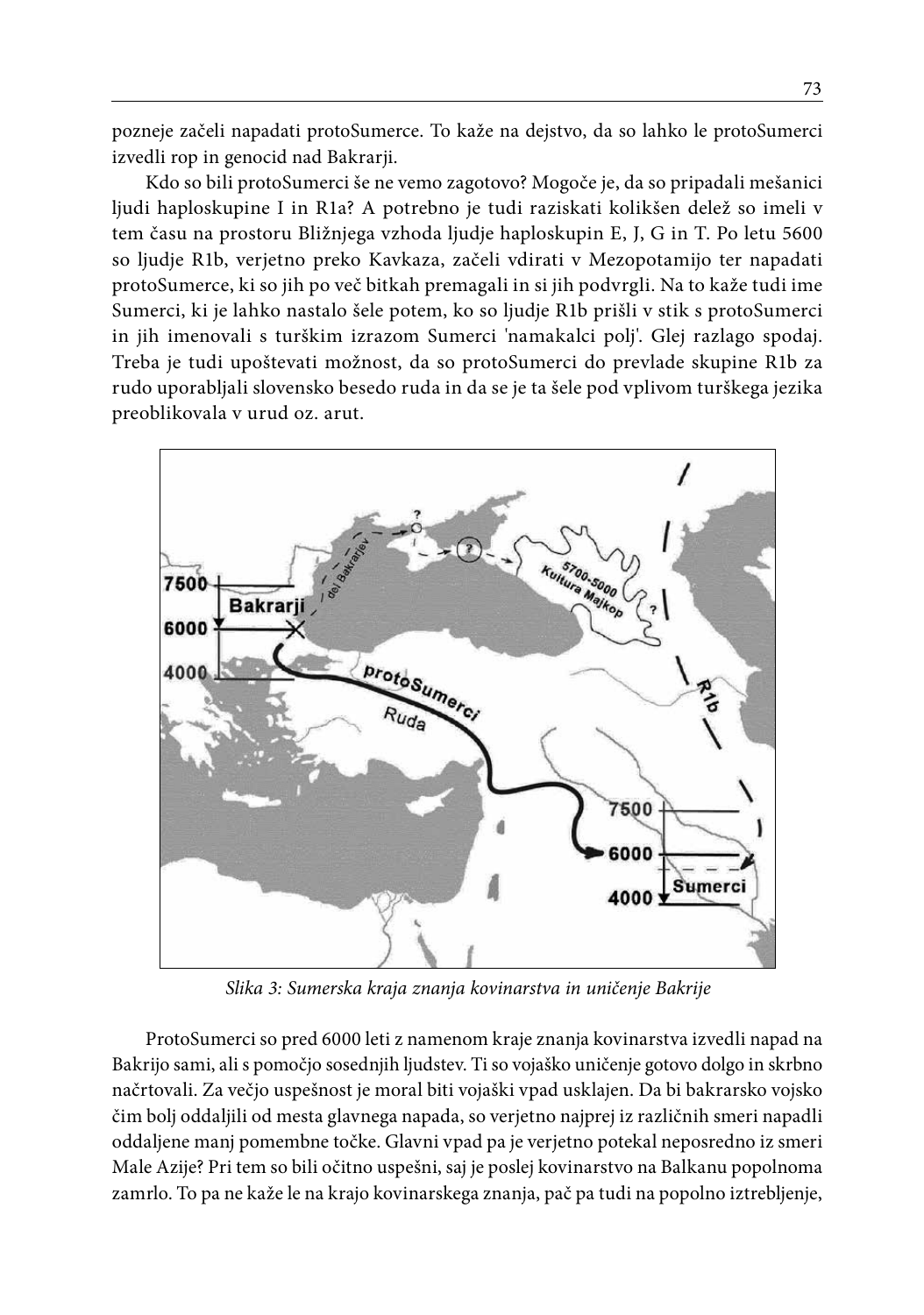pozneje začeli napadati protoSumerce. To kaže na dejstvo, da so lahko le protoSumerci izvedli rop in genocid nad Bakrarji.

Kdo so bili protoSumerci še ne vemo zagotovo? Mogoče je, da so pripadali mešanici ljudi haploskupine I in R1a? A potrebno je tudi raziskati kolikšen delež so imeli v tem času na prostoru Bližnjega vzhoda ljudje haploskupin E, J, G in T. Po letu 5600 so ljudje R1b, verjetno preko Kavkaza, začeli vdirati v Mezopotamijo ter napadati protoSumerce, ki so jih po več bitkah premagali in si jih podvrgli. Na to kaže tudi ime Sumerci, ki je lahko nastalo šele potem, ko so ljudje R1b prišli v stik s protoSumerci in jih imenovali s turškim izrazom Sumerci 'namakalci polj'. Glej razlago spodaj. Treba je tudi upoštevati možnost, da so protoSumerci do prevlade skupine R1b za rudo uporabljali slovensko besedo ruda in da se je ta šele pod vplivom turškega jezika preoblikovala v urud oz. arut.

*Slika 3: Sumerska kraja znanja kovinarstva in uničenje Bakrije*

ProtoSumerci so pred 6000 leti z namenom kraje znanja kovinarstva izvedli napad na Bakrijo sami, ali s pomočjo sosednjih ljudstev. Ti so vojaško uničenje gotovo dolgo in skrbno načrtovali. Za večjo uspešnost je moral biti vojaški vpad usklajen. Da bi bakrarsko vojsko čim bolj oddaljili od mesta glavnega napada, so verjetno najprej iz različnih smeri napadli oddaljene manj pomembne točke. Glavni vpad pa je verjetno potekal neposredno iz smeri Male Azije? Pri tem so bili očitno uspešni, saj je poslej kovinarstvo na Balkanu popolnoma zamrlo. To pa ne kaže le na krajo kovinarskega znanja, pač pa tudi na popolno iztrebljenje,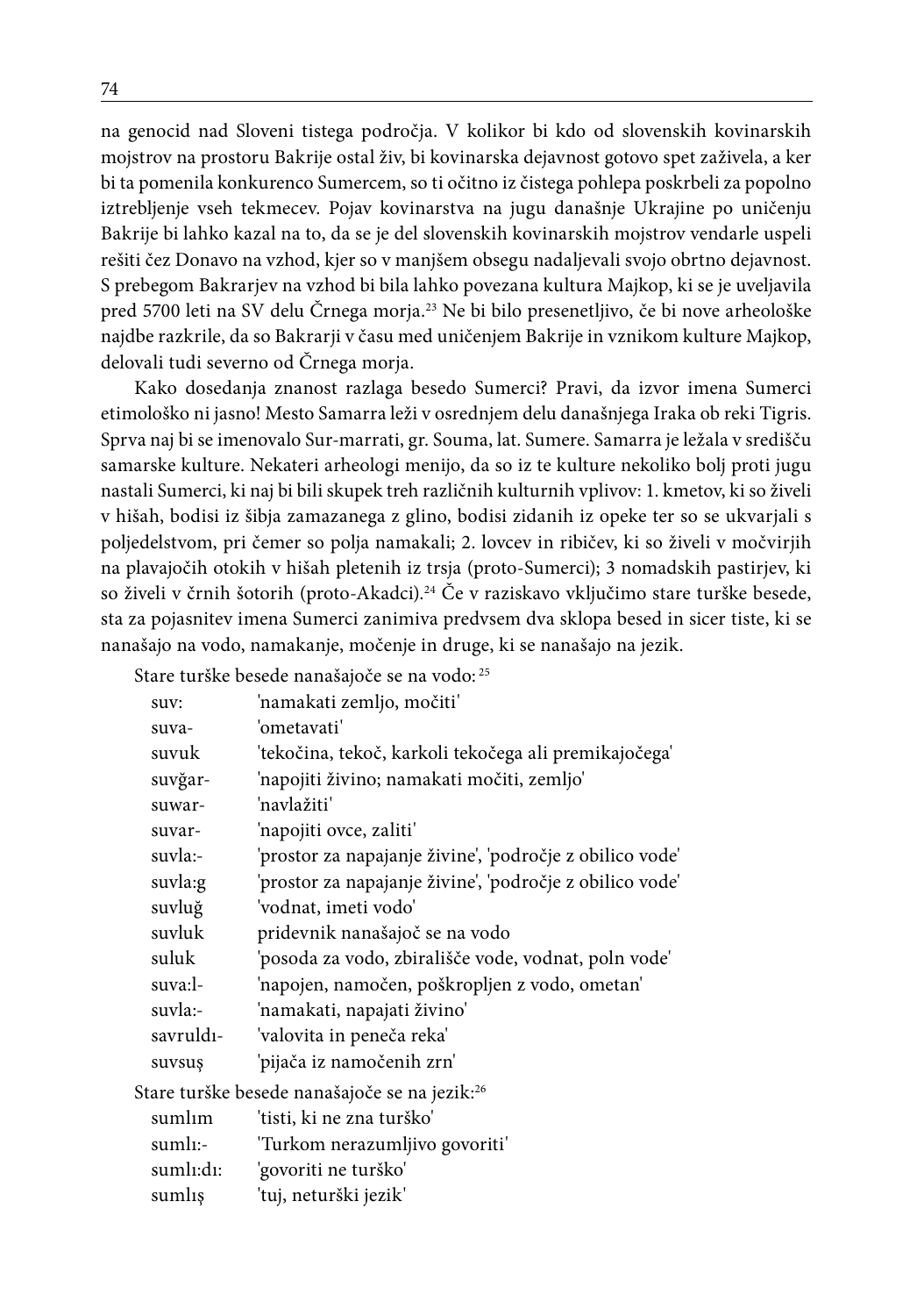na genocid nad Sloveni tistega področja. V kolikor bi kdo od slovenskih kovinarskih mojstrov na prostoru Bakrije ostal živ, bi kovinarska dejavnost gotovo spet zaživela, a ker bi ta pomenila konkurenco Sumercem, so ti očitno iz čistega pohlepa poskrbeli za popolno iztrebljenje vseh tekmecev. Pojav kovinarstva na jugu današnje Ukrajine po uničenju Bakrije bi lahko kazal na to, da se je del slovenskih kovinarskih mojstrov vendarle uspeli rešiti čez Donavo na vzhod, kjer so v manjšem obsegu nadaljevali svojo obrtno dejavnost. S prebegom Bakrarjev na vzhod bi bila lahko povezana kultura Majkop, ki se je uveljavila pred 5700 leti na SV delu Črnega morja.[23] Ne bi bilo presenetljivo, če bi nove arheološke najdbe razkrile, da so Bakrarji v času med uničenjem Bakrije in vznikom kulture Majkop, delovali tudi severno od Črnega morja.

Kako dosedanja znanost razlaga besedo Sumerci? Pravi, da izvor imena Sumerci etimološko ni jasno! Mesto Samarra leži v osrednjem delu današnjega Iraka ob reki Tigris. Sprva naj bi se imenovalo Sur-marrati, gr. Souma, lat. Sumere. Samarra je ležala v središču samarske kulture. Nekateri arheologi menijo, da so iz te kulture nekoliko bolj proti jugu nastali Sumerci, ki naj bi bili skupek treh različnih kulturnih vplivov: 1. kmetov, ki so živeli v hišah, bodisi iz šibja zamazanega z glino, bodisi zidanih iz opeke ter so se ukvarjali s poljedelstvom, pri čemer so polja namakali; 2. lovcev in ribičev, ki so živeli v močvirjih na plavajočih otokih v hišah pletenih iz trsja (proto-Sumerci); 3 nomadskih pastirjev, ki so živeli v črnih šotorih (proto-Akadci).[24] Če v raziskavo vključimo stare turške besede, sta za pojasnitev imena Sumerci zanimiva predvsem dva sklopa besed in sicer tiste, ki se nanašajo na vodo, namakanje, močenje in druge, ki se nanašajo na jezik.

Stare turške besede nanašajoče se na vodo: [25]

| | |
|---|---|
| suv: | 'namakati zemljo, močiti' |
| suva- | 'ometavati' |
| suvuk | 'tekočina, tekoč, karkoli tekočega ali premikajočega' |
| suvğar- | 'napojiti živino; namakati močiti, zemljo' |
| suwar- | 'navlažiti' |
| suvar- | 'napojiti ovce, zaliti' |
| suvla:- | 'prostor za napajanje živine', 'področje z obilico vode' |
| suvla:g | 'prostor za napajanje živine', 'področje z obilico vode' |
| suvluğ | 'vodnat, imeti vodo' |
| suvluk | pridevnik nanašajoč se na vodo |
| suluk | 'posoda za vodo, zbirališče vode, vodnat, poln vode' |
| suva:l- | 'napojen, namočen, poškropljen z vodo, ometan' |
| suvla:- | 'namakati, napajati živino' |
| savruldı- | 'valovita in peneča reka' |
| suvsuş | 'pijača iz namočenih zrn' |

Stare turške besede nanašajoče se na jezik:[26]

| | |
|---|---|
| sumlım | 'tisti, ki ne zna turško' |
| sumlı:- | 'Turkom nerazumljivo govoriti' |
| sumlı:dı: | 'govoriti ne turško' |
| sumlış | 'tuj, neturški jezik' |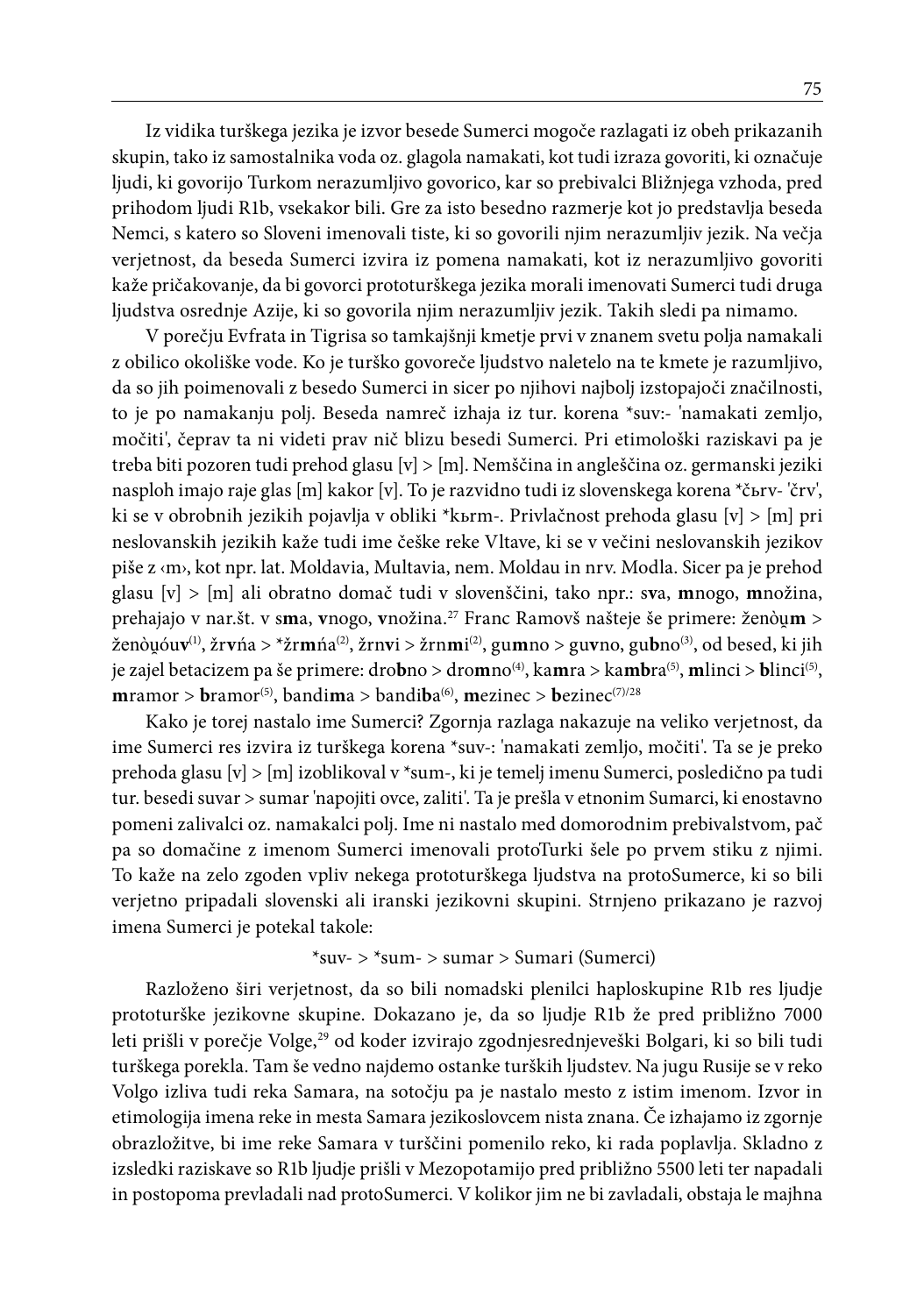Iz vidika turškega jezika je izvor besede Sumerci mogoče razlagati iz obeh prikazanih skupin, tako iz samostalnika voda oz. glagola namakati, kot tudi izraza govoriti, ki označuje ljudi, ki govorijo Turkom nerazumljivo govorico, kar so prebivalci Bližnjega vzhoda, pred prihodom ljudi R1b, vsekakor bili. Gre za isto besedno razmerje kot jo predstavlja beseda Nemci, s katero so Sloveni imenovali tiste, ki so govorili njim nerazumljiv jezik. Na večja verjetnost, da beseda Sumerci izvira iz pomena namakati, kot iz nerazumljivo govoriti kaže pričakovanje, da bi govorci prototurškega jezika morali imenovati Sumerci tudi druga ljudstva osrednje Azije, ki so govorila njim nerazumljiv jezik. Takih sledi pa nimamo.

V porečju Evfrata in Tigrisa so tamkajšnji kmetje prvi v znanem svetu polja namakali z obilico okoliške vode. Ko je turško govoreče ljudstvo naletelo na te kmete je razumljivo, da so jih poimenovali z besedo Sumerci in sicer po njihovi najbolj izstopajoči značilnosti, to je po namakanju polj. Beseda namreč izhaja iz tur. korena *suv:- 'namakati zemljo, močiti', čeprav ta ni videti prav nič blizu besedi Sumerci. Pri etimološki raziskavi pa je treba biti pozoren tudi prehod glasu [v] > [m]. Nemščina in angleščina oz. germanski jeziki nasploh imajo raje glas [m] kakor [v]. To je razvidno tudi iz slovenskega korena *čьrv- 'črv', ki se v obrobnih jezikih pojavlja v obliki *kьrm-. Privlačnost prehoda glasu [v] > [m] pri neslovanskih jezikih kaže tudi ime češke reke Vltave, ki se v večini neslovanskih jezikov piše z ‹m›, kot npr. lat. Moldavia, Multavia, nem. Moldau in nrv. Modla. Sicer pa je prehod glasu [v] > [m] ali obratno domač tudi v slovenščini, tako npr.: s**v**a, **m**nogo, **m**nožina, prehajajo v nar.št. v s**m**a, **v**nogo, **v**nožina.[27] Franc Ramovš našteje še primere: ženòu̯**m** > ženòu̯óu**v**[(1)], žr**v**ńa > *žr**m**ńa[(2)], žrn**v**i > žrn**m**i[(2)], gu**m**no > gu**v**no, gu**b**no[(3)], od besed, ki jih je zajel betacizem pa še primere: dro**b**no > dro**m**no[(4)], ka**m**ra > ka**mb**ra[(5)], **m**linci > **b**linci[(5)], **m**ramor > **b**ramor[(5)], bandi**m**a > bandi**b**a[(6)], **m**ezinec > **b**ezinec[(7)/28]

Kako je torej nastalo ime Sumerci? Zgornja razlaga nakazuje na veliko verjetnost, da ime Sumerci res izvira iz turškega korena *suv-: 'namakati zemljo, močiti'. Ta se je preko prehoda glasu [v] > [m] izoblikoval v *sum-, ki je temelj imenu Sumerci, posledično pa tudi tur. besedi suvar > sumar 'napojiti ovce, zaliti'. Ta je prešla v etnonim Sumarci, ki enostavno pomeni zalivalci oz. namakalci polj. Ime ni nastalo med domorodnim prebivalstvom, pač pa so domačine z imenom Sumerci imenovali protoTurki šele po prvem stiku z njimi. To kaže na zelo zgoden vpliv nekega prototurškega ljudstva na protoSumerce, ki so bili verjetno pripadali slovenski ali iranski jezikovni skupini. Strnjeno prikazano je razvoj imena Sumerci je potekal takole:

*suv- > *sum- > sumar > Sumari (Sumerci)

Razloženo širi verjetnost, da so bili nomadski plenilci haploskupine R1b res ljudje prototurške jezikovne skupine. Dokazano je, da so ljudje R1b že pred približno 7000 leti prišli v porečje Volge,[29] od koder izvirajo zgodnjesrednjeveški Bolgari, ki so bili tudi turškega porekla. Tam še vedno najdemo ostanke turških ljudstev. Na jugu Rusije se v reko Volgo izliva tudi reka Samara, na sotočju pa je nastalo mesto z istim imenom. Izvor in etimologija imena reke in mesta Samara jezikoslovcem nista znana. Če izhajamo iz zgornje obrazložitve, bi ime reke Samara v turščini pomenilo reko, ki rada poplavlja. Skladno z izsledki raziskave so R1b ljudje prišli v Mezopotamijo pred približno 5500 leti ter napadali in postopoma prevladali nad protoSumerci. V kolikor jim ne bi zavladali, obstaja le majhna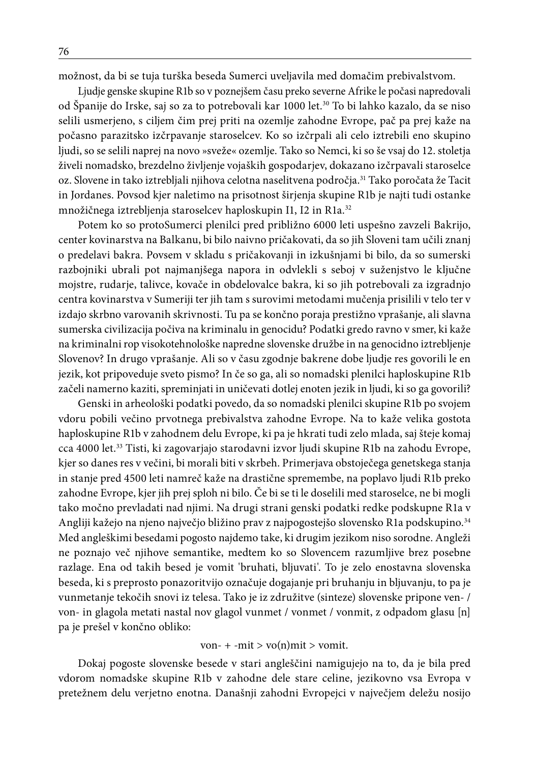možnost, da bi se tuja turška beseda Sumerci uveljavila med domačim prebivalstvom.

Ljudje genske skupine R1b so v poznejšem času preko severne Afrike le počasi napredovali od Španije do Irske, saj so za to potrebovali kar 1000 let.[30] To bi lahko kazalo, da se niso selili usmerjeno, s ciljem čim prej priti na ozemlje zahodne Evrope, pač pa prej kaže na počasno parazitsko izčrpavanje staroselcev. Ko so izčrpali ali celo iztrebili eno skupino ljudi, so se selili naprej na novo »sveže« ozemlje. Tako so Nemci, ki so še vsaj do 12. stoletja živeli nomadsko, brezdelno življenje vojaških gospodarjev, dokazano izčrpavali staroselce oz. Slovene in tako iztrebljali njihova celotna naselitvena področja.[31] Tako poročata že Tacit in Jordanes. Povsod kjer naletimo na prisotnost širjenja skupine R1b je najti tudi ostanke množičnega iztrebljenja staroselcev haploskupin I1, I2 in R1a.[32]

Potem ko so protoSumerci plenilci pred približno 6000 leti uspešno zavzeli Bakrijo, center kovinarstva na Balkanu, bi bilo naivno pričakovati, da so jih Sloveni tam učili znanj o predelavi bakra. Povsem v skladu s pričakovanji in izkušnjami bi bilo, da so sumerski razbojniki ubrali pot najmanjšega napora in odvlekli s seboj v suženjstvo le ključne mojstre, rudarje, talivce, kovače in obdelovalce bakra, ki so jih potrebovali za izgradnjo centra kovinarstva v Sumeriji ter jih tam s surovimi metodami mučenja prisilili v telo ter v izdajo skrbno varovanih skrivnosti. Tu pa se končno poraja prestižno vprašanje, ali slavna sumerska civilizacija počiva na kriminalu in genocidu? Podatki gredo ravno v smer, ki kaže na kriminalni rop visokotehnološke napredne slovenske družbe in na genocidno iztrebljenje Slovenov? In drugo vprašanje. Ali so v času zgodnje bakrene dobe ljudje res govorili le en jezik, kot pripoveduje sveto pismo? In če so ga, ali so nomadski plenilci haploskupine R1b začeli namerno kaziti, spreminjati in uničevati dotlej enoten jezik in ljudi, ki so ga govorili?

Genski in arheološki podatki povedo, da so nomadski plenilci skupine R1b po svojem vdoru pobili večino prvotnega prebivalstva zahodne Evrope. Na to kaže velika gostota haploskupine R1b v zahodnem delu Evrope, ki pa je hkrati tudi zelo mlada, saj šteje komaj cca 4000 let.[33] Tisti, ki zagovarjajo starodavni izvor ljudi skupine R1b na zahodu Evrope, kjer so danes res v večini, bi morali biti v skrbeh. Primerjava obstoječega genetskega stanja in stanje pred 4500 leti namreč kaže na drastične spremembe, na poplavo ljudi R1b preko zahodne Evrope, kjer jih prej sploh ni bilo. Če bi se ti le doselili med staroselce, ne bi mogli tako močno prevladati nad njimi. Na drugi strani genski podatki redke podskupne R1a v Angliji kažejo na njeno največjo bližino prav z najpogostejšo slovensko R1a podskupino.[34] Med angleškimi besedami pogosto najdemo take, ki drugim jezikom niso sorodne. Angleži ne poznajo več njihove semantike, medtem ko so Slovencem razumljive brez posebne razlage. Ena od takih besed je vomit 'bruhati, bljuvati'. To je zelo enostavna slovenska beseda, ki s preprosto ponazoritvijo označuje dogajanje pri bruhanju in bljuvanju, to pa je vunmetanje tekočih snovi iz telesa. Tako je iz združitve (sinteze) slovenske pripone ven- / von- in glagola metati nastal nov glagol vunmet / vonmet / vonmit, z odpadom glasu [n] pa je prešel v končno obliko:

von- + -mit > vo(n)mit > vomit.

Dokaj pogoste slovenske besede v stari angleščini namigujejo na to, da je bila pred vdorom nomadske skupine R1b v zahodne dele stare celine, jezikovno vsa Evropa v pretežnem delu verjetno enotna. Današnji zahodni Evropejci v največjem deležu nosijo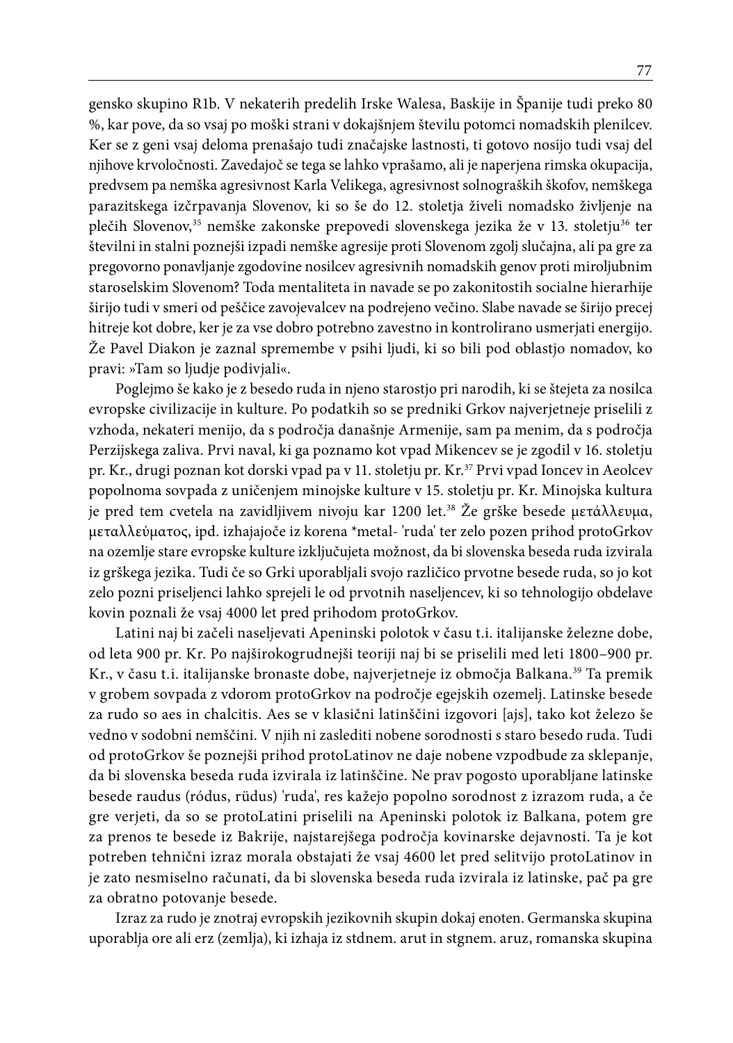gensko skupino R1b. V nekaterih predelih Irske Walesa, Baskije in Španije tudi preko 80 %, kar pove, da so vsaj po moški strani v dokajšnjem številu potomci nomadskih plenilcev. Ker se z geni vsaj deloma prenašajo tudi značajske lastnosti, ti gotovo nosijo tudi vsaj del njihove krvoločnosti. Zavedajoč se tega se lahko vprašamo, ali je naperjena rimska okupacija, predvsem pa nemška agresivnost Karla Velikega, agresivnost solnograških škofov, nemškega parazitskega izčrpavanja Slovenov, ki so še do 12. stoletja živeli nomadsko življenje na plečih Slovenov,[35] nemške zakonske prepovedi slovenskega jezika že v 13. stoletju[36] ter številni in stalni poznejši izpadi nemške agresije proti Slovenom zgolj slučajna, ali pa gre za pregovorno ponavljanje zgodovine nosilcev agresivnih nomadskih genov proti miroljubnim staroselskim Slovenom? Toda mentaliteta in navade se po zakonitostih socialne hierarhije širijo tudi v smeri od peščice zavojevalcev na podrejeno večino. Slabe navade se širijo precej hitreje kot dobre, ker je za vse dobro potrebno zavestno in kontrolirano usmerjati energijo. Že Pavel Diakon je zaznal spremembe v psihi ljudi, ki so bili pod oblastjo nomadov, ko pravi: »Tam so ljudje podivjali«.

Poglejmo še kako je z besedo ruda in njeno starostjo pri narodih, ki se štejeta za nosilca evropske civilizacije in kulture. Po podatkih so se predniki Grkov najverjetneje priselili z vzhoda, nekateri menijo, da s področja današnje Armenije, sam pa menim, da s področja Perzijskega zaliva. Prvi naval, ki ga poznamo kot vpad Mikencev se je zgodil v 16. stoletju pr. Kr., drugi poznan kot dorski vpad pa v 11. stoletju pr. Kr.[37] Prvi vpad Ioncev in Aeolcev popolnoma sovpada z uničenjem minojske kulture v 15. stoletju pr. Kr. Minojska kultura je pred tem cvetela na zavidljivem nivoju kar 1200 let.[38] Že grške besede μετάλλευμα, μεταλλεύματος, ipd. izhajajoče iz korena *metal- 'ruda' ter zelo pozen prihod protoGrkov na ozemlje stare evropske kulture izključujeta možnost, da bi slovenska beseda ruda izvirala iz grškega jezika. Tudi če so Grki uporabljali svojo različico prvotne besede ruda, so jo kot zelo pozni priseljenci lahko sprejeli le od prvotnih naseljencev, ki so tehnologijo obdelave kovin poznali že vsaj 4000 let pred prihodom protoGrkov.

Latini naj bi začeli naseljevati Apeninski polotok v času t.i. italijanske železne dobe, od leta 900 pr. Kr. Po najširokogrudnejši teoriji naj bi se priselili med leti 1800–900 pr. Kr., v času t.i. italijanske bronaste dobe, najverjetneje iz območja Balkana.[39] Ta premik v grobem sovpada z vdorom protoGrkov na področje egejskih ozemelj. Latinske besede za rudo so aes in chalcitis. Aes se v klasični latinščini izgovori [ajs], tako kot železo še vedno v sodobni nemščini. V njih ni zaslediti nobene sorodnosti s staro besedo ruda. Tudi od protoGrkov še poznejši prihod protoLatinov ne daje nobene vzpodbude za sklepanje, da bi slovenska beseda ruda izvirala iz latinščine. Ne prav pogosto uporabljane latinske besede raudus (ródus, rüdus) 'ruda', res kažejo popolno sorodnost z izrazom ruda, a če gre verjeti, da so se protoLatini priselili na Apeninski polotok iz Balkana, potem gre za prenos te besede iz Bakrije, najstarejšega področja kovinarske dejavnosti. Ta je kot potreben tehnični izraz morala obstajati že vsaj 4600 let pred selitvijo protoLatinov in je zato nesmiselno računati, da bi slovenska beseda ruda izvirala iz latinske, pač pa gre za obratno potovanje besede.

Izraz za rudo je znotraj evropskih jezikovnih skupin dokaj enoten. Germanska skupina uporablja ore ali erz (zemlja), ki izhaja iz stdnem. arut in stgnem. aruz, romanska skupina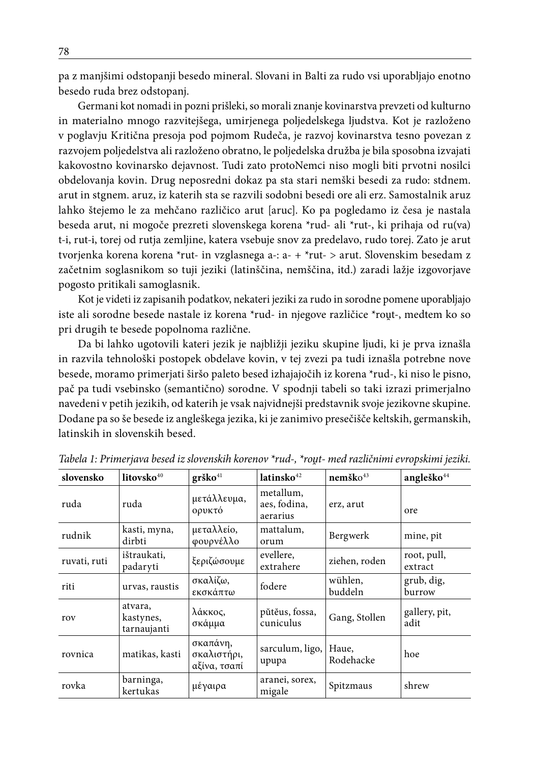pa z manjšimi odstopanji besedo mineral. Slovani in Balti za rudo vsi uporabljajo enotno besedo ruda brez odstopanj.

Germani kot nomadi in pozni prišleki, so morali znanje kovinarstva prevzeti od kulturno in materialno mnogo razvitejšega, umirjenega poljedelskega ljudstva. Kot je razloženo v poglavju Kritična presoja pod pojmom Rudeča, je razvoj kovinarstva tesno povezan z razvojem poljedelstva ali razloženo obratno, le poljedelska družba je bila sposobna izvajati kakovostno kovinarsko dejavnost. Tudi zato protoNemci niso mogli biti prvotni nosilci obdelovanja kovin. Drug neposredni dokaz pa sta stari nemški besedi za rudo: stdnem. arut in stgnem. aruz, iz katerih sta se razvili sodobni besedi ore ali erz. Samostalnik aruz lahko štejemo le za mehčano različico arut [aruc]. Ko pa pogledamo iz česa je nastala beseda arut, ni mogoče prezreti slovenskega korena *rud- ali *rut-, ki prihaja od ru(va) t-i, rut-i, torej od rutja zemljine, katera vsebuje snov za predelavo, rudo torej. Zato je arut tvorjenka korena korena *rut- in vzglasnega a-: a- + *rut- > arut. Slovenskim besedam z začetnim soglasnikom so tuji jeziki (latinščina, nemščina, itd.) zaradi lažje izgovorjave pogosto pritikali samoglasnik.

Kot je videti iz zapisanih podatkov, nekateri jeziki za rudo in sorodne pomene uporabljajo iste ali sorodne besede nastale iz korena *rud- in njegove različice *rou̯t-, medtem ko so pri drugih te besede popolnoma različne.

Da bi lahko ugotovili kateri jezik je najbližji jeziku skupine ljudi, ki je prva iznašla in razvila tehnološki postopek obdelave kovin, v tej zvezi pa tudi iznašla potrebne nove besede, moramo primerjati širšo paleto besed izhajajočih iz korena *rud-, ki niso le pisno, pač pa tudi vsebinsko (semantično) sorodne. V spodnji tabeli so taki izrazi primerjalno navedeni v petih jezikih, od katerih je vsak najvidnejši predstavnik svoje jezikovne skupine. Dodane pa so še besede iz angleškega jezika, ki je zanimivo presečišče keltskih, germanskih, latinskih in slovenskih besed.

*Tabela 1: Primerjava besed iz slovenskih korenov *rud-, *rou̯t- med različnimi evropskimi jeziki.*

| **slovensko** | **litovsko**[40] | **grško**[41] | **latinsko**[42] | **nemško**[43] | **angleško**[44] |
|---|---|---|---|---|---|
| ruda | ruda | μετάλλευμα, ορυκτό | metallum, aes, fodina, aerarius | erz, arut | ore |
| rudnik | kasti, myna, dirbti | μεταλλείο, φουρνέλλο | mattalum, orum | Bergwerk | mine, pit |
| ruvati, ruti | ištraukati, padaryti | ξεριζώσουμε | evellere, extrahere | ziehen, roden | root, pull, extract |
| riti | urvas, raustis | σκαλίζω, εκσκάπτω | fodere | wühlen, buddeln | grub, dig, burrow |
| rov | atvara, kastynes, tarnaujanti | λάκκος, σκάμμα | pŭtĕus, fossa, cuniculus | Gang, Stollen | gallery, pit, adit |
| rovnica | matikas, kasti | σκαπάνη, σκαλιστήρι, αξίνα, τσαπί | sarculum, ligo, upupa | Haue, Rodehacke | hoe |
| rovka | barninga, kertukas | μέγαιρα | aranei, sorex, migale | Spitzmaus | shrew |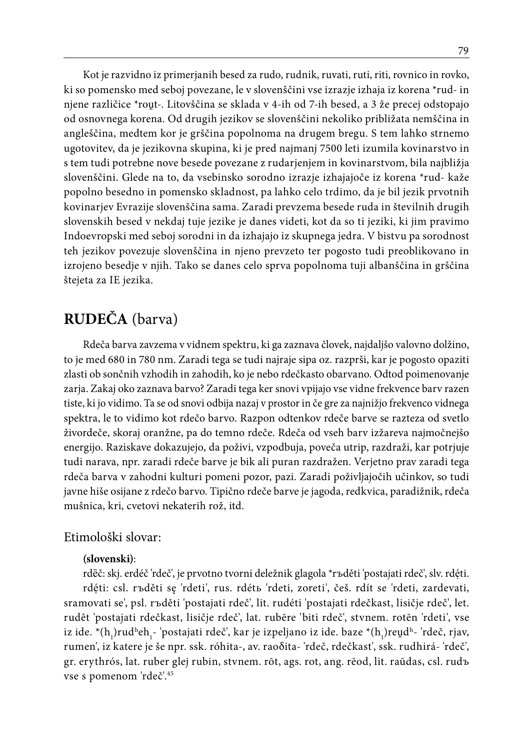Kot je razvidno iz primerjanih besed za rudo, rudnik, ruvati, ruti, riti, rovnico in rovko, ki so pomensko med seboj povezane, le v slovenščini vse izrazje izhaja iz korena *rud- in njene različice *rou̯t-. Litovščina se sklada v 4-ih od 7-ih besed, a 3 že precej odstopajo od osnovnega korena. Od drugih jezikov se slovenščini nekoliko približata nemščina in angleščina, medtem kor je grščina popolnoma na drugem bregu. S tem lahko strnemo ugotovitev, da je jezikovna skupina, ki je pred najmanj 7500 leti izumila kovinarstvo in s tem tudi potrebne nove besede povezane z rudarjenjem in kovinarstvom, bila najbližja slovenščini. Glede na to, da vsebinsko sorodno izrazje izhajajoče iz korena *rud- kaže popolno besedno in pomensko skladnost, pa lahko celo trdimo, da je bil jezik prvotnih kovinarjev Evrazije slovenščina sama. Zaradi prevzema besede ruda in številnih drugih slovenskih besed v nekdaj tuje jezike je danes videti, kot da so ti jeziki, ki jim pravimo Indoevropski med seboj sorodni in da izhajajo iz skupnega jedra. V bistvu pa sorodnost teh jezikov povezuje slovenščina in njeno prevzeto ter pogosto tudi preoblikovano in izrojeno besedje v njih. Tako se danes celo sprva popolnoma tuji albanščina in grščina štejeta za IE jezika.

## **RUDEČA** (barva)

Rdeča barva zavzema v vidnem spektru, ki ga zaznava človek, najdaljšo valovno dolžino, to je med 680 in 780 nm. Zaradi tega se tudi najraje sipa oz. razprši, kar je pogosto opaziti zlasti ob sončnih vzhodih in zahodih, ko je nebo rdečkasto obarvano. Odtod poimenovanje zarja. Zakaj oko zaznava barvo? Zaradi tega ker snovi vpijajo vse vidne frekvence barv razen tiste, ki jo vidimo. Ta se od snovi odbija nazaj v prostor in če gre za najnižjo frekvenco vidnega spektra, le to vidimo kot rdečo barvo. Razpon odtenkov rdeče barve se razteza od svetlo živordeče, skoraj oranžne, pa do temno rdeče. Rdeča od vseh barv izžareva najmočnejšo energijo. Raziskave dokazujejo, da poživi, vzpodbuja, poveča utrip, razdraži, kar potrjuje tudi narava, npr. zaradi rdeče barve je bik ali puran razdražen. Verjetno prav zaradi tega rdeča barva v zahodni kulturi pomeni pozor, pazi. Zaradi poživljajočih učinkov, so tudi javne hiše osijane z rdečo barvo. Tipično rdeče barve je jagoda, redkvica, paradižnik, rdeča mušnica, kri, cvetovi nekaterih rož, itd.

### Etimološki slovar:

**(slovenski)**:

rdẹ̄č: skj. erdéč 'rdeč', je prvotno tvorni deležnik glagola *rъděti 'postajati rdeč', slv. rdẹ́ti.

rdẹ́ti: csl. rъděti sę 'rdeti', rus. rdétь 'rdeti, zoreti', češ. rdít se 'rdeti, zardevati, sramovati se', psl. rъděti 'postajati rdeč', lit. rudéti 'postajati rdečkast, lisičje rdeč', let. rudêt 'postajati rdečkast, lisičje rdeč', lat. rubēre 'biti rdeč', stvnem. rotēn 'rdeti', vse iz ide. *($h_1$)rud$^h$eh$_1$- 'postajati rdeč', kar je izpeljano iz ide. baze *($h_1$)reu̯d$^h$- 'rdeč, rjav, rumen', iz katere je še npr. ssk. róhita-, av. raoδita- 'rdeč, rdečkast', ssk. rudhirá- 'rdeč', gr. erythrós, lat. ruber glej rubin, stvnem. rōt, ags. rot, ang. rēod, lit. raūdas, csl. rudъ vse s pomenom 'rdeč'.[45]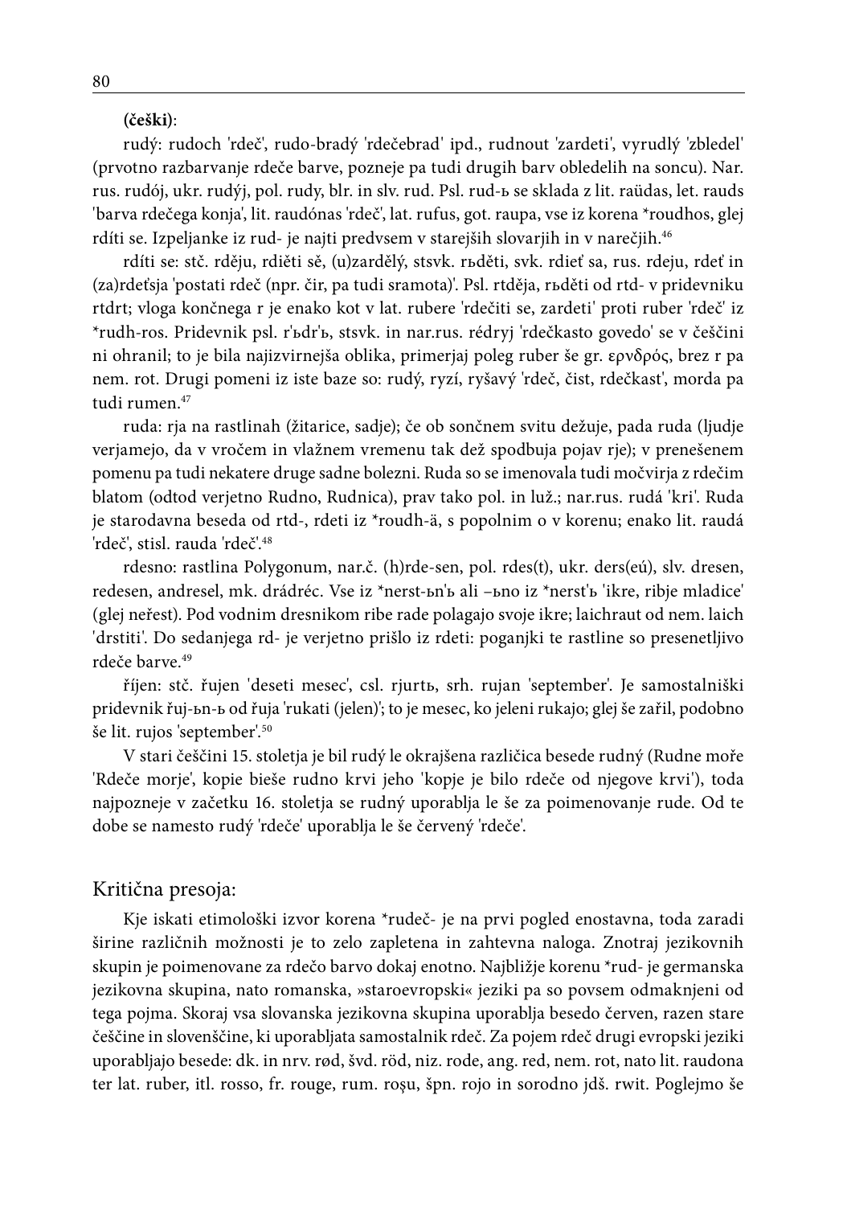**(češki)**:

rudý: rudoch 'rdeč', rudo-bradý 'rdečebrad' ipd., rudnout 'zardeti', vyrudlý 'zbledel' (prvotno razbarvanje rdeče barve, pozneje pa tudi drugih barv obledelih na soncu). Nar. rus. rudój, ukr. rudýj, pol. rudy, blr. in slv. rud. Psl. rud-ь se sklada z lit. raüdas, let. rauds 'barva rdečega konja', lit. raudónas 'rdeč', lat. rufus, got. raupa, vse iz korena *roudhos, glej rdíti se. Izpeljanke iz rud- je najti predvsem v starejših slovarjih in v narečjih.[46]

rdíti se: stč. rděju, rdiěti sě, (u)zardělý, stsvk. rьděti, svk. rdieť sa, rus. rdeju, rdeť in (za)rdeťsja 'postati rdeč (npr. čir, pa tudi sramota)'. Psl. rtděja, rьděti od rtd- v pridevniku rtdrt; vloga končnega r je enako kot v lat. rubere 'rdečiti se, zardeti' proti ruber 'rdeč' iz *rudh-ros. Pridevnik psl. r'ьdr'ъ, stsvk. in nar.rus. rédryj 'rdečkasto govedo' se v češčini ni ohranil; to je bila najizvirnejša oblika, primerjaj poleg ruber še gr. ερνδρός, brez r pa nem. rot. Drugi pomeni iz iste baze so: rudý, ryzí, ryšavý 'rdeč, čist, rdečkast', morda pa tudi rumen.[47]

ruda: rja na rastlinah (žitarice, sadje); če ob sončnem svitu dežuje, pada ruda (ljudje verjamejo, da v vročem in vlažnem vremenu tak dež spodbuja pojav rje); v prenešenem pomenu pa tudi nekatere druge sadne bolezni. Ruda so se imenovala tudi močvirja z rdečim blatom (odtod verjetno Rudno, Rudnica), prav tako pol. in luž.; nar.rus. rudá 'kri'. Ruda je starodavna beseda od rtd-, rdeti iz *roudh-ä, s popolnim o v korenu; enako lit. raudá 'rdeč', stisl. rauda 'rdeč'.[48]

rdesno: rastlina Polygonum, nar.č. (h)rde-sen, pol. rdes(t), ukr. ders(eú), slv. dresen, redesen, andresel, mk. drádréc. Vse iz *nerst-ьn'ъ ali –ьno iz *nerst'ъ 'ikre, ribje mladice' (glej neřest). Pod vodnim dresnikom ribe rade polagajo svoje ikre; laichraut od nem. laich 'drstiti'. Do sedanjega rd- je verjetno prišlo iz rdeti: poganjki te rastline so presenetljivo rdeče barve.[49]

říjen: stč. řujen 'deseti mesec', csl. rjurtь, srh. rujan 'september'. Je samostalniški pridevnik řuj-ьn-ъ od řuja 'rukati (jelen)'; to je mesec, ko jeleni rukajo; glej še zařil, podobno še lit. rujos 'september'.[50]

V stari češčini 15. stoletja je bil rudý le okrajšena različica besede rudný (Rudne moře 'Rdeče morje', kopie bieše rudno krvi jeho 'kopje je bilo rdeče od njegove krvi'), toda najpozneje v začetku 16. stoletja se rudný uporablja le še za poimenovanje rude. Od te dobe se namesto rudý 'rdeče' uporablja le še červený 'rdeče'.

## Kritična presoja:

Kje iskati etimološki izvor korena *rudeč- je na prvi pogled enostavna, toda zaradi širine različnih možnosti je to zelo zapletena in zahtevna naloga. Znotraj jezikovnih skupin je poimenovane za rdečo barvo dokaj enotno. Najbližje korenu *rud- je germanska jezikovna skupina, nato romanska, »staroevropski« jeziki pa so povsem odmaknjeni od tega pojma. Skoraj vsa slovanska jezikovna skupina uporablja besedo červen, razen stare češčine in slovenščine, ki uporabljata samostalnik rdeč. Za pojem rdeč drugi evropski jeziki uporabljajo besede: dk. in nrv. rød, švd. röd, niz. rode, ang. red, nem. rot, nato lit. raudona ter lat. ruber, itl. rosso, fr. rouge, rum. roşu, špn. rojo in sorodno jdš. rwit. Poglejmo še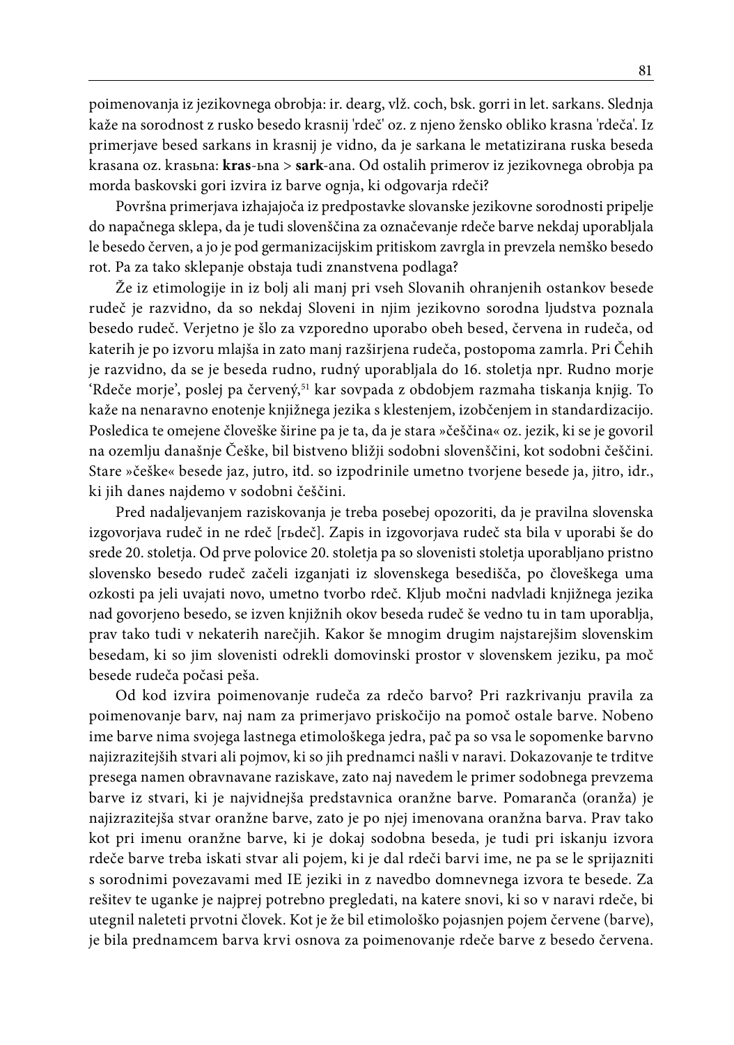poimenovanja iz jezikovnega obrobja: ir. dearg, vlž. coch, bsk. gorri in let. sarkans. Slednja kaže na sorodnost z rusko besedo krasnij 'rdeč' oz. z njeno žensko obliko krasna 'rdeča'. Iz primerjave besed sarkans in krasnij je vidno, da je sarkana le metatizirana ruska beseda krasana oz. krasьna: **kras**-ьna > **sark**-ana. Od ostalih primerov iz jezikovnega obrobja pa morda baskovski gori izvira iz barve ognja, ki odgovarja rdeči?

Površna primerjava izhajajoča iz predpostavke slovanske jezikovne sorodnosti pripelje do napačnega sklepa, da je tudi slovenščina za označevanje rdeče barve nekdaj uporabljala le besedo červen, a jo je pod germanizacijskim pritiskom zavrgla in prevzela nemško besedo rot. Pa za tako sklepanje obstaja tudi znanstvena podlaga?

Že iz etimologije in iz bolj ali manj pri vseh Slovanih ohranjenih ostankov besede rudeč je razvidno, da so nekdaj Sloveni in njim jezikovno sorodna ljudstva poznala besedo rudeč. Verjetno je šlo za vzporedno uporabo obeh besed, červena in rudeča, od katerih je po izvoru mlajša in zato manj razširjena rudeča, postopoma zamrla. Pri Čehih je razvidno, da se je beseda rudno, rudný uporabljala do 16. stoletja npr. Rudno morje 'Rdeče morje', poslej pa červený,[51] kar sovpada z obdobjem razmaha tiskanja knjig. To kaže na nenaravno enotenje knjižnega jezika s klestenjem, izobčenjem in standardizacijo. Posledica te omejene človeške širine pa je ta, da je stara »češčina« oz. jezik, ki se je govoril na ozemlju današnje Češke, bil bistveno bližji sodobni slovenščini, kot sodobni češčini. Stare »češke« besede jaz, jutro, itd. so izpodrinile umetno tvorjene besede ja, jitro, idr., ki jih danes najdemo v sodobni češčini.

Pred nadaljevanjem raziskovanja je treba posebej opozoriti, da je pravilna slovenska izgovorjava rudeč in ne rdeč [rьdeč]. Zapis in izgovorjava rudeč sta bila v uporabi še do srede 20. stoletja. Od prve polovice 20. stoletja pa so slovenisti stoletja uporabljano pristno slovensko besedo rudeč začeli izganjati iz slovenskega besedišča, po človeškega uma ozkosti pa jeli uvajati novo, umetno tvorbo rdeč. Kljub močni nadvladi knjižnega jezika nad govorjeno besedo, se izven knjižnih okov beseda rudeč še vedno tu in tam uporablja, prav tako tudi v nekaterih narečjih. Kakor še mnogim drugim najstarejšim slovenskim besedam, ki so jim slovenisti odrekli domovinski prostor v slovenskem jeziku, pa moč besede rudeča počasi peša.

Od kod izvira poimenovanje rudeča za rdečo barvo? Pri razkrivanju pravila za poimenovanje barv, naj nam za primerjavo priskočijo na pomoč ostale barve. Nobeno ime barve nima svojega lastnega etimološkega jedra, pač pa so vsa le sopomenke barvno najizrazitejših stvari ali pojmov, ki so jih prednamci našli v naravi. Dokazovanje te trditve presega namen obravnavane raziskave, zato naj navedem le primer sodobnega prevzema barve iz stvari, ki je najvidnejša predstavnica oranžne barve. Pomaranča (oranža) je najizrazitejša stvar oranžne barve, zato je po njej imenovana oranžna barva. Prav tako kot pri imenu oranžne barve, ki je dokaj sodobna beseda, je tudi pri iskanju izvora rdeče barve treba iskati stvar ali pojem, ki je dal rdeči barvi ime, ne pa se le sprijazniti s sorodnimi povezavami med IE jeziki in z navedbo domnevnega izvora te besede. Za rešitev te uganke je najprej potrebno pregledati, na katere snovi, ki so v naravi rdeče, bi utegnil naleteti prvotni človek. Kot je že bil etimološko pojasnjen pojem červene (barve), je bila prednamcem barva krvi osnova za poimenovanje rdeče barve z besedo červena.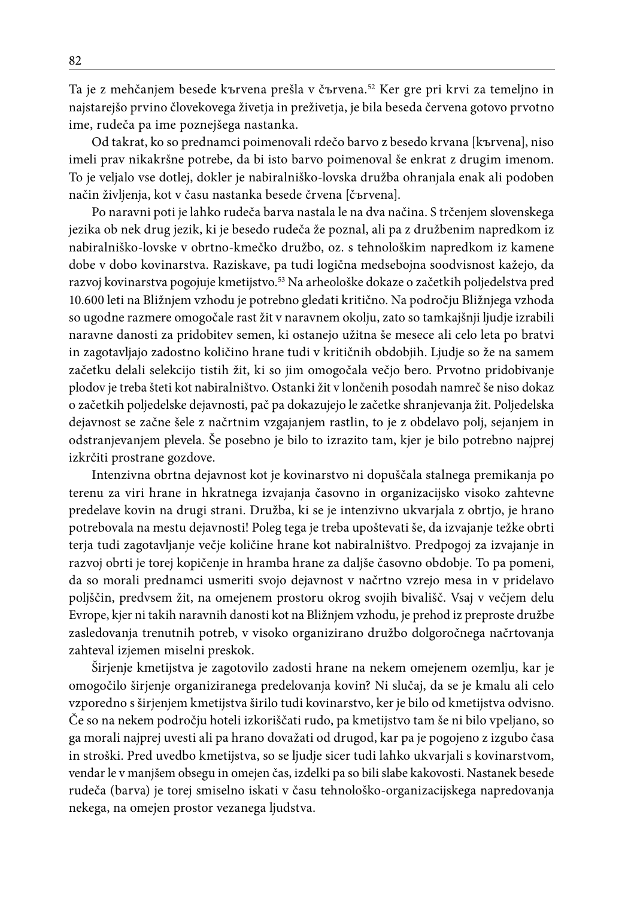Ta je z mehčanjem besede kъrvena prešla v čъrvena.[52] Ker gre pri krvi za temeljno in najstarejšo prvino človekovega živetja in preživetja, je bila beseda červena gotovo prvotno ime, rudeča pa ime poznejšega nastanka.

Od takrat, ko so prednamci poimenovali rdečo barvo z besedo krvana [kъrvena], niso imeli prav nikakršne potrebe, da bi isto barvo poimenoval še enkrat z drugim imenom. To je veljalo vse dotlej, dokler je nabiralniško-lovska družba ohranjala enak ali podoben način življenja, kot v času nastanka besede črvena [čъrvena].

Po naravni poti je lahko rudeča barva nastala le na dva načina. S trčenjem slovenskega jezika ob nek drug jezik, ki je besedo rudeča že poznal, ali pa z družbenim napredkom iz nabiralniško-lovske v obrtno-kmečko družbo, oz. s tehnološkim napredkom iz kamene dobe v dobo kovinarstva. Raziskave, pa tudi logična medsebojna soodvisnost kažejo, da razvoj kovinarstva pogojuje kmetijstvo.[53] Na arheološke dokaze o začetkih poljedelstva pred 10.600 leti na Bližnjem vzhodu je potrebno gledati kritično. Na področju Bližnjega vzhoda so ugodne razmere omogočale rast žit v naravnem okolju, zato so tamkajšnji ljudje izrabili naravne danosti za pridobitev semen, ki ostanejo užitna še mesece ali celo leta po bratvi in zagotavljajo zadostno količino hrane tudi v kritičnih obdobjih. Ljudje so že na samem začetku delali selekcijo tistih žit, ki so jim omogočala večjo bero. Prvotno pridobivanje plodov je treba šteti kot nabiralništvo. Ostanki žit v lončenih posodah namreč še niso dokaz o začetkih poljedelske dejavnosti, pač pa dokazujejo le začetke shranjevanja žit. Poljedelska dejavnost se začne šele z načrtnim vzgajanjem rastlin, to je z obdelavo polj, sejanjem in odstranjevanjem plevela. Še posebno je bilo to izrazito tam, kjer je bilo potrebno najprej izkrčiti prostrane gozdove.

Intenzivna obrtna dejavnost kot je kovinarstvo ni dopuščala stalnega premikanja po terenu za viri hrane in hkratnega izvajanja časovno in organizacijsko visoko zahtevne predelave kovin na drugi strani. Družba, ki se je intenzivno ukvarjala z obrtjo, je hrano potrebovala na mestu dejavnosti! Poleg tega je treba upoštevati še, da izvajanje težke obrti terja tudi zagotavljanje večje količine hrane kot nabiralništvo. Predpogoj za izvajanje in razvoj obrti je torej kopičenje in hramba hrane za daljše časovno obdobje. To pa pomeni, da so morali prednamci usmeriti svojo dejavnost v načrtno vzrejo mesa in v pridelavo poljščin, predvsem žit, na omejenem prostoru okrog svojih bivališč. Vsaj v večjem delu Evrope, kjer ni takih naravnih danosti kot na Bližnjem vzhodu, je prehod iz preproste družbe zasledovanja trenutnih potreb, v visoko organizirano družbo dolgoročnega načrtovanja zahteval izjemen miselni preskok.

Širjenje kmetijstva je zagotovilo zadosti hrane na nekem omejenem ozemlju, kar je omogočilo širjenje organiziranega predelovanja kovin? Ni slučaj, da se je kmalu ali celo vzporedno s širjenjem kmetijstva širilo tudi kovinarstvo, ker je bilo od kmetijstva odvisno. Če so na nekem področju hoteli izkoriščati rudo, pa kmetijstvo tam še ni bilo vpeljano, so ga morali najprej uvesti ali pa hrano dovažati od drugod, kar pa je pogojeno z izgubo časa in stroški. Pred uvedbo kmetijstva, so se ljudje sicer tudi lahko ukvarjali s kovinarstvom, vendar le v manjšem obsegu in omejen čas, izdelki pa so bili slabe kakovosti. Nastanek besede rudeča (barva) je torej smiselno iskati v času tehnološko-organizacijskega napredovanja nekega, na omejen prostor vezanega ljudstva.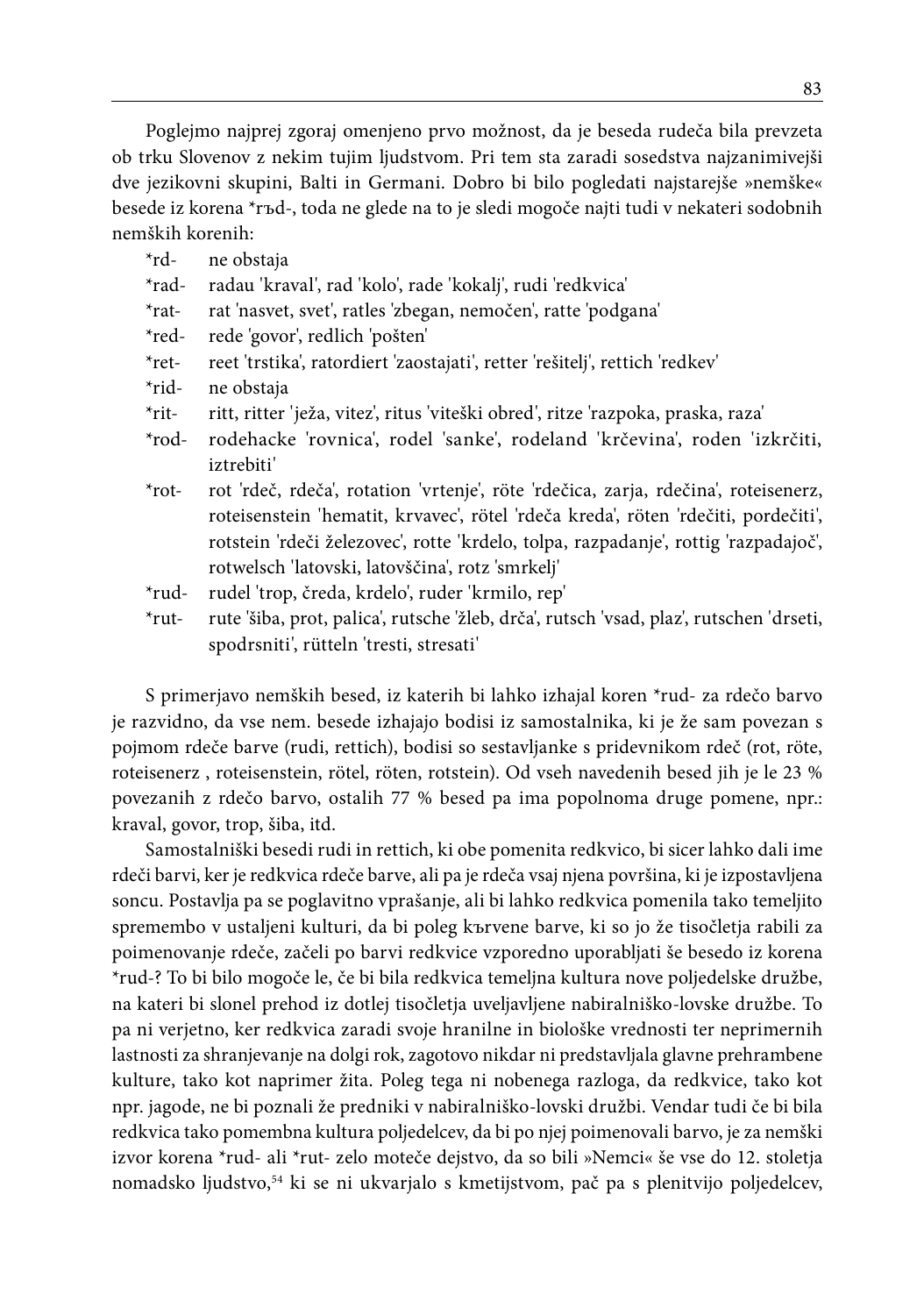Poglejmo najprej zgoraj omenjeno prvo možnost, da je beseda rudeča bila prevzeta ob trku Slovenov z nekim tujim ljudstvom. Pri tem sta zaradi sosedstva najzanimivejši dve jezikovni skupini, Balti in Germani. Dobro bi bilo pogledati najstarejše »nemške« besede iz korena *rъd-, toda ne glede na to je sledi mogoče najti tudi v nekateri sodobnih nemških korenih:

- *rd- ne obstaja
- *rad- radau 'kraval', rad 'kolo', rade 'kokalj', rudi 'redkvica'
- *rat- rat 'nasvet, svet', ratles 'zbegan, nemočen', ratte 'podgana'
- *red- rede 'govor', redlich 'pošten'
- *ret- reet 'trstika', ratordiert 'zaostajati', retter 'rešitelj', rettich 'redkev'
- *rid- ne obstaja
- *rit- ritt, ritter 'ježa, vitez', ritus 'viteški obred', ritze 'razpoka, praska, raza'
- *rod- rodehacke 'rovnica', rodel 'sanke', rodeland 'krčevina', roden 'izkrčiti, iztrebiti'
- *rot- rot 'rdeč, rdeča', rotation 'vrtenje', röte 'rdečica, zarja, rdečina', roteisenerz, roteisenstein 'hematit, krvavec', rötel 'rdeča kreda', röten 'rdečiti, pordečiti', rotstein 'rdeči železovec', rotte 'krdelo, tolpa, razpadanje', rottig 'razpadajoč', rotwelsch 'latovski, latovščina', rotz 'smrkelj'
- *rud- rudel 'trop, čreda, krdelo', ruder 'krmilo, rep'
- *rut- rute 'šiba, prot, palica', rutsche 'žleb, drča', rutsch 'vsad, plaz', rutschen 'drseti, spodrsniti', rütteln 'tresti, stresati'

S primerjavo nemških besed, iz katerih bi lahko izhajal koren *rud- za rdečo barvo je razvidno, da vse nem. besede izhajajo bodisi iz samostalnika, ki je že sam povezan s pojmom rdeče barve (rudi, rettich), bodisi so sestavljanke s pridevnikom rdeč (rot, röte, roteisenerz , roteisenstein, rötel, röten, rotstein). Od vseh navedenih besed jih je le 23 % povezanih z rdečo barvo, ostalih 77 % besed pa ima popolnoma druge pomene, npr.: kraval, govor, trop, šiba, itd.

Samostalniški besedi rudi in rettich, ki obe pomenita redkvico, bi sicer lahko dali ime rdeči barvi, ker je redkvica rdeče barve, ali pa je rdeča vsaj njena površina, ki je izpostavljena soncu. Postavlja pa se poglavitno vprašanje, ali bi lahko redkvica pomenila tako temeljito spremembo v ustaljeni kulturi, da bi poleg kървене barve, ki so jo že tisočletja rabili za poimenovanje rdeče, začeli po barvi redkvice vzporedno uporabljati še besedo iz korena *rud-? To bi bilo mogoče le, če bi bila redkvica temeljna kultura nove poljedelske družbe, na kateri bi slonel prehod iz dotlej tisočletja uveljavljene nabiralniško-lovske družbe. To pa ni verjetno, ker redkvica zaradi svoje hranilne in biološke vrednosti ter neprimernih lastnosti za shranjevanje na dolgi rok, zagotovo nikdar ni predstavljala glavne prehrambene kulture, tako kot naprimer žita. Poleg tega ni nobenega razloga, da redkvice, tako kot npr. jagode, ne bi poznali že predniki v nabiralniško-lovski družbi. Vendar tudi če bi bila redkvica tako pomembna kultura poljedelcev, da bi po njej poimenovali barvo, je za nemški izvor korena *rud- ali *rut- zelo moteče dejstvo, da so bili »Nemci« še vse do 12. stoletja nomadsko ljudstvo,[54] ki se ni ukvarjalo s kmetijstvom, pač pa s plenitvijo poljedelcev,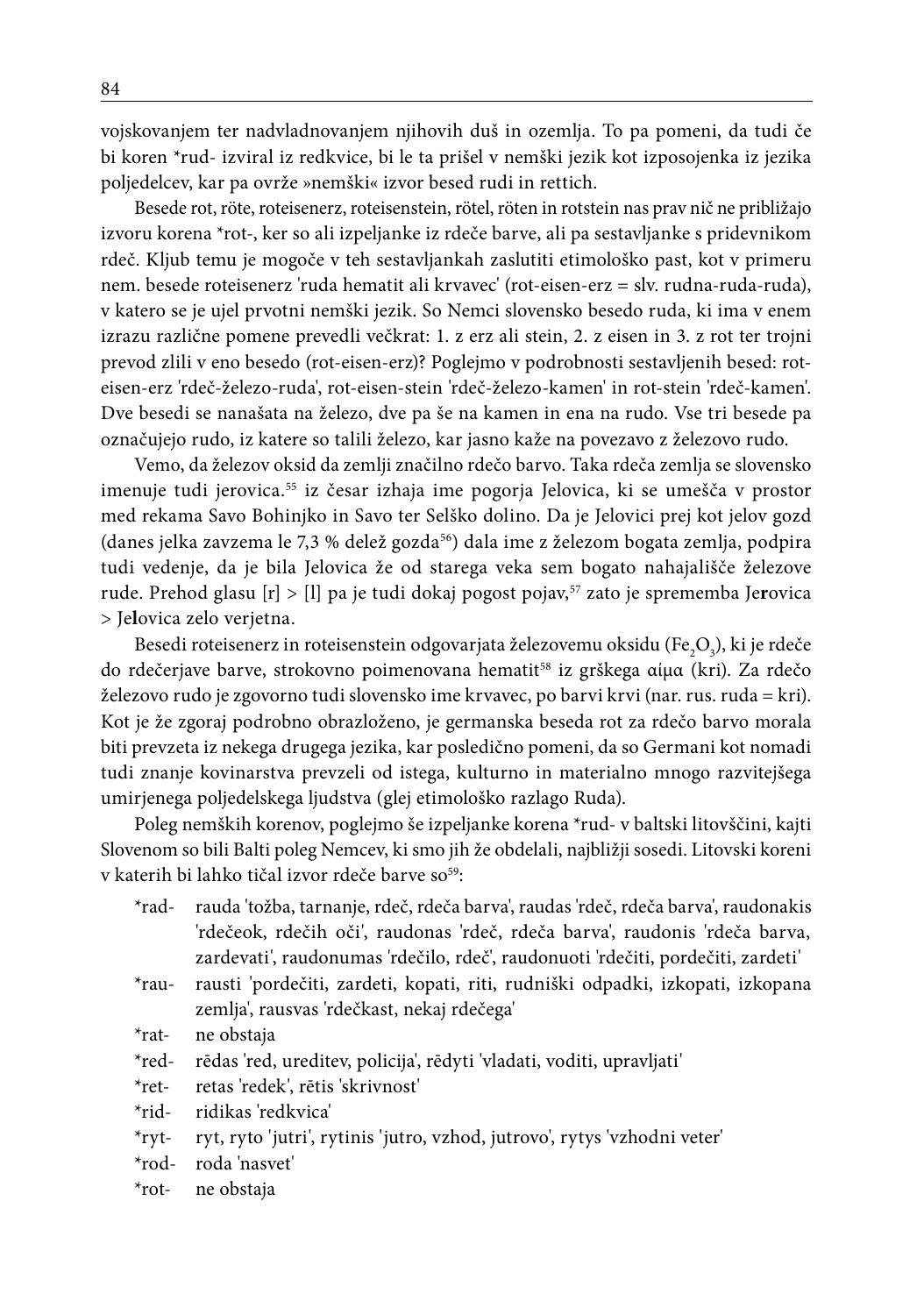vojskovanjem ter nadvladnovanjem njihovih duš in ozemlja. To pa pomeni, da tudi če bi koren *rud- izviral iz redkvice, bi le ta prišel v nemški jezik kot izposojenka iz jezika poljedelcev, kar pa ovrže »nemški« izvor besed rudi in rettich.

Besede rot, röte, roteisenerz, roteisenstein, rötel, röten in rotstein nas prav nič ne približajo izvoru korena *rot-, ker so ali izpeljanke iz rdeče barve, ali pa sestavljanke s pridevnikom rdeč. Kljub temu je mogoče v teh sestavljankah zaslutiti etimološko past, kot v primeru nem. besede roteisenerz 'ruda hematit ali krvavec' (rot-eisen-erz = slv. rudna-ruda-ruda), v katero se je ujel prvotni nemški jezik. So Nemci slovensko besedo ruda, ki ima v enem izrazu različne pomene prevedli večkrat: 1. z erz ali stein, 2. z eisen in 3. z rot ter trojni prevod zlili v eno besedo (rot-eisen-erz)? Poglejmo v podrobnosti sestavljenih besed: rot-eisen-erz 'rdeč-železo-ruda', rot-eisen-stein 'rdeč-železo-kamen' in rot-stein 'rdeč-kamen'. Dve besedi se nanašata na železo, dve pa še na kamen in ena na rudo. Vse tri besede pa označujejo rudo, iz katere so talili železo, kar jasno kaže na povezavo z železovo rudo.

Vemo, da železov oksid da zemlji značilno rdečo barvo. Taka rdeča zemlja se slovensko imenuje tudi jerovica.[55] iz česar izhaja ime pogorja Jelovica, ki se umešča v prostor med rekama Savo Bohinjko in Savo ter Selško dolino. Da je Jelovici prej kot jelov gozd (danes jelka zavzema le 7,3 % delež gozda[56]) dala ime z železom bogata zemlja, podpira tudi vedenje, da je bila Jelovica že od starega veka sem bogato nahajališče železove rude. Prehod glasu [r] > [l] pa je tudi dokaj pogost pojav,[57] zato je sprememba Je**r**ovica > Je**l**ovica zelo verjetna.

Besedi roteisenerz in roteisenstein odgovarjata železovemu oksidu ($Fe_2O_3$), ki je rdeče do rdečerjave barve, strokovno poimenovana hematit[58] iz grškega αίμα (kri). Za rdečo železovo rudo je zgovorno tudi slovensko ime krvavec, po barvi krvi (nar. rus. ruda = kri). Kot je že zgoraj podrobno obrazloženo, je germanska beseda rot za rdečo barvo morala biti prevzeta iz nekega drugega jezika, kar posledično pomeni, da so Germani kot nomadi tudi znanje kovinarstva prevzeli od istega, kulturno in materialno mnogo razvitejšega umirjenega poljedelskega ljudstva (glej etimološko razlago Ruda).

Poleg nemških korenov, poglejmo še izpeljanke korena *rud- v baltski litovščini, kajti Slovenom so bili Balti poleg Nemcev, ki smo jih že obdelali, najbližji sosedi. Litovski koreni v katerih bi lahko tičal izvor rdeče barve so[59]:

- *rad- rauda 'tožba, tarnanje, rdeč, rdeča barva', raudas 'rdeč, rdeča barva', raudonakis 'rdečeok, rdečih oči', raudonas 'rdeč, rdeča barva', raudonis 'rdeča barva, zardevati', raudonumas 'rdečilo, rdeč', raudonuoti 'rdečiti, pordečiti, zardeti'
- *rau- rausti 'pordečiti, zardeti, kopati, riti, rudniški odpadki, izkopati, izkopana zemlja', rausvas 'rdečkast, nekaj rdečega'
- *rat- ne obstaja
- *red- rēdas 'red, ureditev, policija', rēdyti 'vladati, voditi, upravljati'
- *ret- retas 'redek', rētis 'skrivnost'
- *rid- ridikas 'redkvica'
- *ryt- ryt, ryto 'jutri', rytinis 'jutro, vzhod, jutrovo', rytys 'vzhodni veter'
- *rod- roda 'nasvet'
- *rot- ne obstaja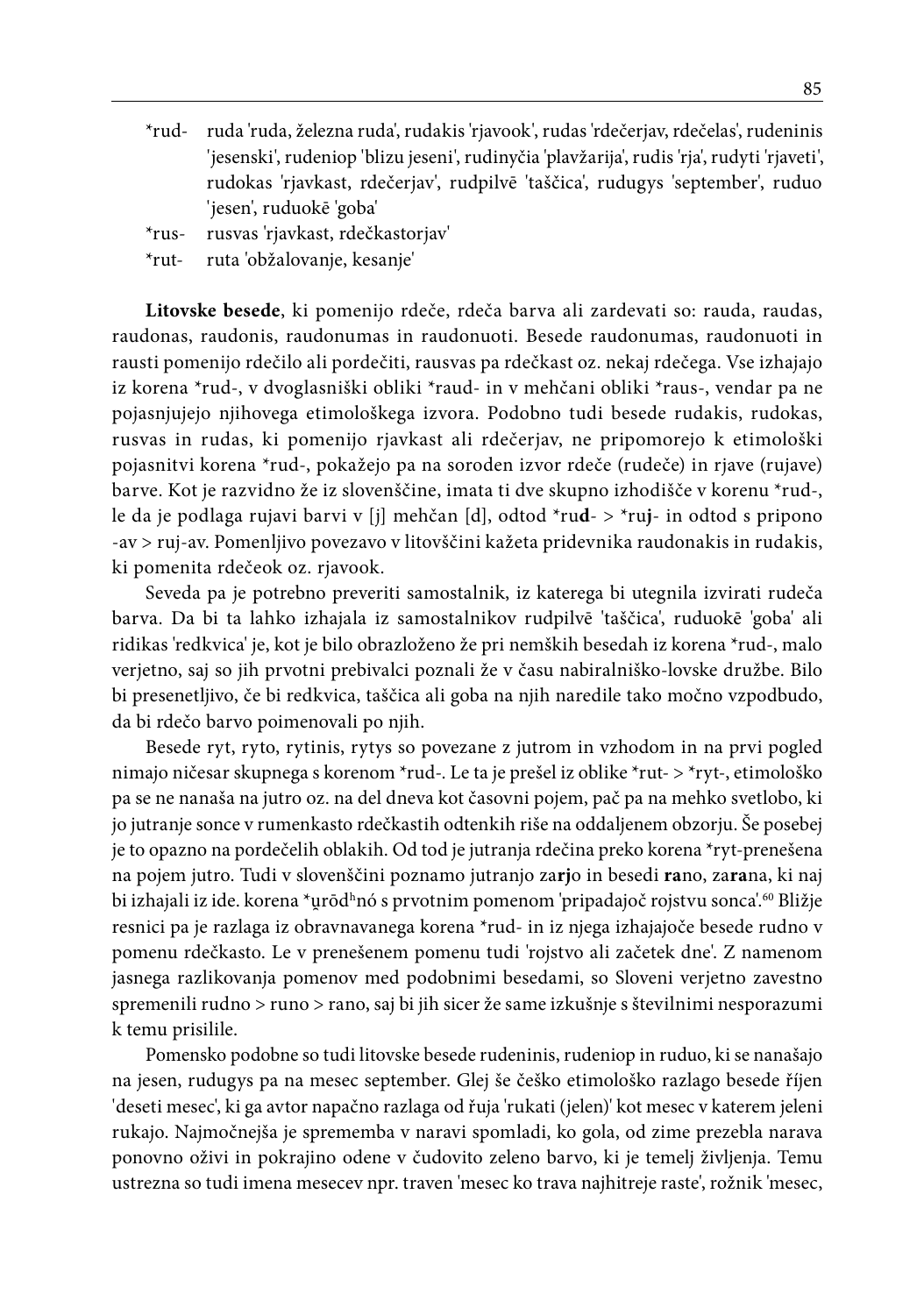*rud- ruda 'ruda, železna ruda', rudakis 'rjavook', rudas 'rdečerjav, rdečelas', rudeninis 'jesenski', rudeniop 'blizu jeseni', rudinyčia 'plavžarija', rudis 'rja', rudyti 'rjaveti', rudokas 'rjavkast, rdečerjav', rudpilvē 'taščica', rudugys 'september', ruduo 'jesen', ruduokē 'goba'

*rus- rusvas 'rjavkast, rdečkastorjav'

*rut- ruta 'obžalovanje, kesanje'

**Litovske besede**, ki pomenijo rdeče, rdeča barva ali zardevati so: rauda, raudas, raudonas, raudonis, raudonumas in raudonuoti. Besede raudonumas, raudonuoti in rausti pomenijo rdečilo ali pordečiti, rausvas pa rdečkast oz. nekaj rdečega. Vse izhajajo iz korena *rud-, v dvoglasniški obliki *raud- in v mehčani obliki *raus-, vendar pa ne pojasnjujejo njihovega etimološkega izvora. Podobno tudi besede rudakis, rudokas, rusvas in rudas, ki pomenijo rjavkast ali rdečerjav, ne pripomorejo k etimološki pojasnitvi korena *rud-, pokažejo pa na soroden izvor rdeče (rudeče) in rjave (rujave) barve. Kot je razvidno že iz slovenščine, imata ti dve skupno izhodišče v korenu *rud-, le da je podlaga rujavi barvi v [j] mehčan [d], odtod *ru**d**- > *ru**j**- in odtod s pripono -av > ruj-av. Pomenljivo povezavo v litovščini kažeta pridevnika raudonakis in rudakis, ki pomenita rdečeok oz. rjavook.

Seveda pa je potrebno preveriti samostalnik, iz katerega bi utegnila izvirati rudeča barva. Da bi ta lahko izhajala iz samostalnikov rudpilvē 'taščica', ruduokē 'goba' ali ridikas 'redkvica' je, kot je bilo obrazloženo že pri nemških besedah iz korena *rud-, malo verjetno, saj so jih prvotni prebivalci poznali že v času nabiralniško-lovske družbe. Bilo bi presenetljivo, če bi redkvica, taščica ali goba na njih naredile tako močno vzpodbudo, da bi rdečo barvo poimenovali po njih.

Besede ryt, ryto, rytinis, rytys so povezane z jutrom in vzhodom in na prvi pogled nimajo ničesar skupnega s korenom *rud-. Le ta je prešel iz oblike *rut- > *ryt-, etimološko pa se ne nanaša na jutro oz. na del dneva kot časovni pojem, pač pa na mehko svetlobo, ki jo jutranje sonce v rumenkasto rdečkastih odtenkih riše na oddaljenem obzorju. Še posebej je to opazno na pordečelih oblakih. Od tod je jutranja rdečina preko korena *ryt-prenešena na pojem jutro. Tudi v slovenščini poznamo jutranjo za**rj**o in besedi **ra**no, za**ra**na, ki naj bi izhajali iz ide. korena *u̯rōdʰnó s prvotnim pomenom 'pripadajoč rojstvu sonca'.[60] Bližje resnici pa je razlaga iz obravnavanega korena *rud- in iz njega izhajajoče besede rudno v pomenu rdečkasto. Le v prenešenem pomenu tudi 'rojstvo ali začetek dne'. Z namenom jasnega razlikovanja pomenov med podobnimi besedami, so Sloveni verjetno zavestno spremenili rudno > runo > rano, saj bi jih sicer že same izkušnje s številnimi nesporazumi k temu prisilile.

Pomensko podobne so tudi litovske besede rudeninis, rudeniop in ruduo, ki se nanašajo na jesen, rudugys pa na mesec september. Glej še češko etimološko razlago besede říjen 'deseti mesec', ki ga avtor napačno razlaga od řuja 'rukati (jelen)' kot mesec v katerem jeleni rukajo. Najmočnejša je sprememba v naravi spomladi, ko gola, od zime prezebla narava ponovno oživi in pokrajino odene v čudovito zeleno barvo, ki je temelj življenja. Temu ustrezna so tudi imena mesecev npr. traven 'mesec ko trava najhitreje raste', rožnik 'mesec,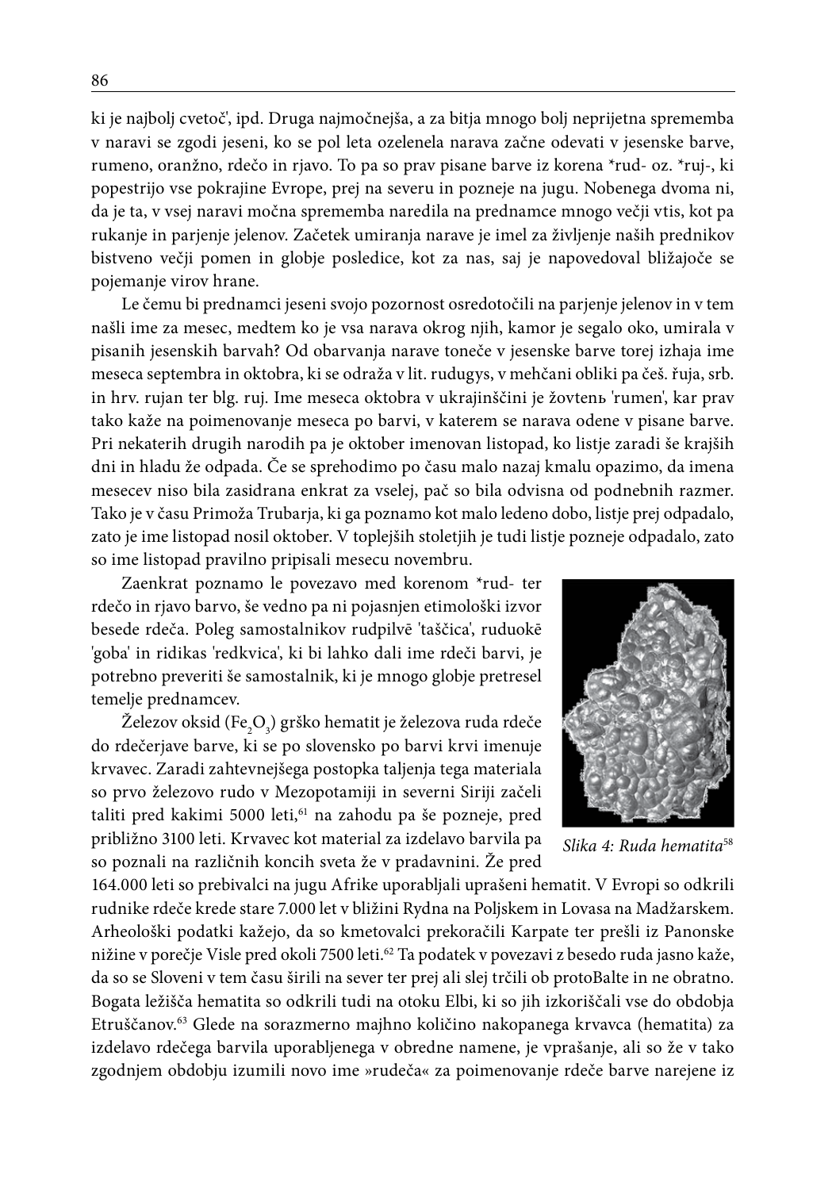ki je najbolj cvetoč', ipd. Druga najmočnejša, a za bitja mnogo bolj neprijetna sprememba v naravi se zgodi jeseni, ko se pol leta ozelenela narava začne odevati v jesenske barve, rumeno, oranžno, rdečo in rjavo. To pa so prav pisane barve iz korena *rud- oz. *ruj-, ki popestrijo vse pokrajine Evrope, prej na severu in pozneje na jugu. Nobenega dvoma ni, da je ta, v vsej naravi močna sprememba naredila na prednamce mnogo večji vtis, kot pa rukanje in parjenje jelenov. Začetek umiranja narave je imel za življenje naših prednikov bistveno večji pomen in globje posledice, kot za nas, saj je napovedoval bližajoče se pojemanje virov hrane.

Le čemu bi prednamci jeseni svojo pozornost osredotočili na parjenje jelenov in v tem našli ime za mesec, medtem ko je vsa narava okrog njih, kamor je segalo oko, umirala v pisanih jesenskih barvah? Od obarvanja narave toneče v jesenske barve torej izhaja ime meseca septembra in oktobra, ki se odraža v lit. rudugys, v mehčani obliki pa češ. řuja, srb. in hrv. rujan ter blg. ruj. Ime meseca oktobra v ukrajinščini je жовтень 'rumen', kar prav tako kaže na poimenovanje meseca po barvi, v katerem se narava odene v pisane barve. Pri nekaterih drugih narodih pa je oktober imenovan listopad, ko listje zaradi še krajših dni in hladu že odpada. Če se sprehodimo po času malo nazaj kmalu opazimo, da imena mesecev niso bila zasidrana enkrat za vselej, pač so bila odvisna od podnebnih razmer. Tako je v času Primoža Trubarja, ki ga poznamo kot malo ledeno dobo, listje prej odpadalo, zato je ime listopad nosil oktober. V toplejših stoletjih je tudi listje pozneje odpadalo, zato so ime listopad pravilno pripisali mesecu novembru.

Zaenkrat poznamo le povezavo med korenom *rud- ter rdečo in rjavo barvo, še vedno pa ni pojasnjen etimološki izvor besede rdeča. Poleg samostalnikov rudpilvē 'taščica', ruduokē 'goba' in ridikas 'redkvica', ki bi lahko dali ime rdeči barvi, je potrebno preveriti še samostalnik, ki je mnogo globje pretresel temelje prednamcev.

Železov oksid ($Fe_2O_3$) grško hematit je železova ruda rdeče do rdečerjave barve, ki se po slovensko po barvi krvi imenuje krvavec. Zaradi zahtevnejšega postopka taljenja tega materiala so prvo železovo rudo v Mezopotamiji in severni Siriji začeli taliti pred kakimi 5000 leti,[61] na zahodu pa še pozneje, pred približno 3100 leti. Krvavec kot material za izdelavo barvila pa so poznali na različnih koncih sveta že v pradavnini. Že pred 164.000 leti so prebivalci na jugu Afrike uporabljali uprašeni hematit. V Evropi so odkrili rudnike rdeče krede stare 7.000 let v bližini Rydna na Poljskem in Lovasa na Madžarskem. Arheološki podatki kažejo, da so kmetovalci prekoračili Karpate ter prešli iz Panonske nižine v porečje Visle pred okoli 7500 leti.[62] Ta podatek v povezavi z besedo ruda jasno kaže, da so se Sloveni v tem času širili na sever ter prej ali slej trčili ob protoBalte in ne obratno. Bogata ležišča hematita so odkrili tudi na otoku Elbi, ki so jih izkoriščali vse do obdobja Etruščanov.[63] Glede na sorazmerno majhno količino nakopanega krvavca (hematita) za izdelavo rdečega barvila uporabljenega v obredne namene, je vprašanje, ali so že v tako zgodnjem obdobju izumili novo ime »rudeča« za poimenovanje rdeče barve narejene iz

*Slika 4: Ruda hematita*[58]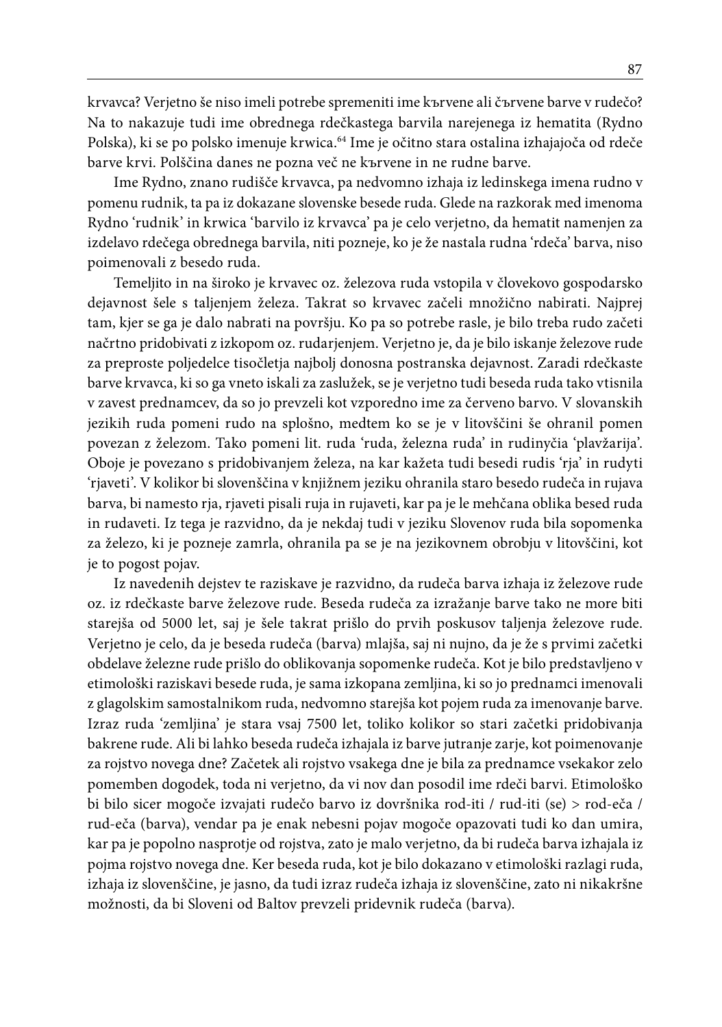krvavca? Verjetno še niso imeli potrebe spremeniti ime kъrvene ali čъrvene barve v rudečo? Na to nakazuje tudi ime obrednega rdečkastega barvila narejenega iz hematita (Rydno Polska), ki se po polsko imenuje krwica.[64] Ime je očitno stara ostalina izhajajoča od rdeče barve krvi. Polščina danes ne pozna več ne kъrvene in ne rudne barve.

Ime Rydno, znano rudišče krvavca, pa nedvomno izhaja iz ledinskega imena rudno v pomenu rudnik, ta pa iz dokazane slovenske besede ruda. Glede na razkorak med imenoma Rydno 'rudnik' in krwica 'barvilo iz krvavca' pa je celo verjetno, da hematit namenjen za izdelavo rdečega obrednega barvila, niti pozneje, ko je že nastala rudna 'rdeča' barva, niso poimenovali z besedo ruda.

Temeljito in na široko je krvavec oz. železova ruda vstopila v človekovo gospodarsko dejavnost šele s taljenjem železa. Takrat so krvavec začeli množično nabirati. Najprej tam, kjer se ga je dalo nabrati na površju. Ko pa so potrebe rasle, je bilo treba rudo začeti načrtno pridobivati z izkopom oz. rudarjenjem. Verjetno je, da je bilo iskanje železove rude za preproste poljedelce tisočletja najbolj donosna postranska dejavnost. Zaradi rdečkaste barve krvavca, ki so ga vneto iskali za zaslužek, se je verjetno tudi beseda ruda tako vtisnila v zavest prednamcev, da so jo prevzeli kot vzporedno ime za červeno barvo. V slovanskih jezikih ruda pomeni rudo na splošno, medtem ko se je v litovščini še ohranil pomen povezan z železom. Tako pomeni lit. ruda 'ruda, železna ruda' in rudinyčia 'plavžarija'. Oboje je povezano s pridobivanjem železa, na kar kažeta tudi besedi rudis 'rja' in rudyti 'rjaveti'. V kolikor bi slovenščina v knjižnem jeziku ohranila staro besedo rudeča in rujava barva, bi namesto rja, rjaveti pisali ruja in rujaveti, kar pa je le mehčana oblika besed ruda in rudaveti. Iz tega je razvidno, da je nekdaj tudi v jeziku Slovenov ruda bila sopomenka za železo, ki je pozneje zamrla, ohranila pa se je na jezikovnem obrobju v litovščini, kot je to pogost pojav.

Iz navedenih dejstev te raziskave je razvidno, da rudeča barva izhaja iz železove rude oz. iz rdečkaste barve železove rude. Beseda rudeča za izražanje barve tako ne more biti starejša od 5000 let, saj je šele takrat prišlo do prvih poskusov taljenja železove rude. Verjetno je celo, da je beseda rudeča (barva) mlajša, saj ni nujno, da je že s prvimi začetki obdelave železne rude prišlo do oblikovanja sopomenke rudeča. Kot je bilo predstavljeno v etimološki raziskavi besede ruda, je sama izkopana zemljina, ki so jo prednamci imenovali z glagolskim samostalnikom ruda, nedvomno starejša kot pojem ruda za imenovanje barve. Izraz ruda 'zemljina' je stara vsaj 7500 let, toliko kolikor so stari začetki pridobivanja bakrene rude. Ali bi lahko beseda rudeča izhajala iz barve jutranje zarje, kot poimenovanje za rojstvo novega dne? Začetek ali rojstvo vsakega dne je bila za prednamce vsekakor zelo pomemben dogodek, toda ni verjetno, da vi nov dan posodil ime rdeči barvi. Etimološko bi bilo sicer mogoče izvajati rudečo barvo iz dovršnika rod-iti / rud-iti (se) > rod-eča / rud-eča (barva), vendar pa je enak nebesni pojav mogoče opazovati tudi ko dan umira, kar pa je popolno nasprotje od rojstva, zato je malo verjetno, da bi rudeča barva izhajala iz pojma rojstvo novega dne. Ker beseda ruda, kot je bilo dokazano v etimološki razlagi ruda, izhaja iz slovenščine, je jasno, da tudi izraz rudeča izhaja iz slovenščine, zato ni nikakršne možnosti, da bi Sloveni od Baltov prevzeli pridevnik rudeča (barva).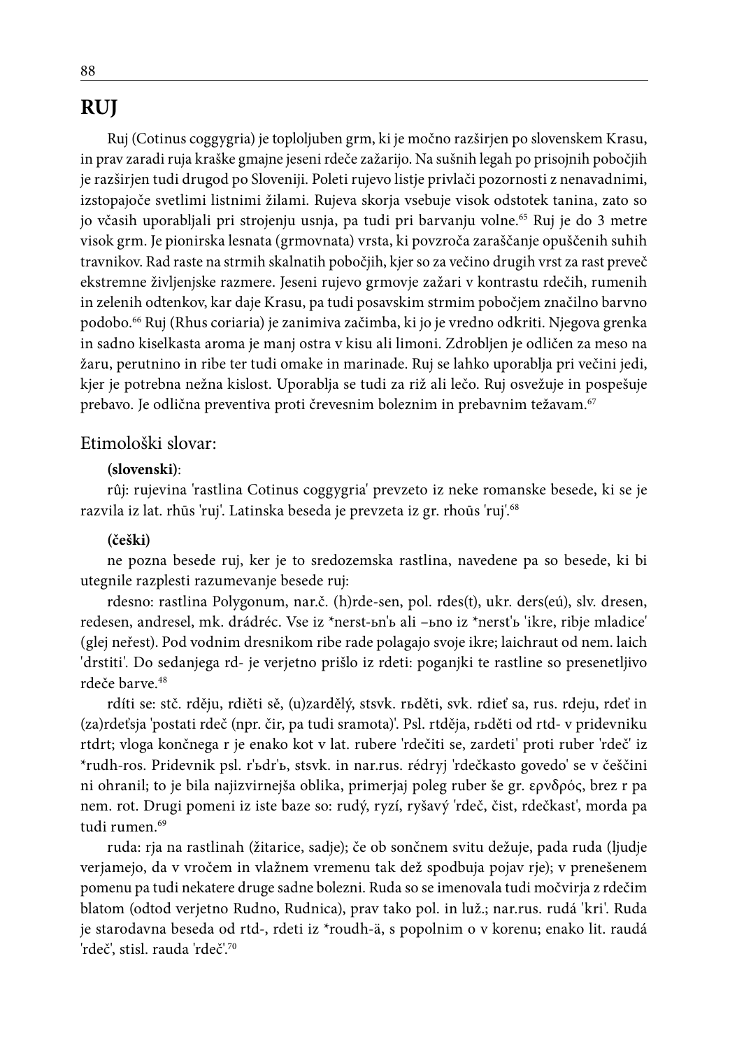# RUJ

Ruj (Cotinus coggygria) je toploljuben grm, ki je močno razširjen po slovenskem Krasu, in prav zaradi ruja kraške gmajne jeseni rdeče zažarijo. Na sušnih legah po prisojnih pobočjih je razširjen tudi drugod po Sloveniji. Poleti rujevo listje privlači pozornosti z nenavadnimi, izstopajoče svetlimi listnimi žilami. Rujeva skorja vsebuje visok odstotek tanina, zato so jo včasih uporabljali pri strojenju usnja, pa tudi pri barvanju volne.[65] Ruj je do 3 metre visok grm. Je pionirska lesnata (grmovnata) vrsta, ki povzroča zaraščanje opuščenih suhih travnikov. Rad raste na strmih skalnatih pobočjih, kjer so za večino drugih vrst za rast preveč ekstremne življenjske razmere. Jeseni rujevo grmovje zažari v kontrastu rdečih, rumenih in zelenih odtenkov, kar daje Krasu, pa tudi posavskim strmim pobočjem značilno barvno podobo.[66] Ruj (Rhus coriaria) je zanimiva začimba, ki jo je vredno odkriti. Njegova grenka in sadno kiselkasta aroma je manj ostra v kisu ali limoni. Zdrobljen je odličen za meso na žaru, perutnino in ribe ter tudi omake in marinade. Ruj se lahko uporablja pri večini jedi, kjer je potrebna nežna kislost. Uporablja se tudi za riž ali lečo. Ruj osvežuje in pospešuje prebavo. Je odlična preventiva proti črevesnim boleznim in prebavnim težavam.[67]

## Etimološki slovar:

**(slovenski)**:

rȗj: rujevina 'rastlina Cotinus coggygria' prevzeto iz neke romanske besede, ki se je razvila iz lat. rhūs 'ruj'. Latinska beseda je prevzeta iz gr. rhoūs 'ruj'.[68]

**(češki)**

ne pozna besede ruj, ker je to sredozemska rastlina, navedene pa so besede, ki bi utegnile razplesti razumevanje besede ruj:

rdesno: rastlina Polygonum, nar.č. (h)rde-sen, pol. rdes(t), ukr. ders(eú), slv. dresen, redesen, andresel, mk. drádréc. Vse iz *nerst-ьnъ ali –ьno iz *nerstъ 'ikre, ribje mladice' (glej neřest). Pod vodnim dresnikom ribe rade polagajo svoje ikre; laichraut od nem. laich 'drstiti'. Do sedanjega rd- je verjetno prišlo iz rdeti: poganjki te rastline so presenetljivo rdeče barve.[48]

rdíti se: stč. rděju, rdiěti sě, (u)zardělý, stsvk. rьděti, svk. rdieť sa, rus. rdeju, rdeť in (za)rdeťsja 'postati rdeč (npr. čir, pa tudi sramota)'. Psl. rtděja, rьděti od rtd- v pridevniku rtdrt; vloga končnega r je enako kot v lat. rubere 'rdečiti se, zardeti' proti ruber 'rdeč' iz *rudh-ros. Pridevnik psl. rъdrъ, stsvk. in nar.rus. rédryj 'rdečkasto govedo' se v češčini ni ohranil; to je bila najizvirnejša oblika, primerjaj poleg ruber še gr. ερνδρός, brez r pa nem. rot. Drugi pomeni iz iste baze so: rudý, ryzí, ryšavý 'rdeč, čist, rdečkast', morda pa tudi rumen.[69]

ruda: rja na rastlinah (žitarice, sadje); če ob sončnem svitu dežuje, pada ruda (ljudje verjamejo, da v vročem in vlažnem vremenu tak dež spodbuja pojav rje); v prenešenem pomenu pa tudi nekatere druge sadne bolezni. Ruda so se imenovala tudi močvirja z rdečim blatom (odtod verjetno Rudno, Rudnica), prav tako pol. in luž.; nar.rus. rudá 'kri'. Ruda je starodavna beseda od rtd-, rdeti iz *roudh-ä, s popolnim o v korenu; enako lit. raudá 'rdeč', stisl. rauda 'rdeč'.[70]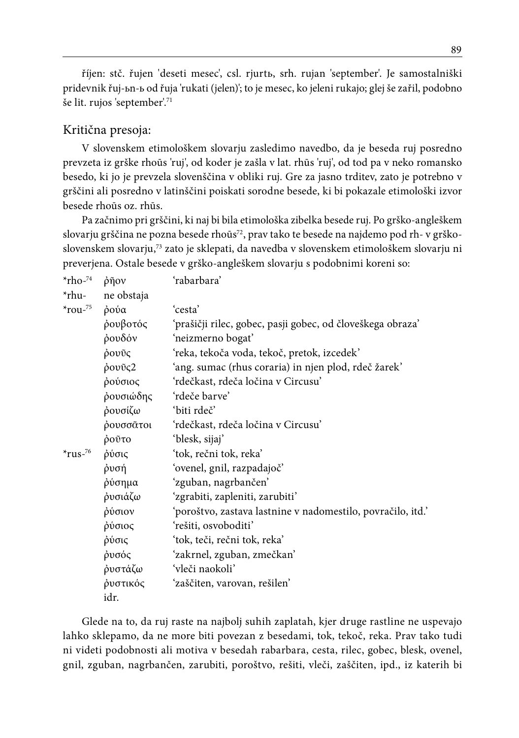říjen: stč. řujen 'deseti mesec', csl. rjurtь, srh. rujan 'september'. Je samostalniški pridevnik řuj-ьn-ь od řuja 'rukati (jelen)'; to je mesec, ko jeleni rukajo; glej še zařil, podobno še lit. rujos 'september'.[71]

## Kritična presoja:

V slovenskem etimološkem slovarju zasledimo navedbo, da je beseda ruj posredno prevzeta iz grške rhoũs 'ruj', od koder je zašla v lat. rhūs 'ruj', od tod pa v neko romansko besedo, ki jo je prevzela slovenščina v obliki ruj. Gre za jasno trditev, zato je potrebno v grščini ali posredno v latinščini poiskati sorodne besede, ki bi pokazale etimološki izvor besede rhoũs oz. rhūs.

Pa začnimo pri grščini, ki naj bi bila etimološka zibelka besede ruj. Po grško-angleškem slovarju grščina ne pozna besede rhoũs[72], prav tako te besede na najdemo pod rh- v grško-slovenskem slovarju,[73] zato je sklepati, da navedba v slovenskem etimološkem slovarju ni preverjena. Ostale besede v grško-angleškem slovarju s podobnimi koreni so:

| | | |
|---|---|---|
| *rho-[74] | ῥῆον | 'rabarbara' |
| *rhu- | ne obstaja | |
| *rou-[75] | ῥούα | 'cesta' |
| | ῥουβοτός | 'prašičji rilec, gobec, pasji gobec, od človeškega obraza' |
| | ῥουδόν | 'neizmerno bogat' |
| | ῥουῦς | 'reka, tekoča voda, tekoč, pretok, izcedek' |
| | ῥουῦς2 | 'ang. sumac (rhus coraria) in njen plod, rdeč žarek' |
| | ῥούσιος | 'rdečkast, rdeča ločina v Circusu' |
| | ῥουσιώδης | 'rdeče barve' |
| | ῥουσίζω | 'biti rdeč' |
| | ῥουσσᾶτοι | 'rdečkast, rdeča ločina v Circusu' |
| | ῥοῦτο | 'blesk, sijaj' |
| *rus-[76] | ῥύσις | 'tok, rečni tok, reka' |
| | ῥυσή | 'ovenel, gnil, razpadajoč' |
| | ῥύσημα | 'zguban, nagrbančen' |
| | ῥυσιάζω | 'zgrabiti, zapleniti, zarubiti' |
| | ῥύσιον | 'poroštvo, zastava lastnine v nadomestilo, povračilo, itd.' |
| | ῥύσιος | 'rešiti, osvoboditi' |
| | ῥύσις | 'tok, teči, rečni tok, reka' |
| | ῥυσός | 'zakrnel, zguban, zmečkan' |
| | ῥυστάζω | 'vleči naokoli' |
| | ῥυστικός | 'zaščiten, varovan, rešilen' |
| | idr. | |

Glede na to, da ruj raste na najbolj suhih zaplatah, kjer druge rastline ne uspevajo lahko sklepamo, da ne more biti povezan z besedami, tok, tekoč, reka. Prav tako tudi ni videti podobnosti ali motiva v besedah rabarbara, cesta, rilec, gobec, blesk, ovenel, gnil, zguban, nagrbančen, zarubiti, poroštvo, rešiti, vleči, zaščiten, ipd., iz katerih bi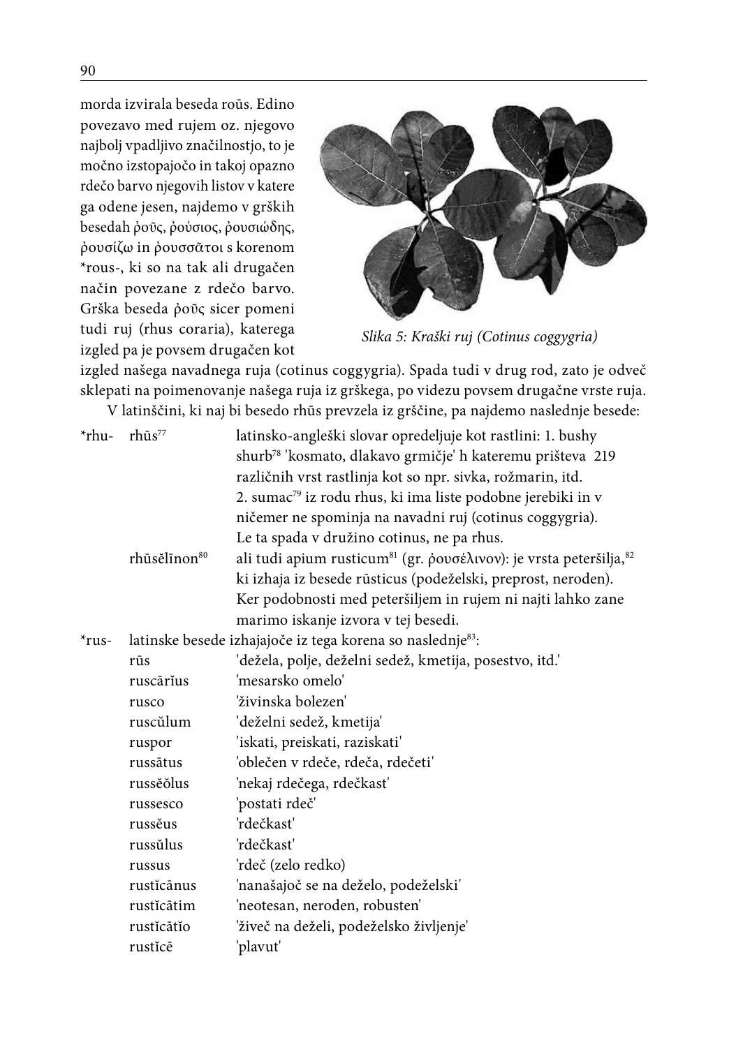morda izvirala beseda roūs. Edino povezavo med rujem oz. njegovo najbolj vpadljivo značilnostjo, to je močno izstopajočo in takoj opazno rdečo barvo njegovih listov v katere ga odene jesen, najdemo v grških besedah ῥοῦς, ῥούσιος, ῥουσιώδης, ῥουσίζω in ῥουσσᾶτοι s korenom *rous-, ki so na tak ali drugačen način povezane z rdečo barvo. Grška beseda ῥοῦς sicer pomeni tudi ruj (rhus coraria), katerega izgled pa je povsem drugačen kot izgled našega navadnega ruja (cotinus coggygria). Spada tudi v drug rod, zato je odveč sklepati na poimenovanje našega ruja iz grškega, po videzu povsem drugačne vrste ruja.

*Slika 5: Kraški ruj (Cotinus coggygria)*

V latinščini, ki naj bi besedo rhūs prevzela iz grščine, pa najdemo naslednje besede:

| | | |
|---|---|---|
| *rhu- | rhūs[77] | latinsko-angleški slovar opredeljuje kot rastlini: 1. bushy shurb[78] 'kosmato, dlakavo grmičje' h kateremu prišteva 219 različnih vrst rastlinja kot so npr. sivka, rožmarin, itd. 2. sumac[79] iz rodu rhus, ki ima liste podobne jerebiki in v ničemer ne spominja na navadni ruj (cotinus coggygria). Le ta spada v družino cotinus, ne pa rhus. |
| | rhūsĕlīnon[80] | ali tudi apium rusticum[81] (gr. ῥουσέλινον): je vrsta peteršilja,[82] ki izhaja iz besede rūsticus (podeželski, preprost, neroden). Ker podobnosti med peteršiljem in rujem ni najti lahko zanemarimo iskanje izvora v tej besedi. |
| *rus- | latinske besede izhajajoče iz tega korena so naslednje[83]: | |
| | rūs | 'dežela, polje, deželni sedež, kmetija, posestvo, itd.' |
| | ruscārĭus | 'mesarsko omelo' |
| | rusco | 'živinska bolezen' |
| | ruscŭlum | 'deželni sedež, kmetija' |
| | ruspor | 'iskati, preiskati, raziskati' |
| | russātus | 'oblečen v rdeče, rdeča, rdečeti' |
| | russĕŏlus | 'nekaj rdečega, rdečkast' |
| | russesco | 'postati rdeč' |
| | russĕus | 'rdečkast' |
| | russŭlus | 'rdečkast' |
| | russus | 'rdeč (zelo redko)' |
| | rustĭcānus | 'nanašajoč se na deželo, podeželski' |
| | rustĭcātim | 'neotesan, neroden, robusten' |
| | rustĭcātĭo | 'živeč na deželi, podeželsko življenje' |
| | rustĭcē | 'plavut' |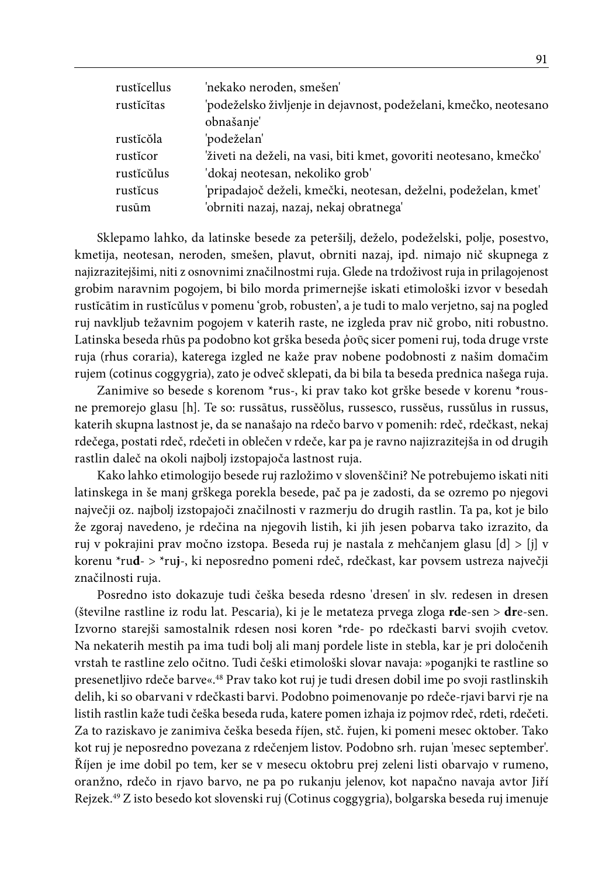| | |
|---|---|
| rustĭcellus | 'nekako neroden, smešen' |
| rustĭcĭtas | 'podeželsko življenje in dejavnost, podeželani, kmečko, neotesano obnašanje' |
| rustĭcŏla | 'podeželan' |
| rustĭcor | 'živeti na deželi, na vasi, biti kmet, govoriti neotesano, kmečko' |
| rustĭcŭlus | 'dokaj neotesan, nekoliko grob' |
| rustĭcus | 'pripadajoč deželi, kmečki, neotesan, deželni, podeželan, kmet' |
| rusūm | 'obrniti nazaj, nazaj, nekaj obratnega' |

Sklepamo lahko, da latinske besede za peteršilj, deželo, podeželski, polje, posestvo, kmetija, neotesan, neroden, smešen, plavut, obrniti nazaj, ipd. nimajo nič skupnega z najizrazitejšimi, niti z osnovnimi značilnostmi ruja. Glede na trdoživost ruja in prilagojenost grobim naravnim pogojem, bi bilo morda primernejše iskati etimološki izvor v besedah rustĭcātim in rustĭcŭlus v pomenu 'grob, robusten', a je tudi to malo verjetno, saj na pogled ruj navkljub težavnim pogojem v katerih raste, ne izgleda prav nič grobo, niti robustno. Latinska beseda rhūs pa podobno kot grška beseda ῥοῦς sicer pomeni ruj, toda druge vrste ruja (rhus coraria), katerega izgled ne kaže prav nobene podobnosti z našim domačim rujem (cotinus coggygria), zato je odveč sklepati, da bi bila ta beseda prednica našega ruja.

Zanimive so besede s korenom *rus-, ki prav tako kot grške besede v korenu *rous- ne premorejo glasu [h]. Te so: russātus, russĕŏlus, russesco, russĕus, russŭlus in russus, katerih skupna lastnost je, da se nanašajo na rdečo barvo v pomenih: rdeč, rdečkast, nekaj rdečega, postati rdeč, rdečeti in oblečen v rdeče, kar pa je ravno najizrazitejša in od drugih rastlin daleč na okoli najbolj izstopajoča lastnost ruja.

Kako lahko etimologijo besede ruj razložimo v slovenščini? Ne potrebujemo iskati niti latinskega in še manj grškega porekla besede, pač pa je zadosti, da se ozremo po njegovi največji oz. najbolj izstopajoči značilnosti v razmerju do drugih rastlin. Ta pa, kot je bilo že zgoraj navedeno, je rdečina na njegovih listih, ki jih jesen pobarva tako izrazito, da ruj v pokrajini prav močno izstopa. Beseda ruj je nastala z mehčanjem glasu [d] > [j] v korenu *ru**d**- > *ru**j**-, ki neposredno pomeni rdeč, rdečkast, kar povsem ustreza največji značilnosti ruja.

Posredno isto dokazuje tudi češka beseda rdesno 'dresen' in slv. redesen in dresen (številne rastline iz rodu lat. Pescaria), ki je le metateza prvega zloga **rd**e-sen > **dr**e-sen. Izvorno starejši samostalnik rdesen nosi koren *rde- po rdečkasti barvi svojih cvetov. Na nekaterih mestih pa ima tudi bolj ali manj pordele liste in stebla, kar je pri določenih vrstah te rastline zelo očitno. Tudi češki etimološki slovar navaja: »poganjki te rastline so presenetljivo rdeče barve«.[48] Prav tako kot ruj je tudi dresen dobil ime po svoji rastlinskih delih, ki so obarvani v rdečkasti barvi. Podobno poimenovanje po rdeče-rjavi barvi rje na listih rastlin kaže tudi češka beseda ruda, katere pomen izhaja iz pojmov rdeč, rdeti, rdečeti. Za to raziskavo je zanimiva češka beseda říjen, stč. řujen, ki pomeni mesec oktober. Tako kot ruj je neposredno povezana z rdečenjem listov. Podobno srh. rujan 'mesec september'. Říjen je ime dobil po tem, ker se v mesecu oktobru prej zeleni listi obarvajo v rumeno, oranžno, rdečo in rjavo barvo, ne pa po rukanju jelenov, kot napačno navaja avtor Jiří Rejzek.[49] Z isto besedo kot slovenski ruj (Cotinus coggygria), bolgarska beseda ruj imenuje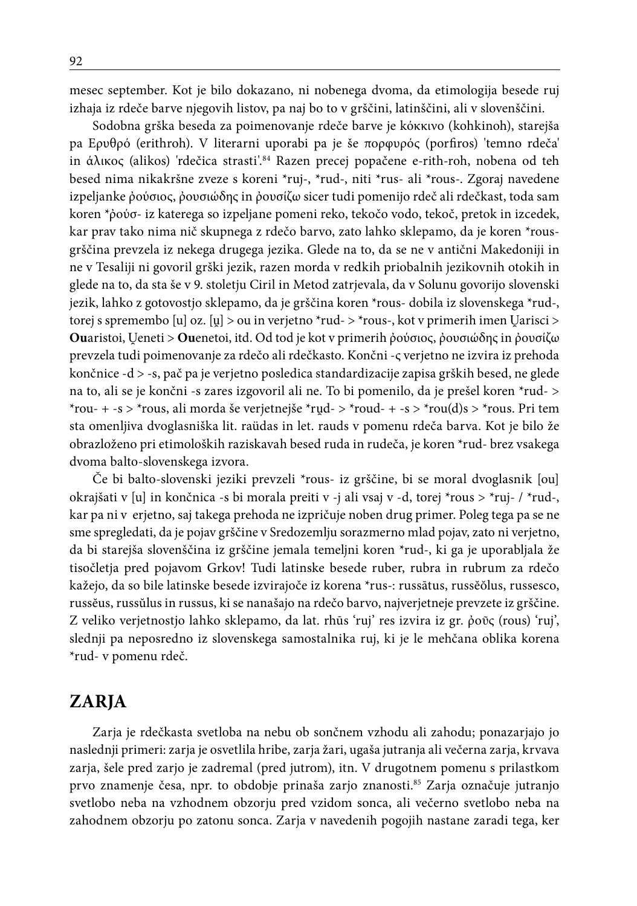mesec september. Kot je bilo dokazano, ni nobenega dvoma, da etimologija besede ruj izhaja iz rdeče barve njegovih listov, pa naj bo to v grščini, latinščini, ali v slovenščini.

Sodobna grška beseda za poimenovanje rdeče barve je κόκκινο (kohkinoh), starejša pa Ερυθρό (erithroh). V literarni uporabi pa je še πορφυρός (porfiros) 'temno rdeča' in ἅλικος (alikos) 'rdečica strasti'.[84] Razen precej popačene e-rith-roh, nobena od teh besed nima nikakršne zveze s koreni *ruj-, *rud-, niti *rus- ali *rous-. Zgoraj navedene izpeljanke ῥούσιος, ῥουσιώδης in ῥουσίζω sicer tudi pomenijo rdeč ali rdečkast, toda sam koren *ῥούσ- iz katerega so izpeljane pomeni reko, tekočo vodo, tekoč, pretok in izcedek, kar prav tako nima nič skupnega z rdečo barvo, zato lahko sklepamo, da je koren *rous- grščina prevzela iz nekega drugega jezika. Glede na to, da se ne v antični Makedoniji in ne v Tesaliji ni govoril grški jezik, razen morda v redkih priobalnih jezikovnih otokih in glede na to, da sta še v 9. stoletju Ciril in Metod zatrjevala, da v Solunu govorijo slovenski jezik, lahko z gotovostjo sklepamo, da je grščina koren *rous- dobila iz slovenskega *rud-, torej s spremembo [u] oz. [u̯] > ou in verjetno *rud- > *rous-, kot v primerih imen U̯arisci > **Ou**aristoi, U̯eneti > **Ou**enetoi, itd. Od tod je kot v primerih ῥούσιος, ῥουσιώδης in ῥουσίζω prevzela tudi poimenovanje za rdečo ali rdečkasto. Končni -ς verjetno ne izvira iz prehoda končnice -d > -s, pač pa je verjetno posledica standardizacije zapisa grških besed, ne glede na to, ali se je končni -s zares izgovoril ali ne. To bi pomenilo, da je prešel koren *rud- > *rou- + -s > *rous, ali morda še verjetnejše *ru̯d- > *roud- + -s > *rou(d)s > *rous. Pri tem sta omenljiva dvoglasniška lit. raũdas in let. rauds v pomenu rdeča barva. Kot je bilo že obrazloženo pri etimoloških raziskavah besed ruda in rudeča, je koren *rud- brez vsakega dvoma balto-slovenskega izvora.

Če bi balto-slovenski jeziki prevzeli *rous- iz grščine, bi se moral dvoglasnik [ou] okrajšati v [u] in končnica -s bi morala preiti v -j ali vsaj v -d, torej *rous > *ruj- / *rud-, kar pa ni v erjetno, saj takega prehoda ne izpričuje noben drug primer. Poleg tega pa se ne sme spregledati, da je pojav grščine v Sredozemlju sorazmerno mlad pojav, zato ni verjetno, da bi starejša slovenščina iz grščine jemala temeljni koren *rud-, ki ga je uporabljala že tisočletja pred pojavom Grkov! Tudi latinske besede ruber, rubra in rubrum za rdečo kažejo, da so bile latinske besede izvirajoče iz korena *rus-: russātus, russĕŏlus, russesco, russĕus, russŭlus in russus, ki se nanašajo na rdečo barvo, najverjetneje prevzete iz grščine. Z veliko verjetnostjo lahko sklepamo, da lat. rhūs 'ruj' res izvira iz gr. ῥοῦς (rous) 'ruj', slednji pa neposredno iz slovenskega samostalnika ruj, ki je le mehčana oblika korena *rud- v pomenu rdeč.

## ZARJA

Zarja je rdečkasta svetloba na nebu ob sončnem vzhodu ali zahodu; ponazarjajo jo naslednji primeri: zarja je osvetlila hribe, zarja žari, ugaša jutranja ali večerna zarja, krvava zarja, šele pred zarjo je zadremal (pred jutrom), itn. V drugotnem pomenu s prilastkom prvo znamenje česa, npr. to obdobje prinaša zarjo znanosti.[85] Zarja označuje jutranjo svetlobo neba na vzhodnem obzorju pred vzidom sonca, ali večerno svetlobo neba na zahodnem obzorju po zatonu sonca. Zarja v navedenih pogojih nastane zaradi tega, ker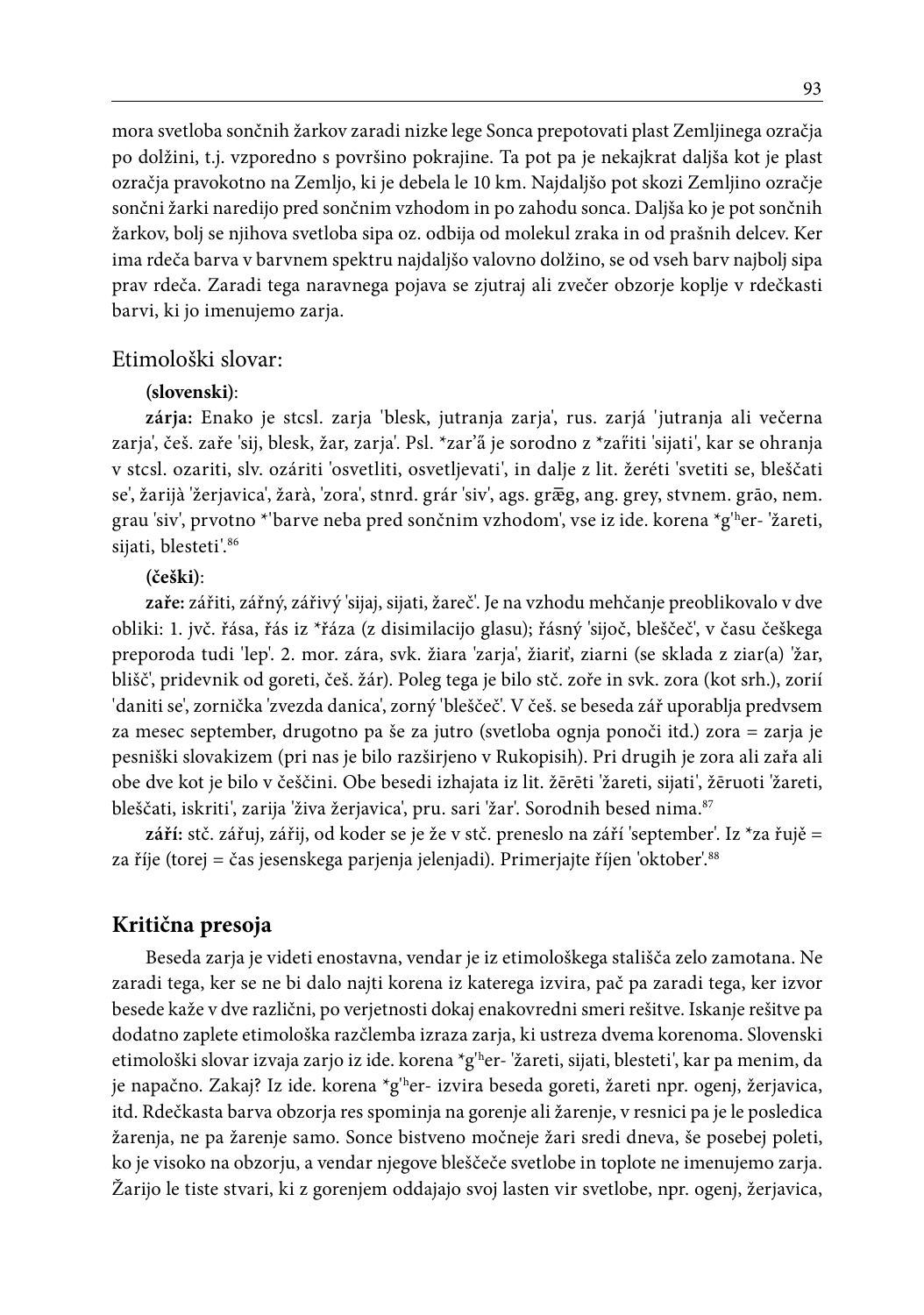mora svetloba sončnih žarkov zaradi nizke lege Sonca prepotovati plast Zemljinega ozračja po dolžini, t.j. vzporedno s površino pokrajine. Ta pot pa je nekajkrat daljša kot je plast ozračja pravokotno na Zemljo, ki je debela le 10 km. Najdaljšo pot skozi Zemljino ozračje sončni žarki naredijo pred sončnim vzhodom in po zahodu sonca. Daljša ko je pot sončnih žarkov, bolj se njihova svetloba sipa oz. odbija od molekul zraka in od prašnih delcev. Ker ima rdeča barva v barvnem spektru najdaljšo valovno dolžino, se od vseh barv najbolj sipa prav rdeča. Zaradi tega naravnega pojava se zjutraj ali zvečer obzorje koplje v rdečkasti barvi, ki jo imenujemo zarja.

## Etimološki slovar:

**(slovenski)**:

**zárja:** Enako je stcsl. zarja 'blesk, jutranja zarja', rus. zarjá 'jutranja ali večerna zarja', češ. zaře 'sij, blesk, žar, zarja'. Psl. *zar'ā je sorodno z *zařiti 'sijati', kar se ohranja v stcsl. ozariti, slv. ozáriti 'osvetliti, osvetljevati', in dalje z lit. žeréti 'svetiti se, bleščati se', žarijà 'žerjavica', žarà, 'zora', stnrd. grár 'siv', ags. grǣg, ang. grey, stvnem. grão, nem. grau 'siv', prvotno *'barve neba pred sončnim vzhodom', vse iz ide. korena *g'ʰer- 'žareti, sijati, blesteti'.[86]

**(češki)**:

**zaře:** zářiti, zářný, zářivý 'sijaj, sijati, žareč'. Je na vzhodu mehčanje preoblikovalo v dve obliki: 1. jvč. řása, řás iz *řáza (z disimilacijo glasu); řásný 'sijoč, bleščeč', v času češkega preporoda tudi 'lep'. 2. mor. zára, svk. žiara 'zarja', žiariť, ziarni (se sklada z ziar(a) 'žar, blišč', pridevnik od goreti, češ. žár). Poleg tega je bilo stč. zoře in svk. zora (kot srh.), zorií 'daniti se', zornička 'zvezda danica', zorný 'bleščeč'. V češ. se beseda zář uporablja predvsem za mesec september, drugotno pa še za jutro (svetloba ognja ponoči itd.) zora = zarja je pesniški slovakizem (pri nas je bilo razširjeno v Rukopisih). Pri drugih je zora ali zaŕa ali obe dve kot je bilo v češčini. Obe besedi izhajata iz lit. žērēti 'žareti, sijati', žēruoti 'žareti, bleščati, iskriti', zarija 'živa žerjavica', pru. sari 'žar'. Sorodnih besed nima.[87]

**září:** stč. zářuj, zářij, od koder se je že v stč. preneslo na září 'september'. Iz *za řujě = za říje (torej = čas jesenskega parjenja jelenjadi). Primerjajte říjen 'oktober'.[88]

## Kritična presoja

Beseda zarja je videti enostavna, vendar je iz etimološkega stališča zelo zamotana. Ne zaradi tega, ker se ne bi dalo najti korena iz katerega izvira, pač pa zaradi tega, ker izvor besede kaže v dve različni, po verjetnosti dokaj enakovredni smeri rešitve. Iskanje rešitve pa dodatno zaplete etimološka razčlemba izraza zarja, ki ustreza dvema korenoma. Slovenski etimološki slovar izvaja zarjo iz ide. korena *g'ʰer- 'žareti, sijati, blesteti', kar pa menim, da je napačno. Zakaj? Iz ide. korena *g'ʰer- izvira beseda goreti, žareti npr. ogenj, žerjavica, itd. Rdečkasta barva obzorja res spominja na gorenje ali žarenje, v resnici pa je le posledica žarenja, ne pa žarenje samo. Sonce bistveno močneje žari sredi dneva, še posebej poleti, ko je visoko na obzorju, a vendar njegove bleščeče svetlobe in toplote ne imenujemo zarja. Žarijo le tiste stvari, ki z gorenjem oddajajo svoj lasten vir svetlobe, npr. ogenj, žerjavica,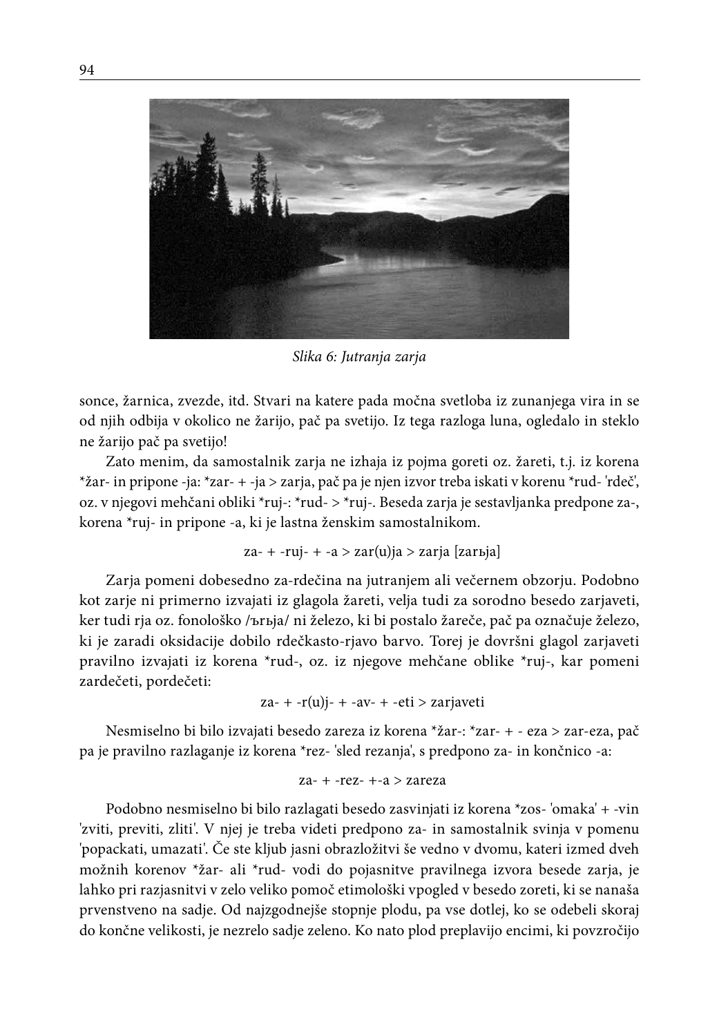*Slika 6: Jutranja zarja*

sonce, žarnica, zvezde, itd. Stvari na katere pada močna svetloba iz zunanjega vira in se od njih odbija v okolico ne žarijo, pač pa svetijo. Iz tega razloga luna, ogledalo in steklo ne žarijo pač pa svetijo!

Zato menim, da samostalnik zarja ne izhaja iz pojma goreti oz. žareti, t.j. iz korena *žar- in pripone -ja: *zar- + -ja > zarja, pač pa je njen izvor treba iskati v korenu *rud- 'rdeč', oz. v njegovi mehčani obliki *ruj-: *rud- > *ruj-. Beseda zarja je sestavljanka predpone za-, korena *ruj- in pripone -a, ki je lastna ženskim samostalnikom.

za- + -ruj- + -a > zar(u)ja > zarja [zarьja]

Zarja pomeni dobesedno za-rdečina na jutranjem ali večernem obzorju. Podobno kot zarje ni primerno izvajati iz glagola žareti, velja tudi za sorodno besedo zarjaveti, ker tudi rja oz. fonološko /ърьја/ ni železo, ki bi postalo žareče, pač pa označuje železo, ki je zaradi oksidacije dobilo rdečkasto-rjavo barvo. Torej je dovršni glagol zarjaveti pravilno izvajati iz korena *rud-, oz. iz njegove mehčane oblike *ruj-, kar pomeni zardečeti, pordečeti:

za- + -r(u)j- + -av- + -eti > zarjaveti

Nesmiselno bi bilo izvajati besedo zareza iz korena *žar-: *zar- + - eza > zar-eza, pač pa je pravilno razlaganje iz korena *rez- 'sled rezanja', s predpono za- in končnico -a:

za- + -rez- +-a > zareza

Podobno nesmiselno bi bilo razlagati besedo zasvinjati iz korena *zos- 'omaka' + -vin 'zviti, previti, zliti'. V njej je treba videti predpono za- in samostalnik svinja v pomenu 'popackati, umazati'. Če ste kljub jasni obrazložitvi še vedno v dvomu, kateri izmed dveh možnih korenov *žar- ali *rud- vodi do pojasnitve pravilnega izvora besede zarja, je lahko pri razjasnitvi v zelo veliko pomoč etimološki vpogled v besedo zoreti, ki se nanaša prvenstveno na sadje. Od najzgodnejše stopnje plodu, pa vse dotlej, ko se odebeli skoraj do končne velikosti, je nezrelo sadje zeleno. Ko nato plod preplavijo encimi, ki povzročijo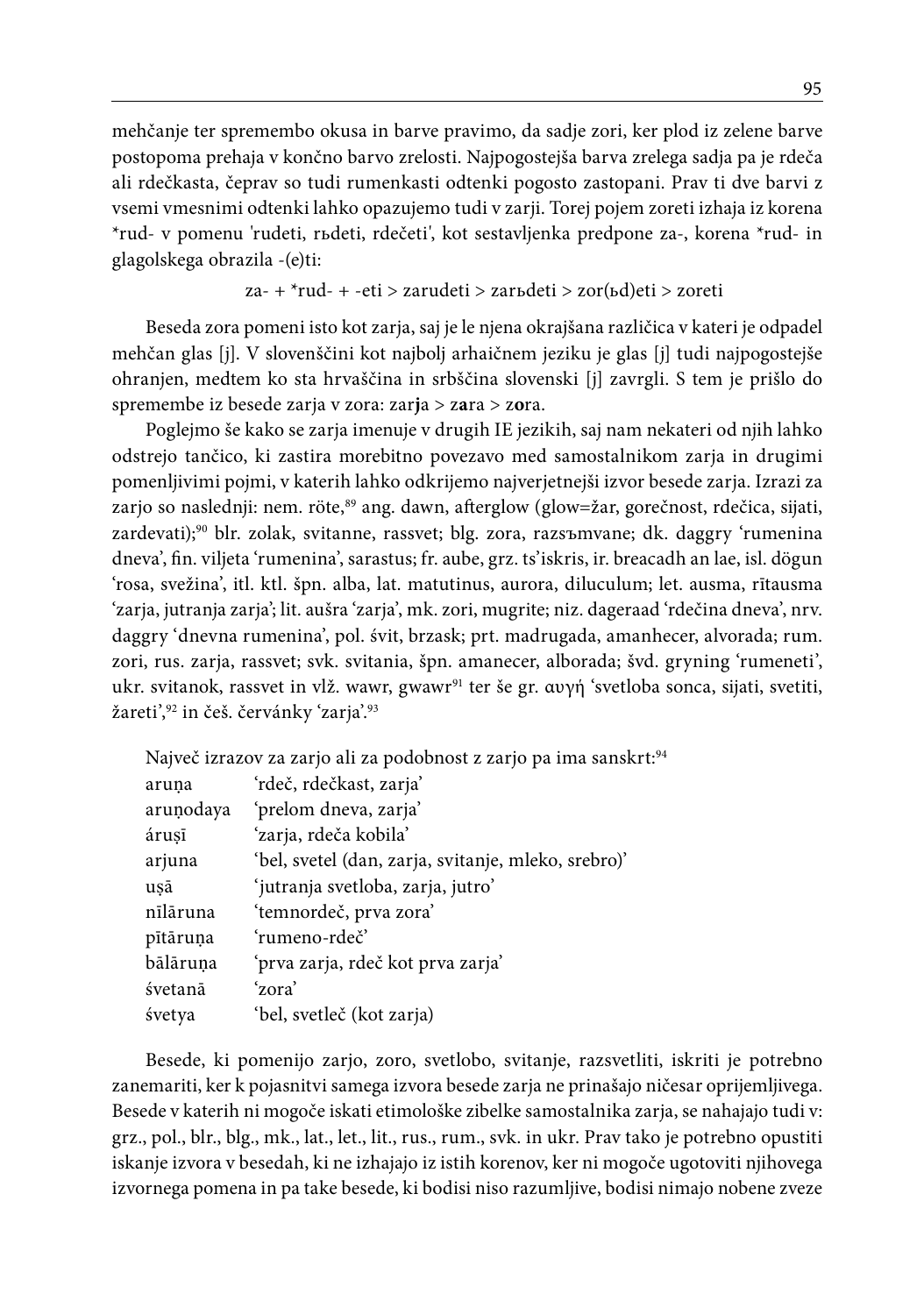mehčanje ter spremembo okusa in barve pravimo, da sadje zori, ker plod iz zelene barve postopoma prehaja v končno barvo zrelosti. Najpogostejša barva zrelega sadja pa je rdeča ali rdečkasta, čeprav so tudi rumenkasti odtenki pogosto zastopani. Prav ti dve barvi z vsemi vmesnimi odtenki lahko opazujemo tudi v zarji. Torej pojem zoreti izhaja iz korena *rud- v pomenu 'rudeti, rьdeti, rdečeti', kot sestavljenka predpone za-, korena *rud- in glagolskega obrazila -(e)ti:

za- + *rud- + -eti > zarudeti > zarьdeti > zor(ьd)eti > zoreti

Beseda zora pomeni isto kot zarja, saj je le njena okrajšana različica v kateri je odpadel mehčan glas [j]. V slovenščini kot najbolj arhaičnem jeziku je glas [j] tudi najpogostejše ohranjen, medtem ko sta hrvaščina in srbščina slovenski [j] zavrgli. S tem je prišlo do spremembe iz besede zarja v zora: zar**j**a > z**a**ra > z**o**ra.

Poglejmo še kako se zarja imenuje v drugih IE jezikih, saj nam nekateri od njih lahko odstrejo tančico, ki zastira morebitno povezavo med samostalnikom zarja in drugimi pomenljivimi pojmi, v katerih lahko odkrijemo najverjetnejši izvor besede zarja. Izrazi za zarjo so naslednji: nem. röte,[89] ang. dawn, afterglow (glow=žar, gorečnost, rdečica, sijati, zardevati);[90] blr. zolak, svitanne, rassvet; blg. zora, razsъmvane; dk. daggry 'rumenina dneva', fin. viljeta 'rumenina', sarastus; fr. aube, grz. ts'iskris, ir. breacadh an lae, isl. dögun 'rosa, svežina', itl. ktl. špn. alba, lat. matutinus, aurora, diluculum; let. ausma, rītausma 'zarja, jutranja zarja'; lit. aušra 'zarja', mk. zori, mugrite; niz. dageraad 'rdečina dneva', nrv. daggry 'dnevna rumenina', pol. świt, brzask; prt. madrugada, amanhecer, alvorada; rum. zori, rus. zarja, rassvet; svk. svitania, špn. amanecer, alborada; švd. gryning 'rumeneti', ukr. svitanok, rassvet in vlž. wawr, gwawr[91] ter še gr. αυγή 'svetloba sonca, sijati, svetiti, žareti',[92] in češ. červánky 'zarja'.[93]

Največ izrazov za zarjo ali za podobnost z zarjo pa ima sanskrt:[94]

| | |
|---|---|
| aruṇa | 'rdeč, rdečkast, zarja' |
| aruṇodaya | 'prelom dneva, zarja' |
| áruṣī | 'zarja, rdeča kobila' |
| arjuna | 'bel, svetel (dan, zarja, svitanje, mleko, srebro)' |
| uṣā | 'jutranja svetloba, zarja, jutro' |
| nīlāruna | 'temnordeč, prva zora' |
| pītāruṇa | 'rumeno-rdeč' |
| bālāruṇa | 'prva zarja, rdeč kot prva zarja' |
| śvetanā | 'zora' |
| śvetya | 'bel, svetleč (kot zarja) |

Besede, ki pomenijo zarjo, zoro, svetlobo, svitanje, razsvetliti, iskriti je potrebno zanemariti, ker k pojasnitvi samega izvora besede zarja ne prinašajo ničesar oprijemljivega. Besede v katerih ni mogoče iskati etimološke zibelke samostalnika zarja, se nahajajo tudi v: grz., pol., blr., blg., mk., lat., let., lit., rus., rum., svk. in ukr. Prav tako je potrebno opustiti iskanje izvora v besedah, ki ne izhajajo iz istih korenov, ker ni mogoče ugotoviti njihovega izvornega pomena in pa take besede, ki bodisi niso razumljive, bodisi nimajo nobene zveze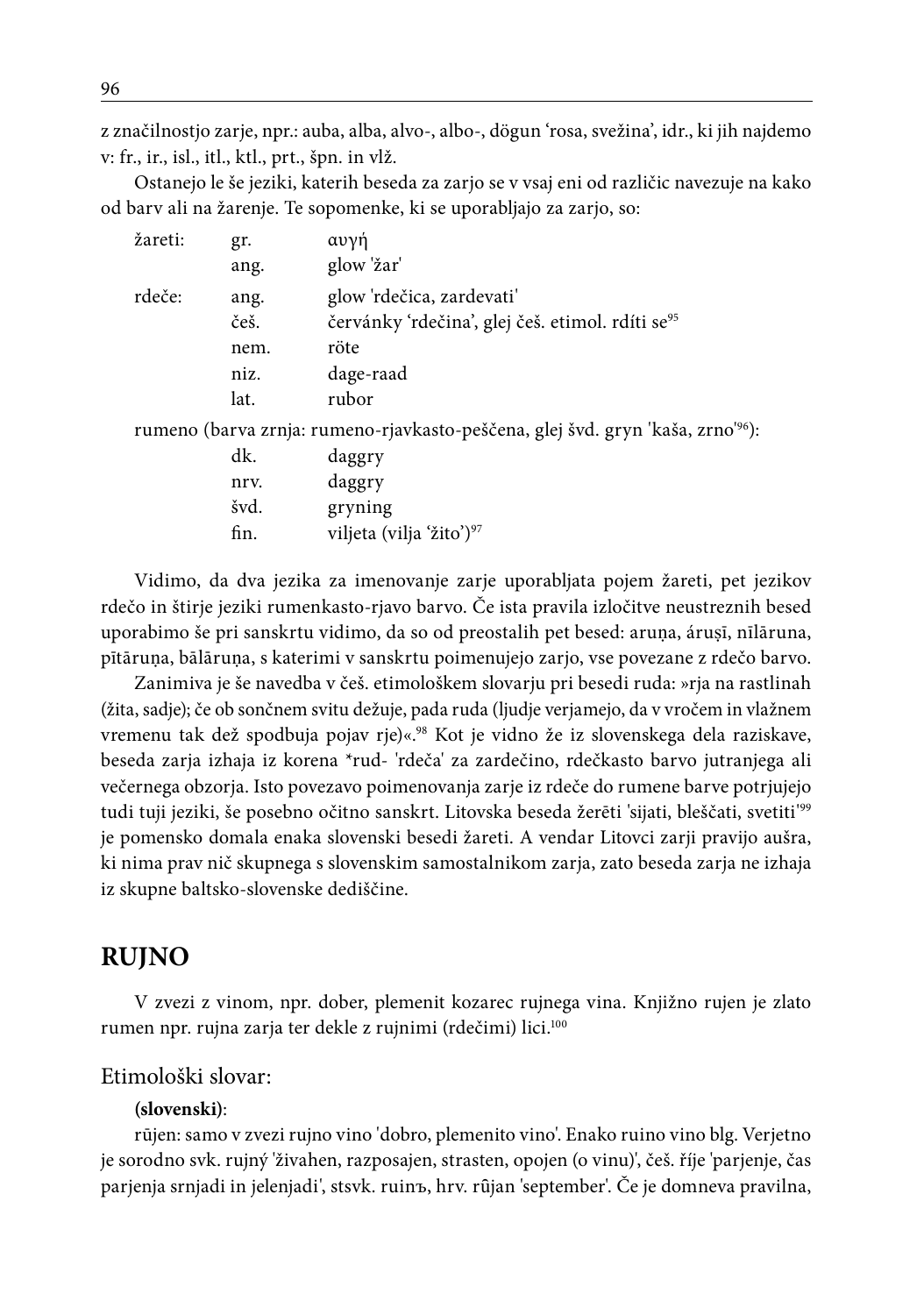z značilnostjo zarje, npr.: auba, alba, alvo-, albo-, dögun 'rosa, svežina', idr., ki jih najdemo v: fr., ir., isl., itl., ktl., prt., špn. in vlž.

Ostanejo le še jeziki, katerih beseda za zarjo se v vsaj eni od različic navezuje na kako od barv ali na žarenje. Te sopomenke, ki se uporabljajo za zarjo, so:

| | | |
|---|---|---|
| žareti: | gr. | αυγή |
| | ang. | glow 'žar' |
| rdeče: | ang. | glow 'rdečica, zardevati' |
| | češ. | červánky 'rdečina', glej češ. etimol. rdíti se[95] |
| | nem. | röte |
| | niz. | dage-raad |
| | lat. | rubor |

rumeno (barva zrnja: rumeno-rjavkasto-peščena, glej švd. gryn 'kaša, zrno'[96]):

| | | |
|---|---|---|
| | dk. | daggry |
| | nrv. | daggry |
| | švd. | gryning |
| | fin. | viljeta (vilja 'žito')[97] |

Vidimo, da dva jezika za imenovanje zarje uporabljata pojem žareti, pet jezikov rdečo in štirje jeziki rumenkasto-rjavo barvo. Če ista pravila izločitve neustreznih besed uporabimo še pri sanskrtu vidimo, da so od preostalih pet besed: aruṇa, áruṣī, nīlāruna, pītāruṇa, bālāruṇa, s katerimi v sanskrtu poimenujejo zarjo, vse povezane z rdečo barvo.

Zanimiva je še navedba v češ. etimološkem slovarju pri besedi ruda: »rja na rastlinah (žita, sadje); če ob sončnem svitu dežuje, pada ruda (ljudje verjamejo, da v vročem in vlažnem vremenu tak dež spodbuja pojav rje)«.[98] Kot je vidno že iz slovenskega dela raziskave, beseda zarja izhaja iz korena *rud- 'rdeča' za zardečino, rdečkasto barvo jutranjega ali večernega obzorja. Isto povezavo poimenovanja zarje iz rdeče do rumene barve potrjujejo tudi tuji jeziki, še posebno očitno sanskrt. Litovska beseda žerēti 'sijati, bleščati, svetiti'[99] je pomensko domala enaka slovenski besedi žareti. A vendar Litovci zarji pravijo aušra, ki nima prav nič skupnega s slovenskim samostalnikom zarja, zato beseda zarja ne izhaja iz skupne baltsko-slovenske dediščine.

## RUJNO

V zvezi z vinom, npr. dober, plemenit kozarec rujnega vina. Knjižno rujen je zlato rumen npr. rujna zarja ter dekle z rujnimi (rdečimi) lici.[100]

### Etimološki slovar:

**(slovenski)**:

rūjen: samo v zvezi rujno vino 'dobro, plemenito vino'. Enako ruino vino blg. Verjetno je sorodno svk. rujný 'živahen, razposajen, strasten, opojen (o vinu)', češ. říje 'parjenje, čas parjenja srnjadi in jelenjadi', stsvk. ruinъ, hrv. rûjan 'september'. Če je domneva pravilna,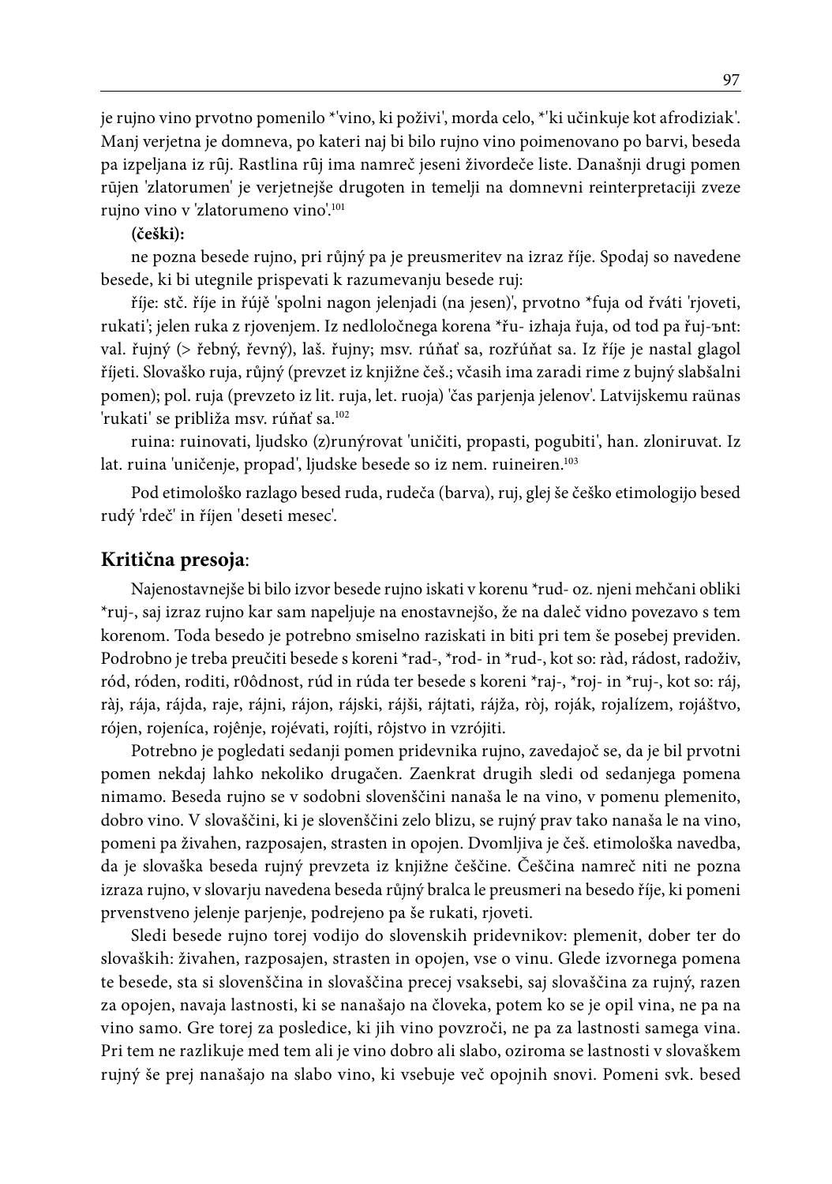je rujno vino prvotno pomenilo *'vino, ki poživi', morda celo, *'ki učinkuje kot afrodiziak'. Manj verjetna je domneva, po kateri naj bi bilo rujno vino poimenovano po barvi, beseda pa izpeljana iz rȗj. Rastlina rȗj ima namreč jeseni živordeče liste. Današnji drugi pomen rūjen 'zlatorumen' je verjetnejše drugoten in temelji na domnevni reinterpretaciji zveze rujno vino v 'zlatorumeno vino'.[101]

**(češki):**

ne pozna besede rujno, pri růjný pa je preusmeritev na izraz říje. Spodaj so navedene besede, ki bi utegnile prispevati k razumevanju besede ruj:

říje: stč. říje in řújě 'spolni nagon jelenjadi (na jesen)', prvotno *fuja od řváti 'rjoveti, rukati'; jelen ruka z rjovenjem. Iz nedoločnega korena *řu- izhaja řuja, od tod pa řuj-ьnt: val. řujný (> řebný, řevný), laš. řujny; msv. rúňať sa, rozřúňat sa. Iz říje je nastal glagol říjeti. Slovaško ruja, růjný (prevzet iz knjižne češ.; včasih ima zaradi rime z bujný slabšalni pomen); pol. ruja (prevzeto iz lit. ruja, let. ruoja) 'čas parjenja jelenov'. Latvijskemu raūnas 'rukati' se približa msv. rúňať sa.[102]

ruina: ruinovati, ljudsko (z)runýrovat 'uničiti, propasti, pogubiti', han. zloniruvat. Iz lat. ruina 'uničenje, propad', ljudske besede so iz nem. ruineiren.[103]

Pod etimološko razlago besed ruda, rudeča (barva), ruj, glej še češko etimologijo besed rudý 'rdeč' in říjen 'deseti mesec'.

## Kritična presoja:

Najenostavnejše bi bilo izvor besede rujno iskati v korenu *rud- oz. njeni mehčani obliki *ruj-, saj izraz rujno kar sam napeljuje na enostavnejšo, že na daleč vidno povezavo s tem korenom. Toda besedo je potrebno smiselno raziskati in biti pri tem še posebej previden. Podrobno je treba preučiti besede s koreni *rad-, *rod- in *rud-, kot so: ràd, rádost, radoživ, ród, róden, roditi, r0ôdnost, rúd in rúda ter besede s koreni *raj-, *roj- in *ruj-, kot so: ráj, ràj, rája, rájda, raje, rájni, rájon, rájski, rájši, rájtati, rájža, ròj, roják, rojalízem, rojáštvo, rójen, rojeníca, rojênje, rojévati, rojíti, rôjstvo in vzrójiti.

Potrebno je pogledati sedanji pomen pridevnika rujno, zavedajoč se, da je bil prvotni pomen nekdaj lahko nekoliko drugačen. Zaenkrat drugih sledi od sedanjega pomena nimamo. Beseda rujno se v sodobni slovenščini nanaša le na vino, v pomenu plemenito, dobro vino. V slovaščini, ki je slovenščini zelo blizu, se rujný prav tako nanaša le na vino, pomeni pa živahen, razposajen, strasten in opojen. Dvomljiva je češ. etimološka navedba, da je slovaška beseda rujný prevzeta iz knjižne češčine. Češčina namreč niti ne pozna izraza rujno, v slovarju navedena beseda růjný bralca le preusmeri na besedo říje, ki pomeni prvenstveno jelenje parjenje, podrejeno pa še rukati, rjoveti.

Sledi besede rujno torej vodijo do slovenskih pridevnikov: plemenit, dober ter do slovaških: živahen, razposajen, strasten in opojen, vse o vinu. Glede izvornega pomena te besede, sta si slovenščina in slovaščina precej vsaksebi, saj slovaščina za rujný, razen za opojen, navaja lastnosti, ki se nanašajo na človeka, potem ko se je opil vina, ne pa na vino samo. Gre torej za posledice, ki jih vino povzroči, ne pa za lastnosti samega vina. Pri tem ne razlikuje med tem ali je vino dobro ali slabo, oziroma se lastnosti v slovaškem rujný še prej nanašajo na slabo vino, ki vsebuje več opojnih snovi. Pomeni svk. besed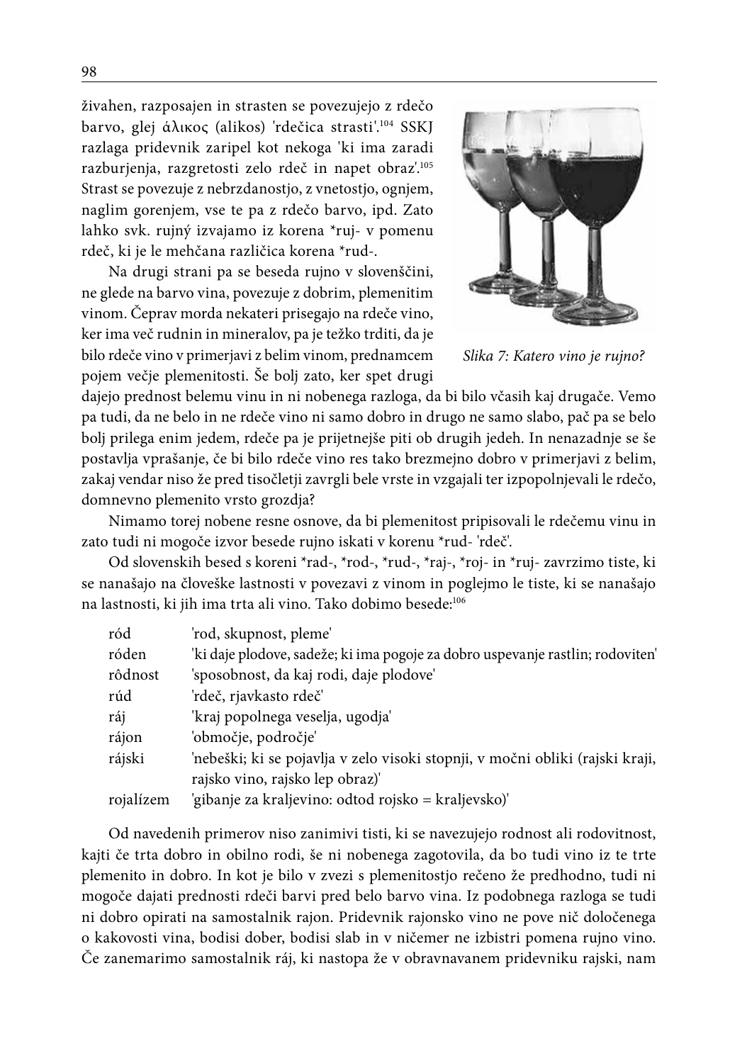živahen, razposajen in strasten se povezujejo z rdečo barvo, glej ἄλικος (alikos) 'rdečica strasti'.[104] SSKJ razlaga pridevnik zaripel kot nekoga 'ki ima zaradi razburjenja, razgretosti zelo rdeč in napet obraz'.[105] Strast se povezuje z nebrzdanostjo, z vnetostjo, ognjem, naglim gorenjem, vse te pa z rdečo barvo, ipd. Zato lahko svk. rujný izvajamo iz korena *ruj- v pomenu rdeč, ki je le mehčana različica korena *rud-.

Na drugi strani pa se beseda rujno v slovenščini, ne glede na barvo vina, povezuje z dobrim, plemenitim vinom. Čeprav morda nekateri prisegajo na rdeče vino, ker ima več rudnin in mineralov, pa je težko trditi, da je bilo rdeče vino v primerjavi z belim vinom, prednamcem pojem večje plemenitosti. Še bolj zato, ker spet drugi dajejo prednost belemu vinu in ni nobenega razloga, da bi bilo včasih kaj drugače. Vemo pa tudi, da ne belo in ne rdeče vino ni samo dobro in drugo ne samo slabo, pač pa se belo bolj prilega enim jedem, rdeče pa je prijetnejše piti ob drugih jedeh. In nenazadnje se še postavlja vprašanje, če bi bilo rdeče vino res tako brezmejno dobro v primerjavi z belim, zakaj vendar niso že pred tisočletji zavrgli bele vrste in vzgajali ter izpopolnjevali le rdečo, domnevno plemenito vrsto grozdja?

*Slika 7: Katero vino je rujno?*

Nimamo torej nobene resne osnove, da bi plemenitost pripisovali le rdečemu vinu in zato tudi ni mogoče izvor besede rujno iskati v korenu *rud- 'rdeč'.

Od slovenskih besed s koreni *rad-, *rod-, *rud-, *raj-, *roj- in *ruj- zavrzimo tiste, ki se nanašajo na človeške lastnosti v povezavi z vinom in poglejmo le tiste, ki se nanašajo na lastnosti, ki jih ima trta ali vino. Tako dobimo besede:[106]

| | |
|---|---|
| ród | 'rod, skupnost, pleme' |
| róden | 'ki daje plodove, sadeže; ki ima pogoje za dobro uspevanje rastlin; rodoviten' |
| rôdnost | 'sposobnost, da kaj rodi, daje plodove' |
| rúd | 'rdeč, rjavkasto rdeč' |
| ráj | 'kraj popolnega veselja, ugodja' |
| rájon | 'območje, področje' |
| rájski | 'nebeški; ki se pojavlja v zelo visoki stopnji, v močni obliki (rajski kraji, rajsko vino, rajsko lep obraz)' |
| rojalízem | 'gibanje za kraljevino: odtod rojsko = kraljevsko)' |

Od navedenih primerov niso zanimivi tisti, ki se navezujejo rodnost ali rodovitnost, kajti če trta dobro in obilno rodi, še ni nobenega zagotovila, da bo tudi vino iz te trte plemenito in dobro. In kot je bilo v zvezi s plemenitostjo rečeno že predhodno, tudi ni mogoče dajati prednosti rdeči barvi pred belo barvo vina. Iz podobnega razloga se tudi ni dobro opirati na samostalnik rajon. Pridevnik rajonsko vino ne pove nič določenega o kakovosti vina, bodisi dober, bodisi slab in v ničemer ne izbistri pomena rujno vino. Če zanemarimo samostalnik ráj, ki nastopa že v obravnavanem pridevniku rajski, nam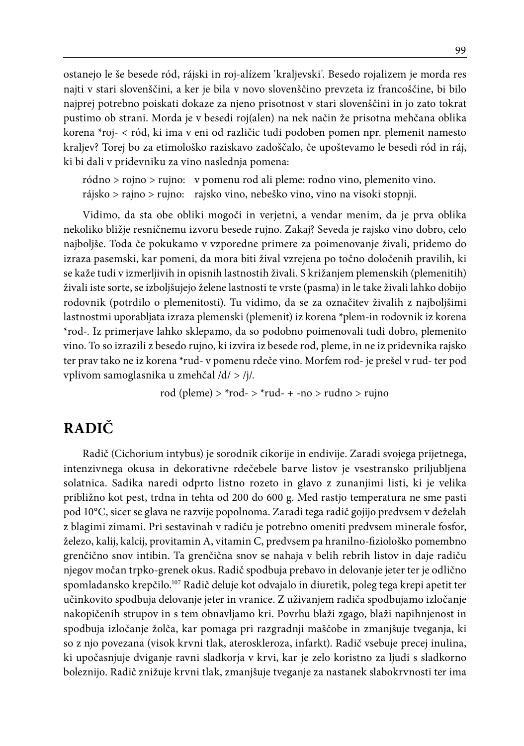ostanejo le še besede ród, rájski in roj-alízem 'kraljevski'. Besedo rojalizem je morda res najti v stari slovenščini, a ker je bila v novo slovenščino prevzeta iz francoščine, bi bilo najprej potrebno poiskati dokaze za njeno prisotnost v stari slovenščini in jo zato tokrat pustimo ob strani. Morda je v besedi roj(alen) na nek način že prisotna mehčana oblika korena *roj- < ród, ki ima v eni od različic tudi podoben pomen npr. plemenit namesto kraljev? Torej bo za etimološko raziskavo zadoščalo, če upoštevamo le besedi ród in ráj, ki bi dali v pridevniku za vino naslednja pomena:

ródno > rojno > rujno: v pomenu rod ali pleme: rodno vino, plemenito vino.
rájsko > rajno > rujno: rajsko vino, nebeško vino, vino na visoki stopnji.

Vidimo, da sta obe obliki mogoči in verjetni, a vendar menim, da je prva oblika nekoliko bližje resničnemu izvoru besede rujno. Zakaj? Seveda je rajsko vino dobro, celo najboljše. Toda če pokukamo v vzporedne primere za poimenovanje živali, pridemo do izraza pasemski, kar pomeni, da mora biti žival vzrejena po točno določenih pravilih, ki se kaže tudi v izmerljivih in opisnih lastnostih živali. S križanjem plemenskih (plemenitih) živali iste sorte, se izboljšujejo želene lastnosti te vrste (pasma) in le take živali lahko dobijo rodovnik (potrdilo o plemenitosti). Tu vidimo, da se za označitev živalih z najboljšimi lastnostmi uporabljata izraza plemenski (plemenit) iz korena *plem-in rodovnik iz korena *rod-. Iz primerjave lahko sklepamo, da so podobno poimenovali tudi dobro, plemenito vino. To so izrazili z besedo rujno, ki izvira iz besede rod, pleme, in ne iz pridevnika rajsko ter prav tako ne iz korena *rud- v pomenu rdeče vino. Morfem rod- je prešel v rud- ter pod vplivom samoglasnika u zmehčal /d/ > /j/.

rod (pleme) > *rod- > *rud- + -no > rudno > rujno

## RADIČ

Radič (Cichorium intybus) je sorodnik cikorije in endivije. Zaradi svojega prijetnega, intenzivnega okusa in dekorativne rdečebele barve listov je vsestransko priljubljena solatnica. Sadika naredi odprto listno rozeto in glavo z zunanjimi listi, ki je velika približno kot pest, trdna in tehta od 200 do 600 g. Med rastjo temperatura ne sme pasti pod 10°C, sicer se glava ne razvije popolnoma. Zaradi tega radič gojijo predvsem v deželah z blagimi zimami. Pri sestavinah v radiču je potrebno omeniti predvsem minerale fosfor, železo, kalij, kalcij, provitamin A, vitamin C, predvsem pa hranilno-fiziološko pomembno grenčično snov intibin. Ta grenčična snov se nahaja v belih rebrih listov in daje radiču njegov močan trpko-grenek okus. Radič spodbuja prebavo in delovanje jeter ter je odlično spomladansko krepčilo.[107] Radič deluje kot odvajalo in diuretik, poleg tega krepi apetit ter učinkovito spodbuja delovanje jeter in vranice. Z uživanjem radiča spodbujamo izločanje nakopičenih strupov in s tem obnavljamo kri. Povrhu blaži zgago, blaži napihnjenost in spodbuja izločanje žolča, kar pomaga pri razgradnji maščobe in zmanjšuje tveganja, ki so z njo povezana (visok krvni tlak, ateroskleroza, infarkt). Radič vsebuje precej inulina, ki upočasnjuje dviganje ravni sladkorja v krvi, kar je zelo koristno za ljudi s sladkorno boleznijo. Radič znižuje krvni tlak, zmanjšuje tveganje za nastanek slabokrvnosti ter ima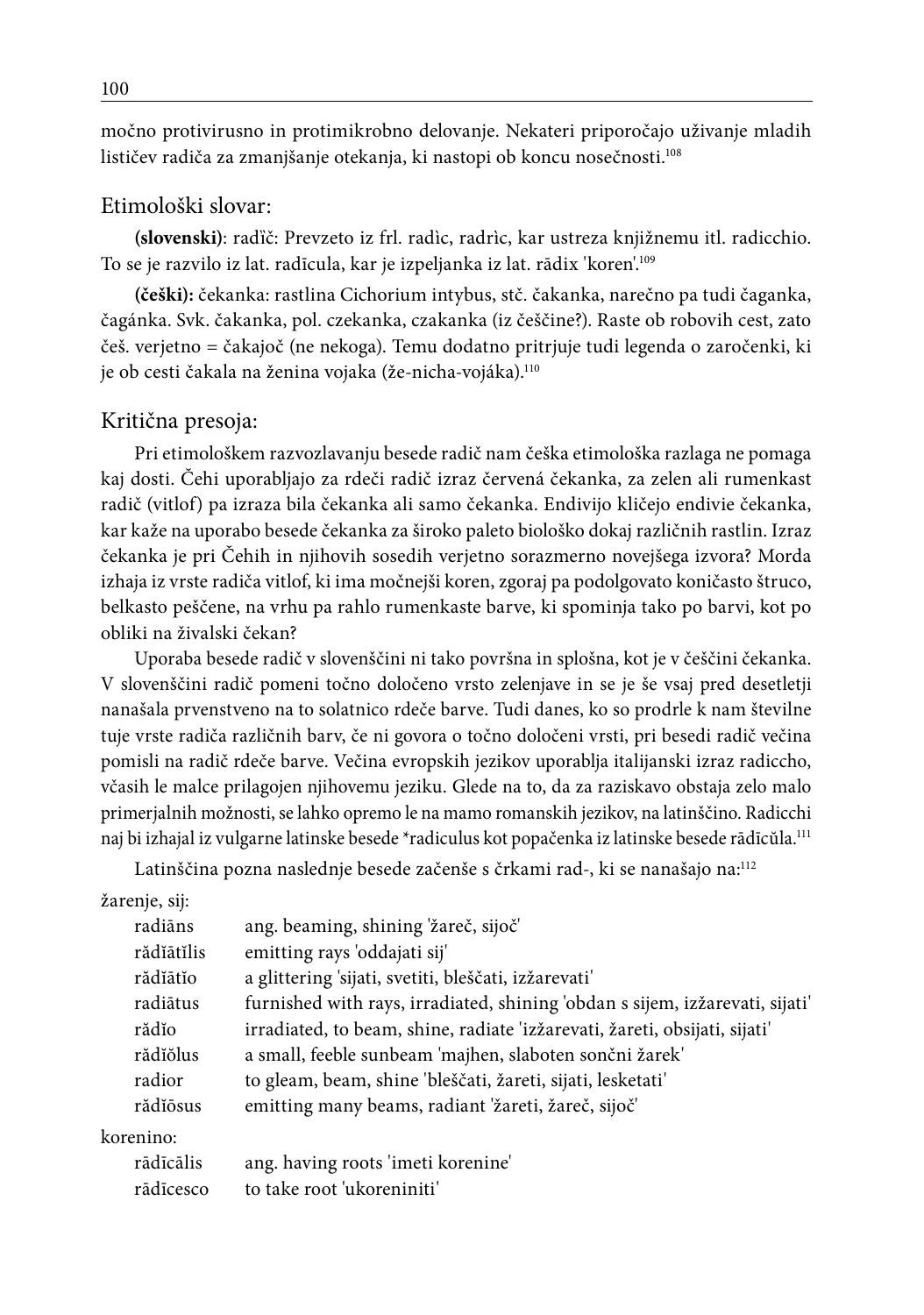močno protivirusno in protimikrobno delovanje. Nekateri priporočajo uživanje mladih lističev radiča za zmanjšanje otekanja, ki nastopi ob koncu nosečnosti.[108]

## Etimološki slovar:

**(slovenski)**: radȉč: Prevzeto iz frl. radìc, radrìc, kar ustreza knjižnemu itl. radicchio. To se je razvilo iz lat. radīcula, kar je izpeljanka iz lat. rādix 'koren'.[109]

**(češki):** čekanka: rastlina Cichorium intybus, stč. čakanka, narečno pa tudi čaganka, čagánka. Svk. čakanka, pol. czekanka, czakanka (iz češčine?). Raste ob robovih cest, zato češ. verjetno = čakajoč (ne nekoga). Temu dodatno pritrjuje tudi legenda o zaročenki, ki je ob cesti čakala na ženina vojaka (že-nicha-vojáka).[110]

## Kritična presoja:

Pri etimološkem razvozlavanju besede radič nam češka etimološka razlaga ne pomaga kaj dosti. Čehi uporabljajo za rdeči radič izraz červená čekanka, za zelen ali rumenkast radič (vitlof) pa izraza bila čekanka ali samo čekanka. Endivijo kličejo endivie čekanka, kar kaže na uporabo besede čekanka za široko paleto biološko dokaj različnih rastlin. Izraz čekanka je pri Čehih in njihovih sosedih verjetno sorazmerno novejšega izvora? Morda izhaja iz vrste radiča vitlof, ki ima močnejši koren, zgoraj pa podolgovato koničasto štruco, belkasto peščene, na vrhu pa rahlo rumenkaste barve, ki spominja tako po barvi, kot po obliki na živalski čekan?

Uporaba besede radič v slovenščini ni tako površna in splošna, kot je v češčini čekanka. V slovenščini radič pomeni točno določeno vrsto zelenjave in se je še vsaj pred desetletji nanašala prvenstveno na to solatnico rdeče barve. Tudi danes, ko so prodrle k nam številne tuje vrste radiča različnih barv, če ni govora o točno določeni vrsti, pri besedi radič večina pomisli na radič rdeče barve. Večina evropskih jezikov uporablja italijanski izraz radiccho, včasih le malce prilagojen njihovemu jeziku. Glede na to, da za raziskavo obstaja zelo malo primerjalnih možnosti, se lahko opremo le na mamo romanskih jezikov, na latinščino. Radicchi naj bi izhajal iz vulgarne latinske besede *radiculus kot popačenka iz latinske besede rādīcŭla.[111]

Latinščina pozna naslednje besede začenše s črkami rad-, ki se nanašajo na:[112]

žarenje, sij:

| | |
|---|---|
| radiāns | ang. beaming, shining 'žareč, sijoč' |
| rădĭātĭlis | emitting rays 'oddajati sij' |
| rădĭātĭo | a glittering 'sijati, svetiti, bleščati, izžarevati' |
| radiātus | furnished with rays, irradiated, shining 'obdan s sijem, izžarevati, sijati' |
| rădĭo | irradiated, to beam, shine, radiate 'izžarevati, žareti, obsijati, sijati' |
| rădĭŏlus | a small, feeble sunbeam 'majhen, slaboten sončni žarek' |
| radior | to gleam, beam, shine 'bleščati, žareti, sijati, lesketati' |
| rădĭōsus | emitting many beams, radiant 'žareti, žareč, sijoč' |

korenino:

| | |
|---|---|
| rādīcālis | ang. having roots 'imeti korenine' |
| rādīcesco | to take root 'ukoreniniti' |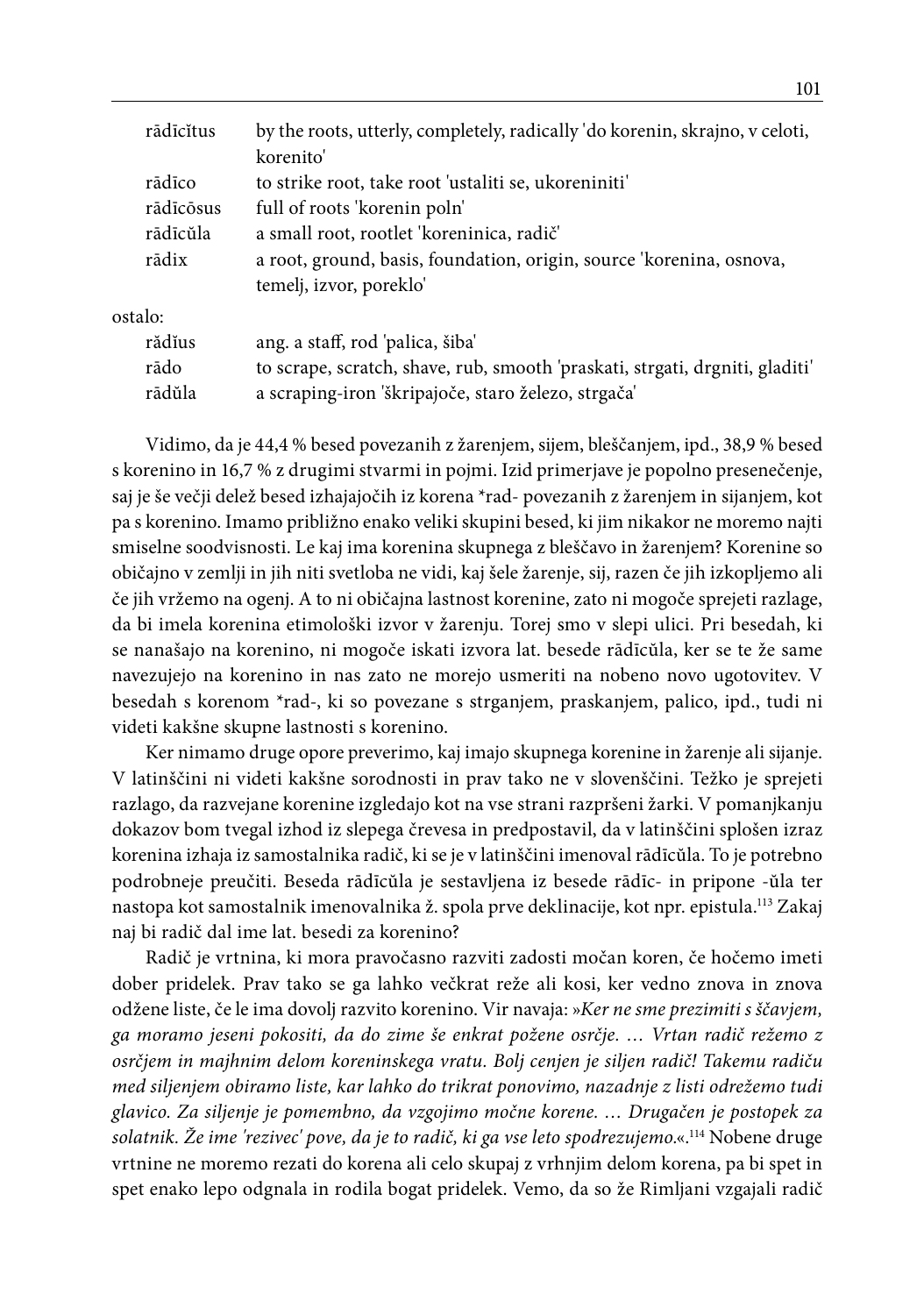| | |
|---|---|
| rādīcĭtus | by the roots, utterly, completely, radically 'do korenin, skrajno, v celoti, korenito' |
| rādīco | to strike root, take root 'ustaliti se, ukoreniniti' |
| rādīcōsus | full of roots 'korenin poln' |
| rādīcŭla | a small root, rootlet 'koreninica, radič' |
| rādix | a root, ground, basis, foundation, origin, source 'korenina, osnova, temelj, izvor, poreklo' |

ostalo:

| | |
|---|---|
| rădĭus | ang. a staff, rod 'palica, šiba' |
| rādo | to scrape, scratch, shave, rub, smooth 'praskati, strgati, drgniti, gladiti' |
| rādŭla | a scraping-iron 'škripajoče, staro železo, strgača' |

Vidimo, da je 44,4 % besed povezanih z žarenjem, sijem, bleščanjem, ipd., 38,9 % besed s korenino in 16,7 % z drugimi stvarmi in pojmi. Izid primerjave je popolno presenečenje, saj je še večji delež besed izhajajočih iz korena \*rad- povezanih z žarenjem in sijanjem, kot pa s korenino. Imamo približno enako veliki skupini besed, ki jim nikakor ne moremo najti smiselne soodvisnosti. Le kaj ima korenina skupnega z bleščavo in žarenjem? Korenine so običajno v zemlji in jih niti svetloba ne vidi, kaj šele žarenje, sij, razen če jih izkopljemo ali če jih vržemo na ogenj. A to ni običajna lastnost korenine, zato ni mogoče sprejeti razlage, da bi imela korenina etimološki izvor v žarenju. Torej smo v slepi ulici. Pri besedah, ki se nanašajo na korenino, ni mogoče iskati izvora lat. besede rādīcŭla, ker se te že same navezujejo na korenino in nas zato ne morejo usmeriti na nobeno novo ugotovitev. V besedah s korenom \*rad-, ki so povezane s strganjem, praskanjem, palico, ipd., tudi ni videti kakšne skupne lastnosti s korenino.

Ker nimamo druge opore preverimo, kaj imajo skupnega korenine in žarenje ali sijanje. V latinščini ni videti kakšne sorodnosti in prav tako ne v slovenščini. Težko je sprejeti razlago, da razvejane korenine izgledajo kot na vse strani razpršeni žarki. V pomanjkanju dokazov bom tvegal izhod iz slepega črevesa in predpostavil, da v latinščini splošen izraz korenina izhaja iz samostalnika radič, ki se je v latinščini imenoval rādīcŭla. To je potrebno podrobneje preučiti. Beseda rādīcŭla je sestavljena iz besede rādīc- in pripone -ŭla ter nastopa kot samostalnik imenovalnika ž. spola prve deklinacije, kot npr. epistula.[113] Zakaj naj bi radič dal ime lat. besedi za korenino?

Radič je vrtnina, ki mora pravočasno razviti zadosti močan koren, če hočemo imeti dober pridelek. Prav tako se ga lahko večkrat reže ali kosi, ker vedno znova in znova odžene liste, če le ima dovolj razvito korenino. Vir navaja: »*Ker ne sme prezimiti s ščavjem, ga moramo jeseni pokositi, da do zime še enkrat požene osrčje. … Vrtan radič režemo z osrčjem in majhnim delom koreninskega vratu. Bolj cenjen je siljen radič! Takemu radiču med siljenjem obiramo liste, kar lahko do trikrat ponovimo, nazadnje z listi odrežemo tudi glavico. Za siljenje je pomembno, da vzgojimo močne korene. … Drugačen je postopek za solatnik. Že ime 'rezivec' pove, da je to radič, ki ga vse leto spodrezujemo.*«.[114] Nobene druge vrtnine ne moremo rezati do korena ali celo skupaj z vrhnjim delom korena, pa bi spet in spet enako lepo odgnala in rodila bogat pridelek. Vemo, da so že Rimljani vzgajali radič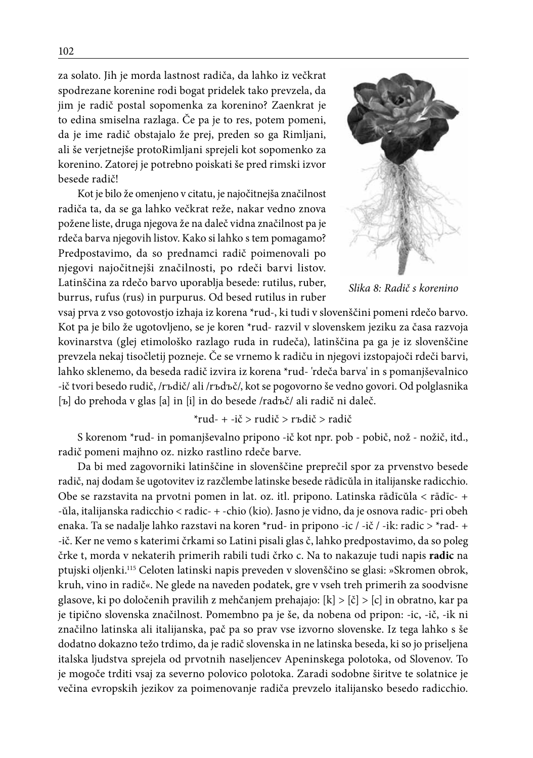za solato. Jih je morda lastnost radiča, da lahko iz večkrat spodrezane korenine rodi bogat pridelek tako prevzela, da jim je radič postal sopomenka za korenino? Zaenkrat je to edina smiselna razlaga. Če pa je to res, potem pomeni, da je ime radič obstajalo že prej, preden so ga Rimljani, ali še verjetnejše protoRimljani sprejeli kot sopomenko za korenino. Zatorej je potrebno poiskati še pred rimski izvor besede radič!

Kot je bilo že omenjeno v citatu, je najočitnejša značilnost radiča ta, da se ga lahko večkrat reže, nakar vedno znova požene liste, druga njegova že na daleč vidna značilnost pa je rdeča barva njegovih listov. Kako si lahko s tem pomagamo? Predpostavimo, da so prednamci radič poimenovali po njegovi najočitnejši značilnosti, po rdeči barvi listov. Latinščina za rdečo barvo uporablja besede: rutilus, ruber, burrus, rufus (rus) in purpurus. Od besed rutilus in ruber vsaj prva z vso gotovostjo izhaja iz korena *rud-, ki tudi v slovenščini pomeni rdečo barvo. Kot pa je bilo že ugotovljeno, se je koren *rud- razvil v slovenskem jeziku za časa razvoja kovinarstva (glej etimološko razlago ruda in rudeča), latinščina pa ga je iz slovenščine prevzela nekaj tisočletij pozneje. Če se vrnemo k radiču in njegovi izstopajoči rdeči barvi, lahko sklenemo, da beseda radič izvira iz korena *rud- 'rdeča barva' in s pomanjševalnico -ič tvori besedo rudič, /rъdič/ ali /rъdъč/, kot se pogovorno še vedno govori. Od polglasnika [ъ] do prehoda v glas [a] in [i] in do besede /radъč/ ali radič ni daleč.

*Slika 8: Radič s korenino*

*rud- + -ič > rudič > rъdič > radič

S korenom *rud- in pomanjševalno pripono -ič kot npr. pob - pobič, nož - nožič, itd., radič pomeni majhno oz. nizko rastlino rdeče barve.

Da bi med zagovorniki latinščine in slovenščine preprečil spor za prvenstvo besede radič, naj dodam še ugotovitev iz razčlembe latinske besede rādīcŭla in italijanske radicchio. Obe se razstavita na prvotni pomen in lat. oz. itl. pripono. Latinska rādīcŭla < rādīc- + -ŭla, italijanska radicchio < radic- + -chio (kio). Jasno je vidno, da je osnova radic- pri obeh enaka. Ta se nadalje lahko razstavi na koren *rud- in pripono -ic / -ič / -ik: radic > *rad- + -ič. Ker ne vemo s katerimi črkami so Latini pisali glas č, lahko predpostavimo, da so poleg črke t, morda v nekaterih primerih rabili tudi črko c. Na to nakazuje tudi napis **radic** na ptujski oljenki.[115] Celoten latinski napis preveden v slovenščino se glasi: »Skromen obrok, kruh, vino in radič«. Ne glede na naveden podatek, gre v vseh treh primerih za soodvisne glasove, ki po določenih pravilih z mehčanjem prehajajo: [k] > [č] > [c] in obratno, kar pa je tipično slovenska značilnost. Pomembno pa je še, da nobena od pripon: -ic, -ič, -ik ni značilno latinska ali italijanska, pač pa so prav vse izvorno slovenske. Iz tega lahko s še dodatno dokazno težo trdimo, da je radič slovenska in ne latinska beseda, ki so jo priseljena italska ljudstva sprejela od prvotnih naseljencev Apeninskega polotoka, od Slovenov. To je mogoče trditi vsaj za severno polovico polotoka. Zaradi sodobne širitve te solatnice je večina evropskih jezikov za poimenovanje radiča prevzelo italijansko besedo radicchio.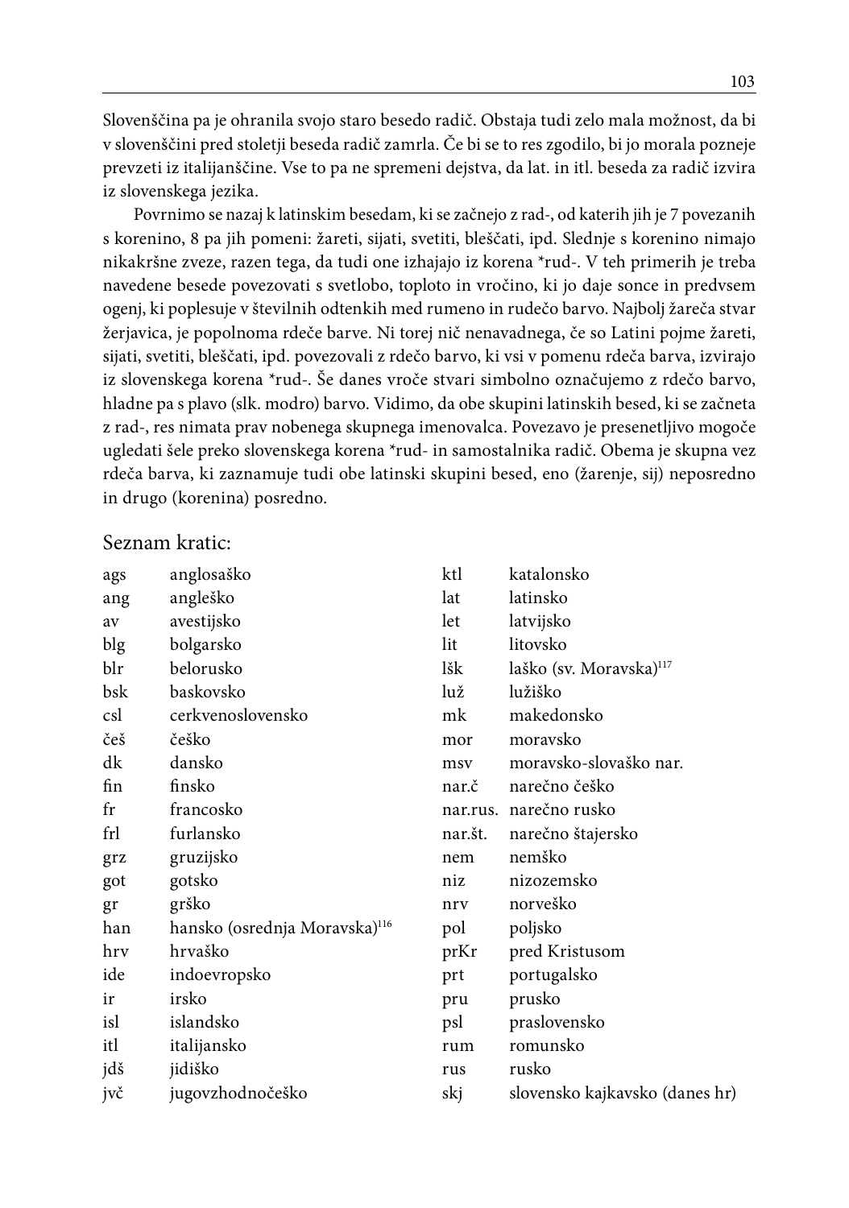Slovenščina pa je ohranila svojo staro besedo radič. Obstaja tudi zelo mala možnost, da bi v slovenščini pred stoletji beseda radič zamrla. Če bi se to res zgodilo, bi jo morala pozneje prevzeti iz italijanščine. Vse to pa ne spremeni dejstva, da lat. in itl. beseda za radič izvira iz slovenskega jezika.

Povrnimo se nazaj k latinskim besedam, ki se začnejo z rad-, od katerih jih je 7 povezanih s korenino, 8 pa jih pomeni: žareti, sijati, svetiti, bleščati, ipd. Slednje s korenino nimajo nikakršne zveze, razen tega, da tudi one izhajajo iz korena *rud-. V teh primerih je treba navedene besede povezovati s svetlobo, toploto in vročino, ki jo daje sonce in predvsem ogenj, ki poplesuje v številnih odtenkih med rumeno in rudečo barvo. Najbolj žareča stvar žerjavica, je popolnoma rdeče barve. Ni torej nič nenavadnega, če so Latini pojme žareti, sijati, svetiti, bleščati, ipd. povezovali z rdečo barvo, ki vsi v pomenu rdeča barva, izvirajo iz slovenskega korena *rud-. Še danes vroče stvari simbolno označujemo z rdečo barvo, hladne pa s plavo (slk. modro) barvo. Vidimo, da obe skupini latinskih besed, ki se začneta z rad-, res nimata prav nobenega skupnega imenovalca. Povezavo je presenetljivo mogoče ugledati šele preko slovenskega korena *rud- in samostalnika radič. Obema je skupna vez rdeča barva, ki zaznamuje tudi obe latinski skupini besed, eno (žarenje, sij) neposredno in drugo (korenina) posredno.

## Seznam kratic:

| | | | |
|---|---|---|---|
| ags | anglosaško | ktl | katalonsko |
| ang | angleško | lat | latinsko |
| av | avestijsko | let | latvijsko |
| blg | bolgarsko | lit | litovsko |
| blr | belorusko | lšk | laško (sv. Moravska)[117] |
| bsk | baskovsko | luž | lužiško |
| csl | cerkvenoslovensko | mk | makedonsko |
| češ | češko | mor | moravsko |
| dk | dansko | msv | moravsko-slovaško nar. |
| fin | finsko | nar.č | narečno češko |
| fr | francosko | nar.rus. | narečno rusko |
| frl | furlansko | nar.št. | narečno štajersko |
| grz | gruzijsko | nem | nemško |
| got | gotsko | niz | nizozemsko |
| gr | grško | nrv | norveško |
| han | hansko (osrednja Moravska)[116] | pol | poljsko |
| hrv | hrvaško | prKr | pred Kristusom |
| ide | indoevropsko | prt | portugalsko |
| ir | irsko | pru | prusko |
| isl | islandsko | psl | praslovensko |
| itl | italijansko | rum | romunsko |
| jdš | jidiško | rus | rusko |
| jvč | jugovzhodnočeško | skj | slovensko kajkavsko (danes hr) |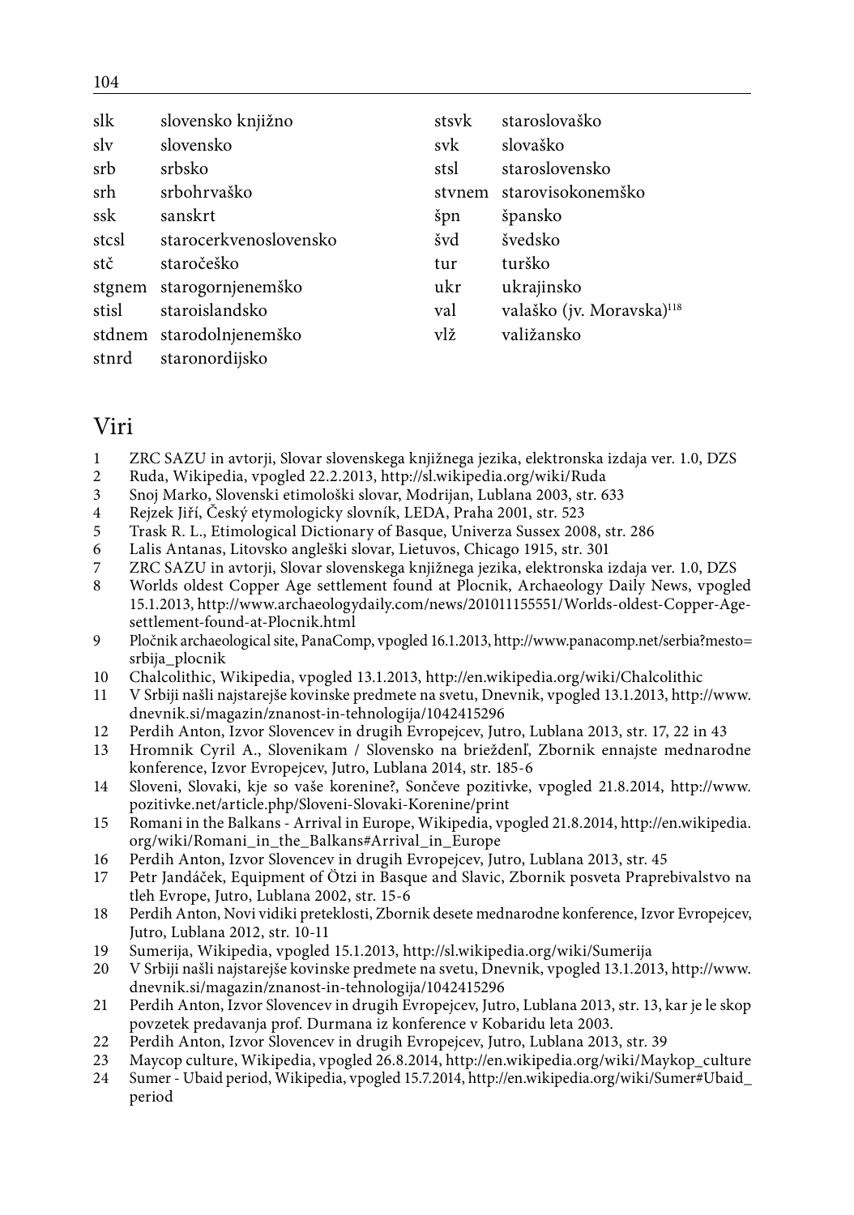| | | | |
|---|---|---|---|
| slk | slovensko knjižno | stsvk | staroslovaško |
| slv | slovensko | svk | slovaško |
| srb | srbsko | stsl | staroslovensko |
| srh | srbohrvaško | stvnem | starovisokonemško |
| ssk | sanskrt | špn | špansko |
| stcsl | starocerkvenoslovensko | švd | švedsko |
| stč | staročeško | tur | turško |
| stgnem | starogornjenemško | ukr | ukrajinsko |
| stisl | staroislandsko | val | valaško (jv. Moravska)[118] |
| stdnem | starodolnjenemško | vlž | valižansko |
| stnrd | staronordijsko | | |

## Viri

1. ZRC SAZU in avtorji, Slovar slovenskega knjižnega jezika, elektronska izdaja ver. 1.0, DZS
2. Ruda, Wikipedia, vpogled 22.2.2013, http://sl.wikipedia.org/wiki/Ruda
3. Snoj Marko, Slovenski etimološki slovar, Modrijan, Lublana 2003, str. 633
4. Rejzek Jiří, Český etymologicky slovník, LEDA, Praha 2001, str. 523
5. Trask R. L., Etimological Dictionary of Basque, Univerza Sussex 2008, str. 286
6. Lalis Antanas, Litovsko angleški slovar, Lietuvos, Chicago 1915, str. 301
7. ZRC SAZU in avtorji, Slovar slovenskega knjižnega jezika, elektronska izdaja ver. 1.0, DZS
8. Worlds oldest Copper Age settlement found at Plocnik, Archaeology Daily News, vpogled 15.1.2013, http://www.archaeologydaily.com/news/201011155551/Worlds-oldest-Copper-Age-settlement-found-at-Plocnik.html
9. Pločnik archaeological site, PanaComp, vpogled 16.1.2013, http://www.panacomp.net/serbia?mesto=srbija_plocnik
10. Chalcolithic, Wikipedia, vpogled 13.1.2013, http://en.wikipedia.org/wiki/Chalcolithic
11. V Srbiji našli najstarejše kovinske predmete na svetu, Dnevnik, vpogled 13.1.2013, http://www.dnevnik.si/magazin/znanost-in-tehnologija/1042415296
12. Perdih Anton, Izvor Slovencev in drugih Evropejcev, Jutro, Lublana 2013, str. 17, 22 in 43
13. Hromnik Cyril A., Slovenikam / Slovensko na brieždenľ, Zbornik ennajste mednarodne konference, Izvor Evropejcev, Jutro, Lublana 2014, str. 185-6
14. Sloveni, Slovaki, kje so vaše korenine?, Sončeve pozitivke, vpogled 21.8.2014, http://www.pozitivke.net/article.php/Sloveni-Slovaki-Korenine/print
15. Romani in the Balkans - Arrival in Europe, Wikipedia, vpogled 21.8.2014, http://en.wikipedia.org/wiki/Romani_in_the_Balkans#Arrival_in_Europe
16. Perdih Anton, Izvor Slovencev in drugih Evropejcev, Jutro, Lublana 2013, str. 45
17. Petr Jandáček, Equipment of Ötzi in Basque and Slavic, Zbornik posveta Praprebivalstvo na tleh Evrope, Jutro, Lublana 2002, str. 15-6
18. Perdih Anton, Novi vidiki preteklosti, Zbornik desete mednarodne konference, Izvor Evropejcev, Jutro, Lublana 2012, str. 10-11
19. Sumerija, Wikipedia, vpogled 15.1.2013, http://sl.wikipedia.org/wiki/Sumerija
20. V Srbiji našli najstarejše kovinske predmete na svetu, Dnevnik, vpogled 13.1.2013, http://www.dnevnik.si/magazin/znanost-in-tehnologija/1042415296
21. Perdih Anton, Izvor Slovencev in drugih Evropejcev, Jutro, Lublana 2013, str. 13, kar je le skop povzetek predavanja prof. Durmana iz konference v Kobaridu leta 2003.
22. Perdih Anton, Izvor Slovencev in drugih Evropejcev, Jutro, Lublana 2013, str. 39
23. Maycop culture, Wikipedia, vpogled 26.8.2014, http://en.wikipedia.org/wiki/Maykop_culture
24. Sumer - Ubaid period, Wikipedia, vpogled 15.7.2014, http://en.wikipedia.org/wiki/Sumer#Ubaid_period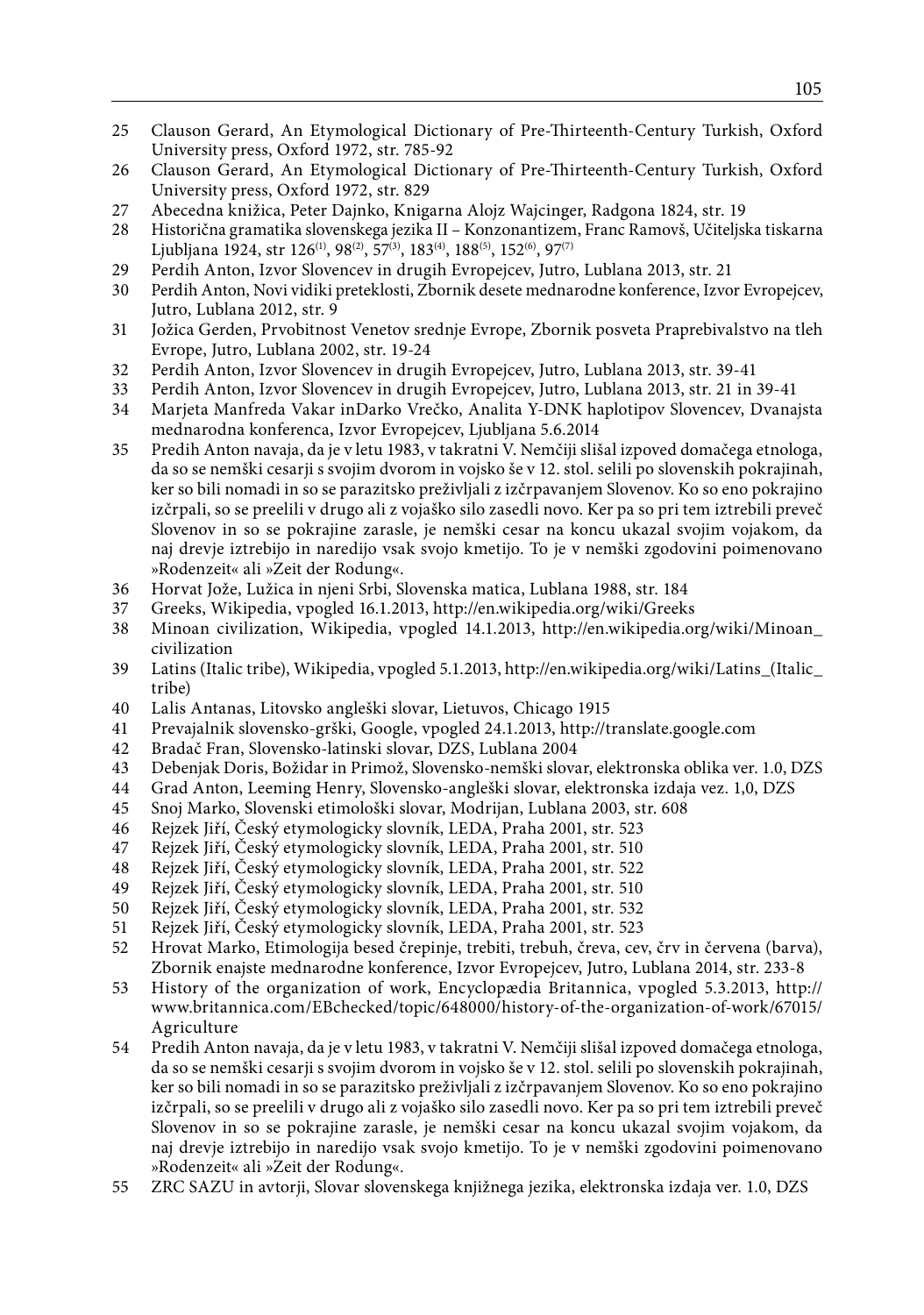25 Clauson Gerard, An Etymological Dictionary of Pre-Thirteenth-Century Turkish, Oxford University press, Oxford 1972, str. 785-92

26 Clauson Gerard, An Etymological Dictionary of Pre-Thirteenth-Century Turkish, Oxford University press, Oxford 1972, str. 829

27 Abecedna knižica, Peter Dajnko, Knigarna Alojz Wajcinger, Radgona 1824, str. 19

28 Historična gramatika slovenskega jezika II – Konzonantizem, Franc Ramovš, Učiteljska tiskarna Ljubljana 1924, str 126[(1)], 98[(2)], 57[(3)], 183[(4)], 188[(5)], 152[(6)], 97[(7)]

29 Perdih Anton, Izvor Slovencev in drugih Evropejcev, Jutro, Lublana 2013, str. 21

30 Perdih Anton, Novi vidiki preteklosti, Zbornik desete mednarodne konference, Izvor Evropejcev, Jutro, Lublana 2012, str. 9

31 Jožica Gerden, Prvobitnost Venetov srednje Evrope, Zbornik posveta Praprebivalstvo na tleh Evrope, Jutro, Lublana 2002, str. 19-24

32 Perdih Anton, Izvor Slovencev in drugih Evropejcev, Jutro, Lublana 2013, str. 39-41

33 Perdih Anton, Izvor Slovencev in drugih Evropejcev, Jutro, Lublana 2013, str. 21 in 39-41

34 Marjeta Manfreda Vakar inDarko Vrečko, Analita Y-DNK haplotipov Slovencev, Dvanajsta mednarodna konferenca, Izvor Evropejcev, Ljubljana 5.6.2014

35 Predih Anton navaja, da je v letu 1983, v takratni V. Nemčiji slišal izpoved domačega etnologa, da so se nemški cesarji s svojim dvorom in vojsko še v 12. stol. selili po slovenskih pokrajinah, ker so bili nomadi in so se parazitsko preživljali z izčrpavanjem Slovenov. Ko so eno pokrajino izčrpali, so se preelili v drugo ali z vojaško silo zasedli novo. Ker pa so pri tem iztrebili preveč Slovenov in so se pokrajine zarasle, je nemški cesar na koncu ukazal svojim vojakom, da naj drevje iztrebijo in naredijo vsak svojo kmetijo. To je v nemški zgodovini poimenovano »Rodenzeit« ali »Zeit der Rodung«.

36 Horvat Jože, Lužica in njeni Srbi, Slovenska matica, Lublana 1988, str. 184

37 Greeks, Wikipedia, vpogled 16.1.2013, http://en.wikipedia.org/wiki/Greeks

38 Minoan civilization, Wikipedia, vpogled 14.1.2013, http://en.wikipedia.org/wiki/Minoan_civilization

39 Latins (Italic tribe), Wikipedia, vpogled 5.1.2013, http://en.wikipedia.org/wiki/Latins_(Italic_tribe)

40 Lalis Antanas, Litovsko angleški slovar, Lietuvos, Chicago 1915

41 Prevajalnik slovensko-grški, Google, vpogled 24.1.2013, http://translate.google.com

42 Bradač Fran, Slovensko-latinski slovar, DZS, Lublana 2004

43 Debenjak Doris, Božidar in Primož, Slovensko-nemški slovar, elektronska oblika ver. 1.0, DZS

44 Grad Anton, Leeming Henry, Slovensko-angleški slovar, elektronska izdaja vez. 1,0, DZS

45 Snoj Marko, Slovenski etimološki slovar, Modrijan, Lublana 2003, str. 608

46 Rejzek Jiří, Český etymologicky slovník, LEDA, Praha 2001, str. 523

47 Rejzek Jiří, Český etymologicky slovník, LEDA, Praha 2001, str. 510

48 Rejzek Jiří, Český etymologicky slovník, LEDA, Praha 2001, str. 522

49 Rejzek Jiří, Český etymologicky slovník, LEDA, Praha 2001, str. 510

50 Rejzek Jiří, Český etymologicky slovník, LEDA, Praha 2001, str. 532

51 Rejzek Jiří, Český etymologicky slovník, LEDA, Praha 2001, str. 523

52 Hrovat Marko, Etimologija besed črepinje, trebiti, trebuh, čreva, cev, črv in červena (barva), Zbornik enajste mednarodne konference, Izvor Evropejcev, Jutro, Lublana 2014, str. 233-8

53 History of the organization of work, Encyclopædia Britannica, vpogled 5.3.2013, http://www.britannica.com/EBchecked/topic/648000/history-of-the-organization-of-work/67015/Agriculture

54 Predih Anton navaja, da je v letu 1983, v takratni V. Nemčiji slišal izpoved domačega etnologa, da so se nemški cesarji s svojim dvorom in vojsko še v 12. stol. selili po slovenskih pokrajinah, ker so bili nomadi in so se parazitsko preživljali z izčrpavanjem Slovenov. Ko so eno pokrajino izčrpali, so se preelili v drugo ali z vojaško silo zasedli novo. Ker pa so pri tem iztrebili preveč Slovenov in so se pokrajine zarasle, je nemški cesar na koncu ukazal svojim vojakom, da naj drevje iztrebijo in naredijo vsak svojo kmetijo. To je v nemški zgodovini poimenovano »Rodenzeit« ali »Zeit der Rodung«.

55 ZRC SAZU in avtorji, Slovar slovenskega knjižnega jezika, elektronska izdaja ver. 1.0, DZS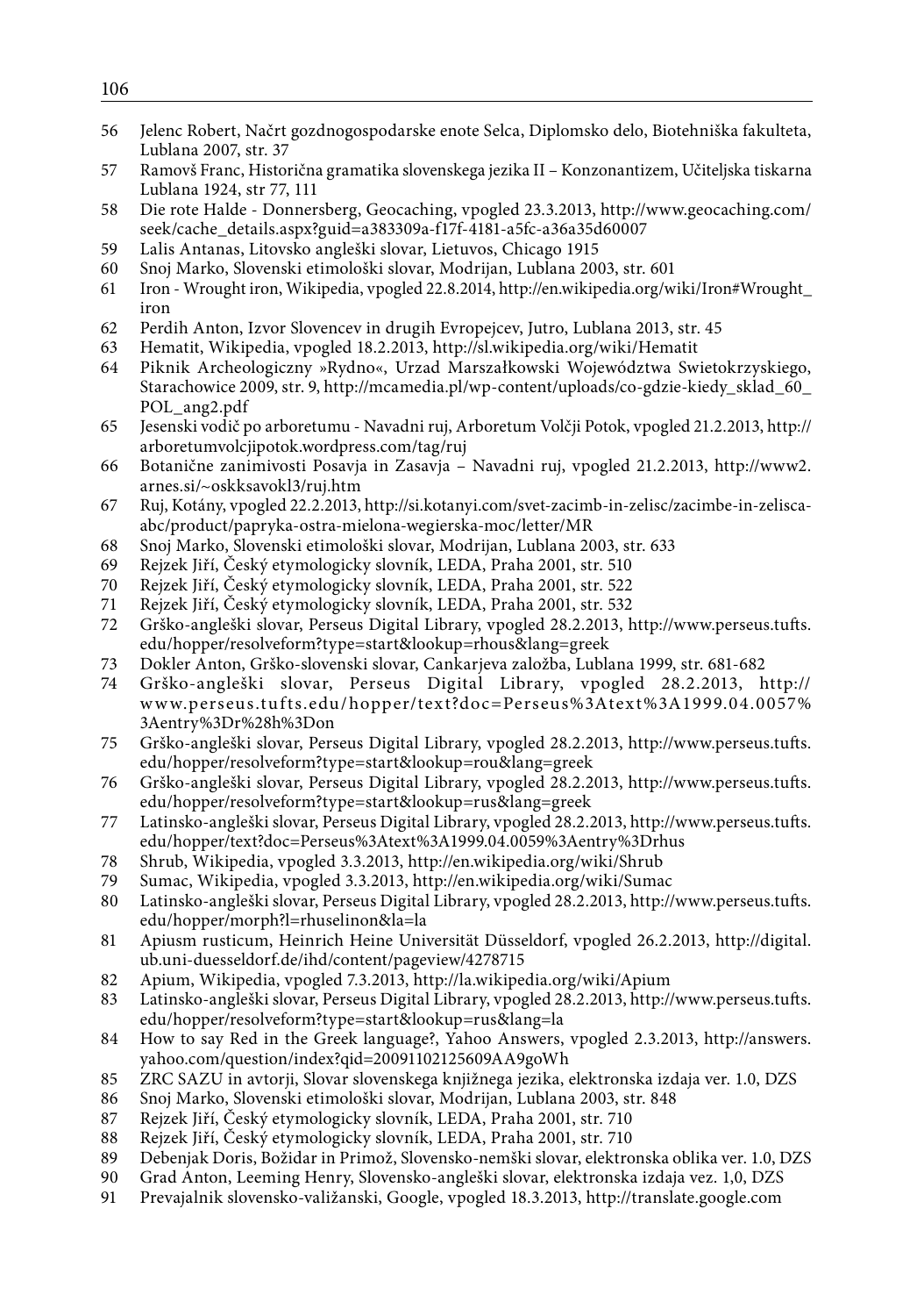56 Jelenc Robert, Načrt gozdnogospodarske enote Selca, Diplomsko delo, Biotehniška fakulteta, Lublana 2007, str. 37

57 Ramovš Franc, Historična gramatika slovenskega jezika II – Konzonantizem, Učiteljska tiskarna Lublana 1924, str 77, 111

58 Die rote Halde - Donnersberg, Geocaching, vpogled 23.3.2013, http://www.geocaching.com/seek/cache_details.aspx?guid=a383309a-f17f-4181-a5fc-a36a35d60007

59 Lalis Antanas, Litovsko angleški slovar, Lietuvos, Chicago 1915

60 Snoj Marko, Slovenski etimološki slovar, Modrijan, Lublana 2003, str. 601

61 Iron - Wrought iron, Wikipedia, vpogled 22.8.2014, http://en.wikipedia.org/wiki/Iron#Wrought_iron

62 Perdih Anton, Izvor Slovencev in drugih Evropejcev, Jutro, Lublana 2013, str. 45

63 Hematit, Wikipedia, vpogled 18.2.2013, http://sl.wikipedia.org/wiki/Hematit

64 Piknik Archeologiczny »Rydno«, Urzad Marszałkowski Województwa Swietokrzyskiego, Starachowice 2009, str. 9, http://mcamedia.pl/wp-content/uploads/co-gdzie-kiedy_sklad_60_POL_ang2.pdf

65 Jesenski vodič po arboretumu - Navadni ruj, Arboretum Volčji Potok, vpogled 21.2.2013, http://arboretumvolcjipotok.wordpress.com/tag/ruj

66 Botanične zanimivosti Posavja in Zasavja – Navadni ruj, vpogled 21.2.2013, http://www2.arnes.si/~oskksavokl3/ruj.htm

67 Ruj, Kotány, vpogled 22.2.2013, http://si.kotanyi.com/svet-zacimb-in-zelisc/zacimbe-in-zelisca-abc/product/papryka-ostra-mielona-wegierska-moc/letter/MR

68 Snoj Marko, Slovenski etimološki slovar, Modrijan, Lublana 2003, str. 633

69 Rejzek Jiří, Český etymologicky slovník, LEDA, Praha 2001, str. 510

70 Rejzek Jiří, Český etymologicky slovník, LEDA, Praha 2001, str. 522

71 Rejzek Jiří, Český etymologicky slovník, LEDA, Praha 2001, str. 532

72 Grško-angleški slovar, Perseus Digital Library, vpogled 28.2.2013, http://www.perseus.tufts.edu/hopper/resolveform?type=start&lookup=rhous&lang=greek

73 Dokler Anton, Grško-slovenski slovar, Cankarjeva založba, Lublana 1999, str. 681-682

74 Grško-angleški slovar, Perseus Digital Library, vpogled 28.2.2013, http://www.perseus.tufts.edu/hopper/text?doc=Perseus%3Atext%3A1999.04.0057%3Aentry%3Dr%28h%3Don

75 Grško-angleški slovar, Perseus Digital Library, vpogled 28.2.2013, http://www.perseus.tufts.edu/hopper/resolveform?type=start&lookup=rou&lang=greek

76 Grško-angleški slovar, Perseus Digital Library, vpogled 28.2.2013, http://www.perseus.tufts.edu/hopper/resolveform?type=start&lookup=rus&lang=greek

77 Latinsko-angleški slovar, Perseus Digital Library, vpogled 28.2.2013, http://www.perseus.tufts.edu/hopper/text?doc=Perseus%3Atext%3A1999.04.0059%3Aentry%3Drhus

78 Shrub, Wikipedia, vpogled 3.3.2013, http://en.wikipedia.org/wiki/Shrub

79 Sumac, Wikipedia, vpogled 3.3.2013, http://en.wikipedia.org/wiki/Sumac

80 Latinsko-angleški slovar, Perseus Digital Library, vpogled 28.2.2013, http://www.perseus.tufts.edu/hopper/morph?l=rhuselinon&la=la

81 Apiusm rusticum, Heinrich Heine Universität Düsseldorf, vpogled 26.2.2013, http://digital.ub.uni-duesseldorf.de/ihd/content/pageview/4278715

82 Apium, Wikipedia, vpogled 7.3.2013, http://la.wikipedia.org/wiki/Apium

83 Latinsko-angleški slovar, Perseus Digital Library, vpogled 28.2.2013, http://www.perseus.tufts.edu/hopper/resolveform?type=start&lookup=rus&lang=la

84 How to say Red in the Greek language?, Yahoo Answers, vpogled 2.3.2013, http://answers.yahoo.com/question/index?qid=20091102125609AA9goWh

85 ZRC SAZU in avtorji, Slovar slovenskega knjižnega jezika, elektronska izdaja ver. 1.0, DZS

86 Snoj Marko, Slovenski etimološki slovar, Modrijan, Lublana 2003, str. 848

87 Rejzek Jiří, Český etymologicky slovník, LEDA, Praha 2001, str. 710

88 Rejzek Jiří, Český etymologicky slovník, LEDA, Praha 2001, str. 710

89 Debenjak Doris, Božidar in Primož, Slovensko-nemški slovar, elektronska oblika ver. 1.0, DZS

90 Grad Anton, Leeming Henry, Slovensko-angleški slovar, elektronska izdaja vez. 1,0, DZS

91 Prevajalnik slovensko-vližanski, Google, vpogled 18.3.2013, http://translate.google.com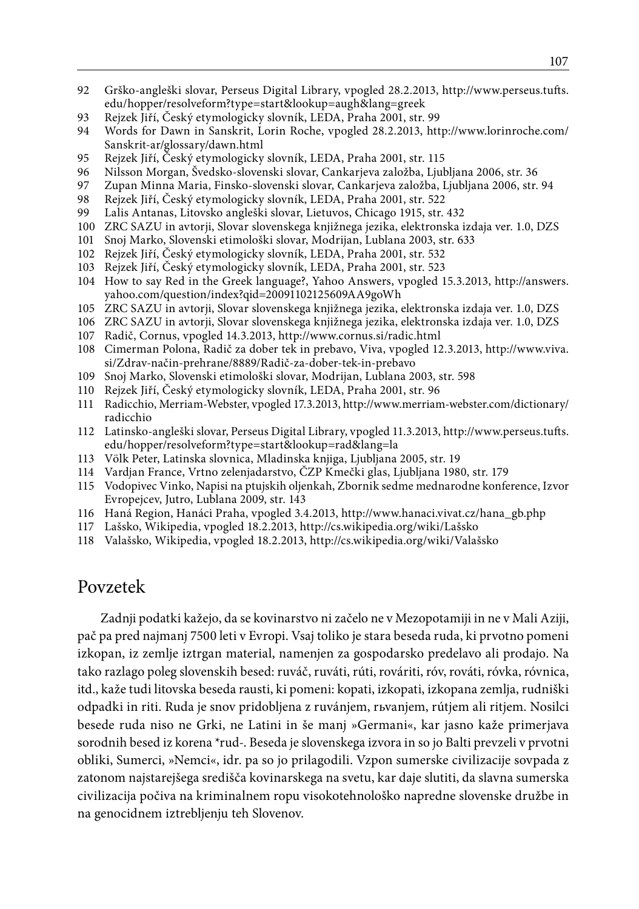92 Grško-angleški slovar, Perseus Digital Library, vpogled 28.2.2013, http://www.perseus.tufts.edu/hopper/resolveform?type=start&lookup=augh&lang=greek
93 Rejzek Jiří, Český etymologicky slovník, LEDA, Praha 2001, str. 99
94 Words for Dawn in Sanskrit, Lorin Roche, vpogled 28.2.2013, http://www.lorinroche.com/Sanskrit-ar/glossary/dawn.html
95 Rejzek Jiří, Český etymologicky slovník, LEDA, Praha 2001, str. 115
96 Nilsson Morgan, Švedsko-slovenski slovar, Cankarjeva založba, Ljubljana 2006, str. 36
97 Zupan Minna Maria, Finsko-slovenski slovar, Cankarjeva založba, Ljubljana 2006, str. 94
98 Rejzek Jiří, Český etymologicky slovník, LEDA, Praha 2001, str. 522
99 Lalis Antanas, Litovsko angleški slovar, Lietuvos, Chicago 1915, str. 432
100 ZRC SAZU in avtorji, Slovar slovenskega knjižnega jezika, elektronska izdaja ver. 1.0, DZS
101 Snoj Marko, Slovenski etimološki slovar, Modrijan, Lublana 2003, str. 633
102 Rejzek Jiří, Český etymologicky slovník, LEDA, Praha 2001, str. 532
103 Rejzek Jiří, Český etymologicky slovník, LEDA, Praha 2001, str. 523
104 How to say Red in the Greek language?, Yahoo Answers, vpogled 15.3.2013, http://answers.yahoo.com/question/index?qid=20091102125609AA9goWh
105 ZRC SAZU in avtorji, Slovar slovenskega knjižnega jezika, elektronska izdaja ver. 1.0, DZS
106 ZRC SAZU in avtorji, Slovar slovenskega knjižnega jezika, elektronska izdaja ver. 1.0, DZS
107 Radič, Cornus, vpogled 14.3.2013, http://www.cornus.si/radic.html
108 Cimerman Polona, Radič za dober tek in prebavo, Viva, vpogled 12.3.2013, http://www.viva.si/Zdrav-način-prehrane/8889/Radič-za-dober-tek-in-prebavo
109 Snoj Marko, Slovenski etimološki slovar, Modrijan, Lublana 2003, str. 598
110 Rejzek Jiří, Český etymologicky slovník, LEDA, Praha 2001, str. 96
111 Radicchio, Merriam-Webster, vpogled 17.3.2013, http://www.merriam-webster.com/dictionary/radicchio
112 Latinsko-angleški slovar, Perseus Digital Library, vpogled 11.3.2013, http://www.perseus.tufts.edu/hopper/resolveform?type=start&lookup=rad&lang=la
113 Völk Peter, Latinska slovnica, Mladinska knjiga, Ljubljana 2005, str. 19
114 Vardjan France, Vrtno zelenjadarstvo, ČZP Kmečki glas, Ljubljana 1980, str. 179
115 Vodopivec Vinko, Napisi na ptujskih oljenkah, Zbornik sedme mednarodne konference, Izvor Evropejcev, Jutro, Lublana 2009, str. 143
116 Haná Region, Hanáci Praha, vpogled 3.4.2013, http://www.hanaci.vivat.cz/hana_gb.php
117 Lašsko, Wikipedia, vpogled 18.2.2013, http://cs.wikipedia.org/wiki/Lašsko
118 Valašsko, Wikipedia, vpogled 18.2.2013, http://cs.wikipedia.org/wiki/Valašsko

## Povzetek

Zadnji podatki kažejo, da se kovinarstvo ni začelo ne v Mezopotamiji in ne v Mali Aziji, pač pa pred najmanj 7500 leti v Evropi. Vsaj toliko je stara beseda ruda, ki prvotno pomeni izkopan, iz zemlje iztrgan material, namenjen za gospodarsko predelavo ali prodajo. Na tako razlago poleg slovenskih besed: ruváč, ruváti, rúti, rováriti, róv, rováti, róvka, róvnica, itd., kaže tudi litovska beseda rausti, ki pomeni: kopati, izkopati, izkopana zemlja, rudniški odpadki in riti. Ruda je snov pridobljena z ruvánjem, rъvanjem, rútjem ali ritjem. Nosilci besede ruda niso ne Grki, ne Latini in še manj »Germani«, kar jasno kaže primerjava sorodnih besed iz korena *rud-. Beseda je slovenskega izvora in so jo Balti prevzeli v prvotni obliki, Sumerci, »Nemci«, idr. pa so jo prilagodili. Vzpon sumerske civilizacije sovpada z zatonom najstarejšega središča kovinarskega na svetu, kar daje slutiti, da slavna sumerska civilizacija počiva na kriminalnem ropu visokotehnološko napredne slovenske družbe in na genocidnem iztrebljenju teh Slovenov.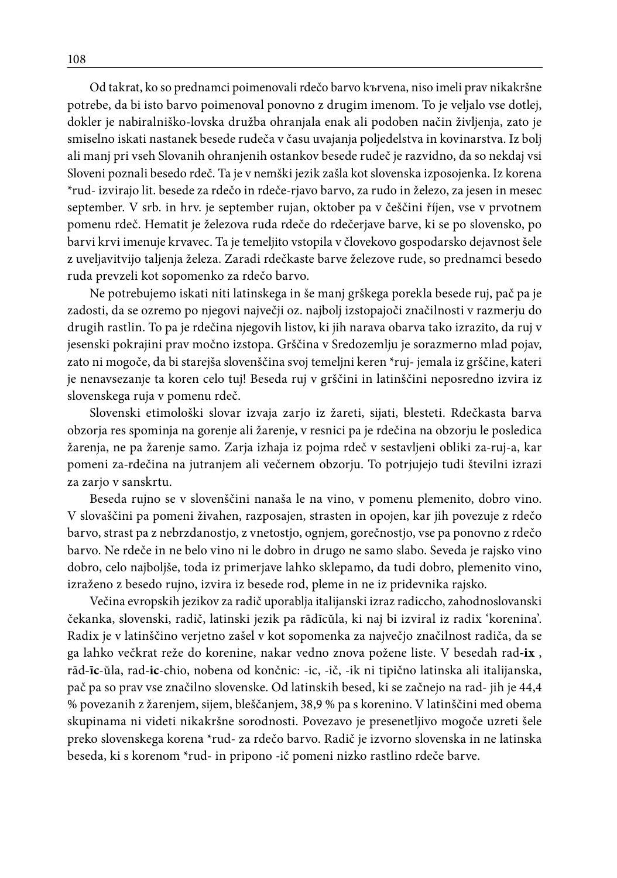Od takrat, ko so prednamci poimenovali rdečo barvo kъrvena, niso imeli prav nikakršne potrebe, da bi isto barvo poimenoval ponovno z drugim imenom. To je veljalo vse dotlej, dokler je nabiralniško-lovska družba ohranjala enak ali podoben način življenja, zato je smiselno iskati nastanek besede rudeča v času uvajanja poljedelstva in kovinarstva. Iz bolj ali manj pri vseh Slovanih ohranjenih ostankov besede rudeč je razvidno, da so nekdaj vsi Sloveni poznali besedo rdeč. Ta je v nemški jezik zašla kot slovenska izposojenka. Iz korena *rud- izvirajo lit. besede za rdečo in rdeče-rjavo barvo, za rudo in železo, za jesen in mesec september. V srb. in hrv. je september rujan, oktober pa v češčini říjen, vse v prvotnem pomenu rdeč. Hematit je železova ruda rdeče do rdečerjave barve, ki se po slovensko, po barvi krvi imenuje krvavec. Ta je temeljito vstopila v človekovo gospodarsko dejavnost šele z uveljavitvijo taljenja železa. Zaradi rdečkaste barve železove rude, so prednamci besedo ruda prevzeli kot sopomenko za rdečo barvo.

Ne potrebujemo iskati niti latinskega in še manj grškega porekla besede ruj, pač pa je zadosti, da se ozremo po njegovi največji oz. najbolj izstopajoči značilnosti v razmerju do drugih rastlin. To pa je rdečina njegovih listov, ki jih narava obarva tako izrazito, da ruj v jesenski pokrajini prav močno izstopa. Grščina v Sredozemlju je sorazmerno mlad pojav, zato ni mogoče, da bi starejša slovenščina svoj temeljni keren *ruj- jemala iz grščine, kateri je nenavsezanje ta koren celo tuj! Beseda ruj v grščini in latinščini neposredno izvira iz slovenskega ruja v pomenu rdeč.

Slovenski etimološki slovar izvaja zarjo iz žareti, sijati, blesteti. Rdečkasta barva obzorja res spominja na gorenje ali žarenje, v resnici pa je rdečina na obzorju le posledica žarenja, ne pa žarenje samo. Zarja izhaja iz pojma rdeč v sestavljeni obliki za-ruj-a, kar pomeni za-rdečina na jutranjem ali večernem obzorju. To potrjujejo tudi številni izrazi za zarjo v sanskrtu.

Beseda rujno se v slovenščini nanaša le na vino, v pomenu plemenito, dobro vino. V slovaščini pa pomeni živahen, razposajen, strasten in opojen, kar jih povezuje z rdečo barvo, strast pa z nebrzdanostjo, z vnetostjo, ognjem, gorečnostjo, vse pa ponovno z rdečo barvo. Ne rdeče in ne belo vino ni le dobro in drugo ne samo slabo. Seveda je rajsko vino dobro, celo najboljše, toda iz primerjave lahko sklepamo, da tudi dobro, plemenito vino, izraženo z besedo rujno, izvira iz besede rod, pleme in ne iz pridevnika rajsko.

Večina evropskih jezikov za radič uporablja italijanski izraz radiccho, zahodnoslovanski čekanka, slovenski, radič, latinski jezik pa rādīcŭla, ki naj bi izviral iz radix 'korenina'. Radix je v latinščino verjetno zašel v kot sopomenka za največjo značilnost radiča, da se ga lahko večkrat reže do korenine, nakar vedno znova požene liste. V besedah rad-**ix** , rād-**īc**-ŭla, rad-**ic**-chio, nobena od končnic: -ic, -ič, -ik ni tipično latinska ali italijanska, pač pa so prav vse značilno slovenske. Od latinskih besed, ki se začnejo na rad- jih je 44,4 % povezanih z žarenjem, sijem, bleščanjem, 38,9 % pa s korenino. V latinščini med obema skupinama ni videti nikakršne sorodnosti. Povezavo je presenetljivo mogoče uzreti šele preko slovenskega korena *rud- za rdečo barvo. Radič je izvorno slovenska in ne latinska beseda, ki s korenom *rud- in pripono -ič pomeni nizko rastlino rdeče barve.